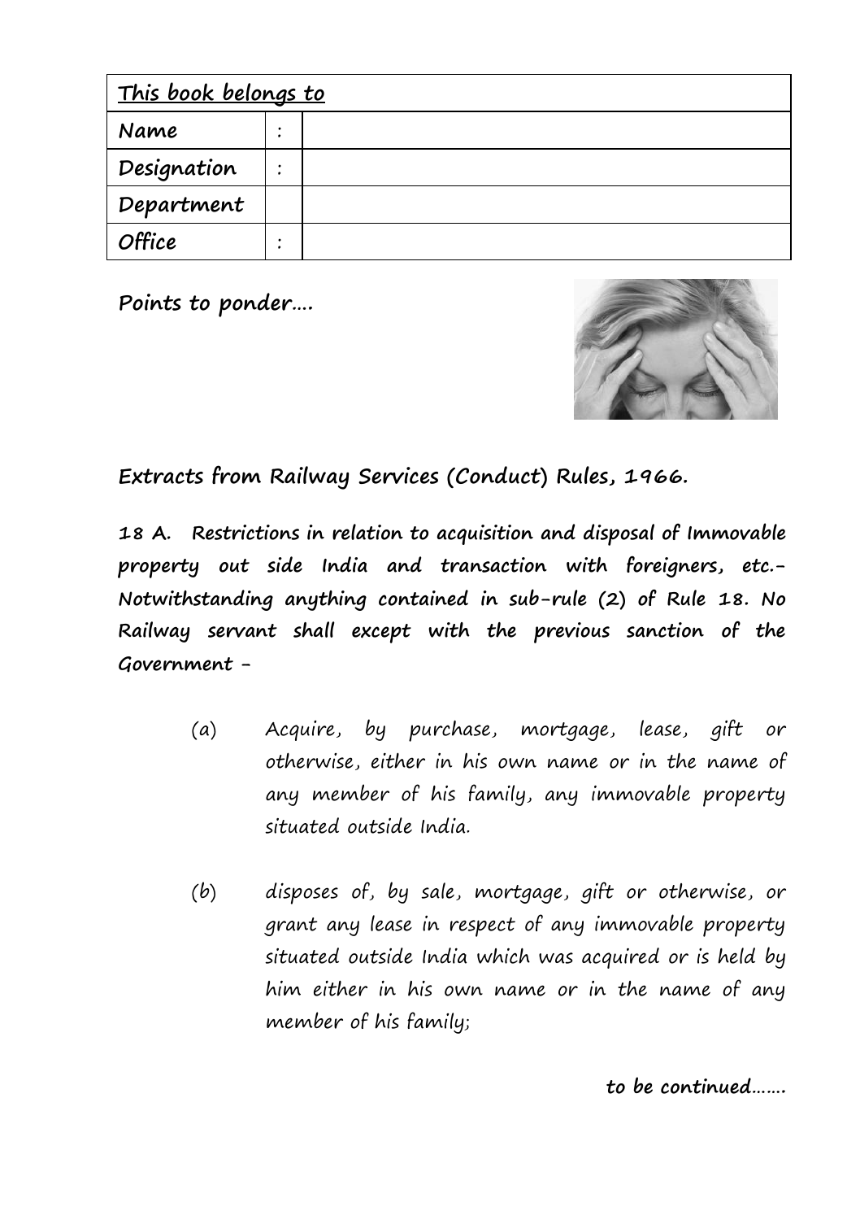| This book belongs to | | |
|---|---|---|
| **Name** | : | |
| **Designation** | : | |
| **Department** | | |
| **Office** | : | |

**Points to ponder….**

**Extracts from Railway Services (Conduct) Rules, 1966.**

**18 A. Restrictions in relation to acquisition and disposal of Immovable property out side India and transaction with foreigners, etc.- Notwithstanding anything contained in sub-rule (2) of Rule 18. No Railway servant shall except with the previous sanction of the Government -**

(a) Acquire, by purchase, mortgage, lease, gift or otherwise, either in his own name or in the name of any member of his family, any immovable property situated outside India.

(b) disposes of, by sale, mortgage, gift or otherwise, or grant any lease in respect of any immovable property situated outside India which was acquired or is held by him either in his own name or in the name of any member of his family;

**to be continued…….**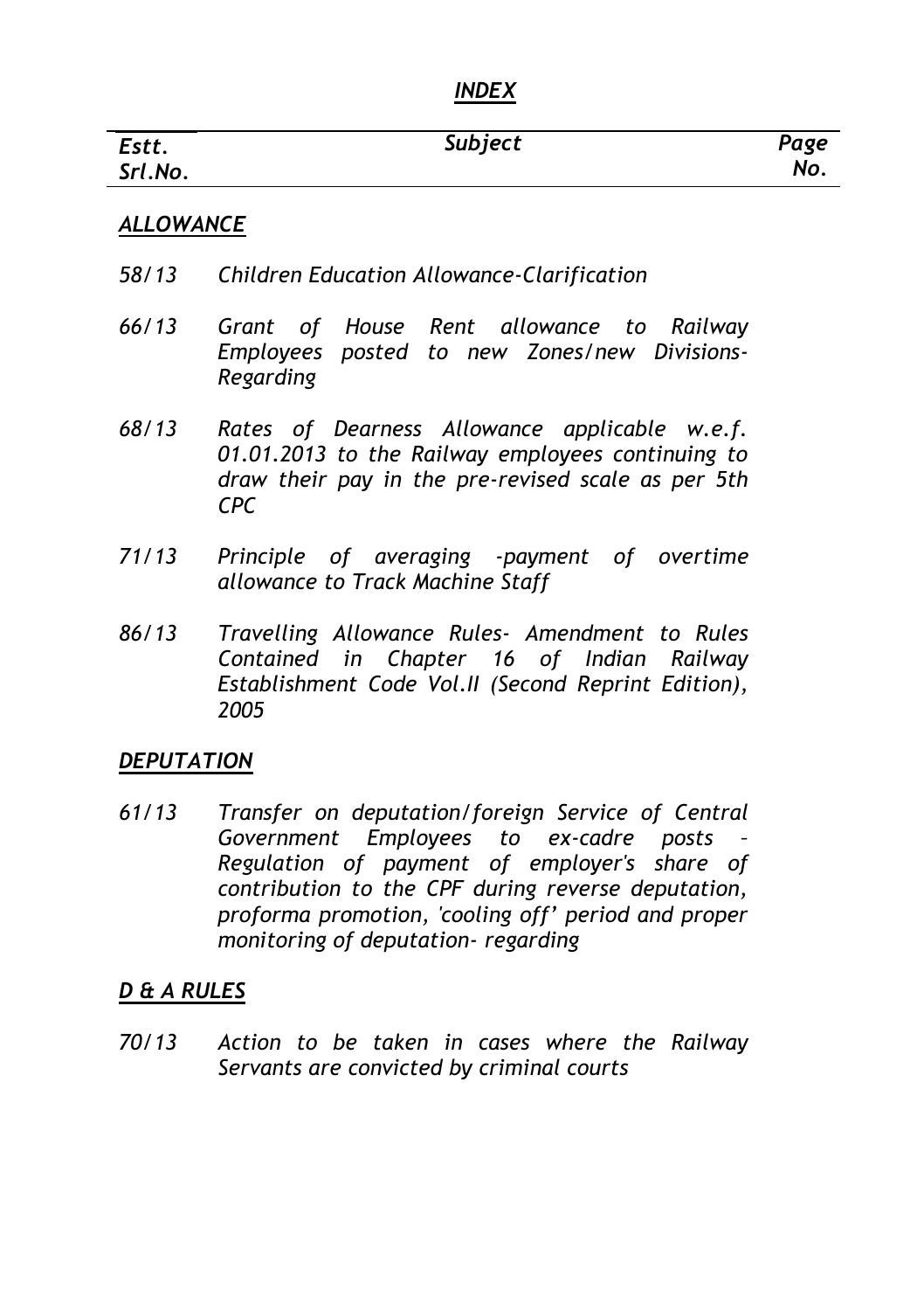# *INDEX*

| *Estt. Srl.No.* | *Subject* | *Page No.* |
|---|---|---|
| ***ALLOWANCE*** | | |
| *58/13* | *Children Education Allowance-Clarification* | |
| *66/13* | *Grant of House Rent allowance to Railway Employees posted to new Zones/new Divisions-Regarding* | |
| *68/13* | *Rates of Dearness Allowance applicable w.e.f. 01.01.2013 to the Railway employees continuing to draw their pay in the pre-revised scale as per 5th CPC* | |
| *71/13* | *Principle of averaging -payment of overtime allowance to Track Machine Staff* | |
| *86/13* | *Travelling Allowance Rules- Amendment to Rules Contained in Chapter 16 of Indian Railway Establishment Code Vol.II (Second Reprint Edition), 2005* | |
| ***DEPUTATION*** | | |
| *61/13* | *Transfer on deputation/foreign Service of Central Government Employees to ex-cadre posts – Regulation of payment of employer's share of contribution to the CPF during reverse deputation, proforma promotion, 'cooling off' period and proper monitoring of deputation- regarding* | |
| ***D & A RULES*** | | |
| *70/13* | *Action to be taken in cases where the Railway Servants are convicted by criminal courts* | |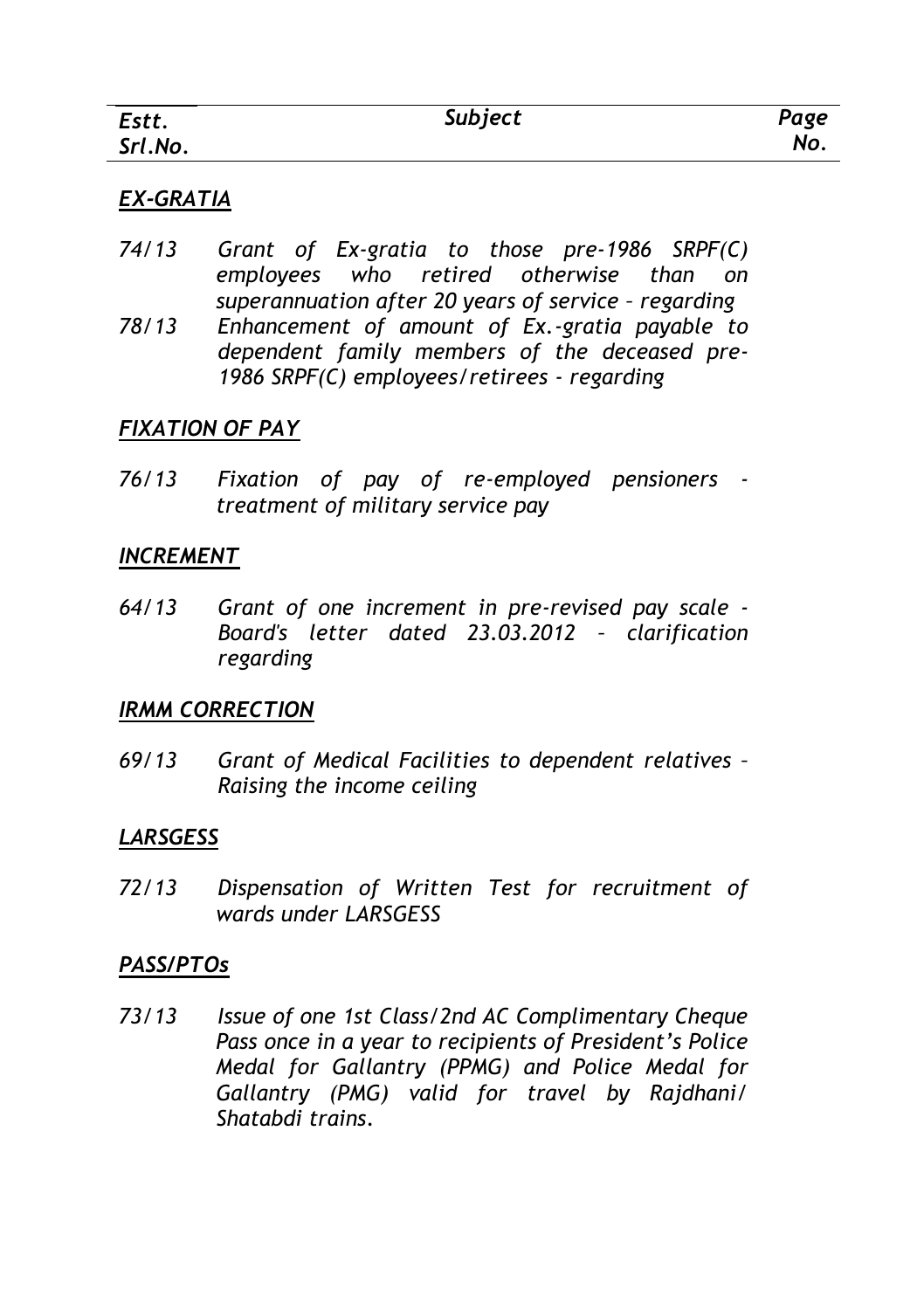| *Estt. Srl.No.* | *Subject* | *Page No.* |
|---|---|---|

***EX-GRATIA***

| | | |
|---|---|---|
| *74/13* | *Grant of Ex-gratia to those pre-1986 SRPF(C) employees who retired otherwise than on superannuation after 20 years of service – regarding* | |
| *78/13* | *Enhancement of amount of Ex.-gratia payable to dependent family members of the deceased pre-1986 SRPF(C) employees/retirees - regarding* | |

***FIXATION OF PAY***

| | | |
|---|---|---|
| *76/13* | *Fixation of pay of re-employed pensioners - treatment of military service pay* | |

***INCREMENT***

| | | |
|---|---|---|
| *64/13* | *Grant of one increment in pre-revised pay scale - Board's letter dated 23.03.2012 – clarification regarding* | |

***IRMM CORRECTION***

| | | |
|---|---|---|
| *69/13* | *Grant of Medical Facilities to dependent relatives – Raising the income ceiling* | |

***LARSGESS***

| | | |
|---|---|---|
| *72/13* | *Dispensation of Written Test for recruitment of wards under LARSGESS* | |

***PASS/PTOs***

| | | |
|---|---|---|
| *73/13* | *Issue of one 1st Class/2nd AC Complimentary Cheque Pass once in a year to recipients of President's Police Medal for Gallantry (PPMG) and Police Medal for Gallantry (PMG) valid for travel by Rajdhani/ Shatabdi trains.* | |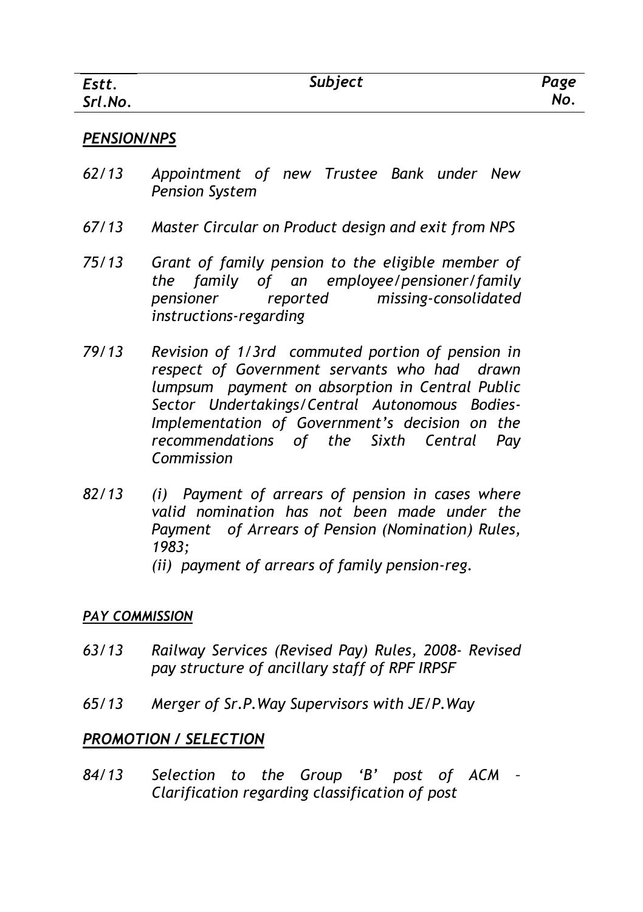| *Estt. Srl.No.* | *Subject* | *Page No.* |
|---|---|---|
| ***PENSION/NPS*** | | |
| *62/13* | *Appointment of new Trustee Bank under New Pension System* | |
| *67/13* | *Master Circular on Product design and exit from NPS* | |
| *75/13* | *Grant of family pension to the eligible member of the family of an employee/pensioner/family pensioner reported missing-consolidated instructions-regarding* | |
| *79/13* | *Revision of 1/3rd commuted portion of pension in respect of Government servants who had drawn lumpsum payment on absorption in Central Public Sector Undertakings/Central Autonomous Bodies-Implementation of Government's decision on the recommendations of the Sixth Central Pay Commission* | |
| *82/13* | *(i) Payment of arrears of pension in cases where valid nomination has not been made under the Payment of Arrears of Pension (Nomination) Rules, 1983;* *(ii) payment of arrears of family pension-reg.* | |
| ***PAY COMMISSION*** | | |
| *63/13* | *Railway Services (Revised Pay) Rules, 2008- Revised pay structure of ancillary staff of RPF IRPSF* | |
| *65/13* | *Merger of Sr.P.Way Supervisors with JE/P.Way* | |
| ***PROMOTION / SELECTION*** | | |
| *84/13* | *Selection to the Group 'B' post of ACM – Clarification regarding classification of post* | |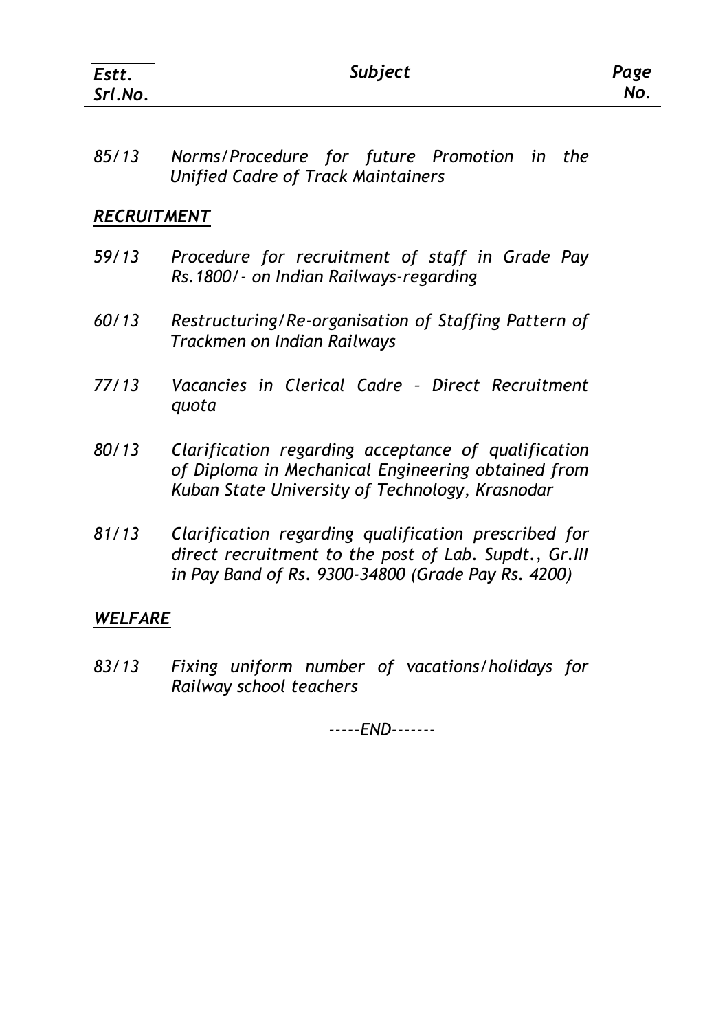| *Estt. Srl.No.* | *Subject* | *Page No.* |
| --- | --- | --- |
| *85/13* | *Norms/Procedure for future Promotion in the Unified Cadre of Track Maintainers* | |

***RECRUITMENT***

| | | |
| --- | --- | --- |
| *59/13* | *Procedure for recruitment of staff in Grade Pay Rs.1800/- on Indian Railways-regarding* | |
| *60/13* | *Restructuring/Re-organisation of Staffing Pattern of Trackmen on Indian Railways* | |
| *77/13* | *Vacancies in Clerical Cadre – Direct Recruitment quota* | |
| *80/13* | *Clarification regarding acceptance of qualification of Diploma in Mechanical Engineering obtained from Kuban State University of Technology, Krasnodar* | |
| *81/13* | *Clarification regarding qualification prescribed for direct recruitment to the post of Lab. Supdt., Gr.III in Pay Band of Rs. 9300-34800 (Grade Pay Rs. 4200)* | |

***WELFARE***

| | | |
| --- | --- | --- |
| *83/13* | *Fixing uniform number of vacations/holidays for Railway school teachers* | |

*-----END-------*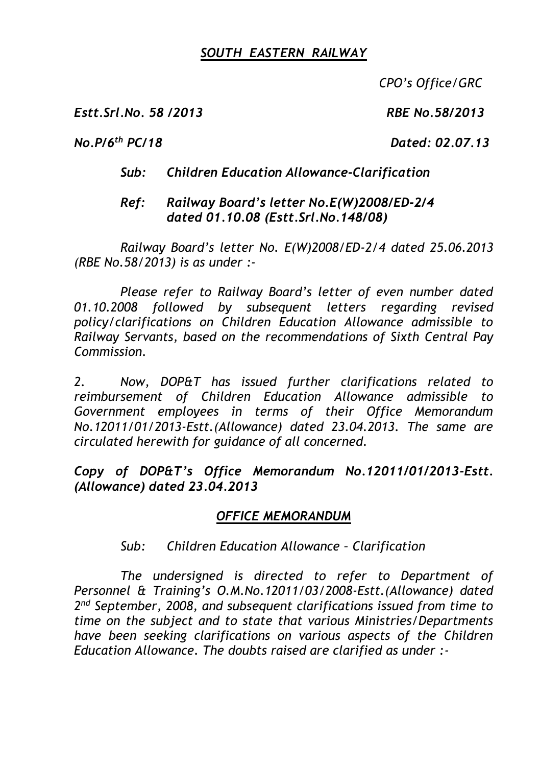## *SOUTH EASTERN RAILWAY*

*CPO's Office/GRC*

*Estt.Srl.No. 58 /2013* *RBE No.58/2013*

*No.P/6th PC/18* *Dated: 02.07.13*

*Sub: Children Education Allowance-Clarification*

*Ref: Railway Board's letter No.E(W)2008/ED-2/4 dated 01.10.08 (Estt.Srl.No.148/08)*

*Railway Board's letter No. E(W)2008/ED-2/4 dated 25.06.2013 (RBE No.58/2013) is as under :-*

*Please refer to Railway Board's letter of even number dated 01.10.2008 followed by subsequent letters regarding revised policy/clarifications on Children Education Allowance admissible to Railway Servants, based on the recommendations of Sixth Central Pay Commission.*

*2. Now, DOP&T has issued further clarifications related to reimbursement of Children Education Allowance admissible to Government employees in terms of their Office Memorandum No.12011/01/2013-Estt.(Allowance) dated 23.04.2013. The same are circulated herewith for guidance of all concerned.*

***Copy of DOP&T's Office Memorandum No.12011/01/2013-Estt. (Allowance) dated 23.04.2013***

### *OFFICE MEMORANDUM*

*Sub: Children Education Allowance – Clarification*

*The undersigned is directed to refer to Department of Personnel & Training's O.M.No.12011/03/2008-Estt.(Allowance) dated 2nd September, 2008, and subsequent clarifications issued from time to time on the subject and to state that various Ministries/Departments have been seeking clarifications on various aspects of the Children Education Allowance. The doubts raised are clarified as under :-*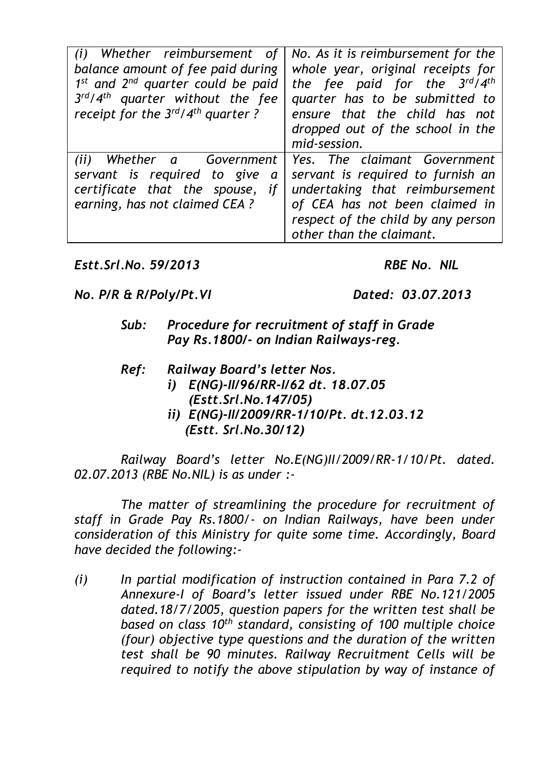| | |
|---|---|
| *(i) Whether reimbursement of balance amount of fee paid during 1st and 2nd quarter could be paid 3rd/4th quarter without the fee receipt for the 3rd/4th quarter ?* | *No. As it is reimbursement for the whole year, original receipts for the fee paid for the 3rd/4th quarter has to be submitted to ensure that the child has not dropped out of the school in the mid-session.* |
| *(ii) Whether a Government servant is required to give a certificate that the spouse, if earning, has not claimed CEA ?* | *Yes. The claimant Government servant is required to furnish an undertaking that reimbursement of CEA has not been claimed in respect of the child by any person other than the claimant.* |

***Estt.Srl.No. 59/2013*** ***RBE No. NIL***

***No. P/R & R/Poly/Pt.VI*** ***Dated: 03.07.2013***

***Sub: Procedure for recruitment of staff in Grade Pay Rs.1800/- on Indian Railways-reg.***

***Ref: Railway Board's letter Nos.***
- ***i) E(NG)-II/96/RR-I/62 dt. 18.07.05 (Estt.Srl.No.147/05)***
- ***ii) E(NG)-II/2009/RR-1/10/Pt. dt.12.03.12 (Estt. Srl.No.30/12)***

*Railway Board's letter No.E(NG)II/2009/RR-1/10/Pt. dated. 02.07.2013 (RBE No.NIL) is as under :-*

*The matter of streamlining the procedure for recruitment of staff in Grade Pay Rs.1800/- on Indian Railways, have been under consideration of this Ministry for quite some time. Accordingly, Board have decided the following:-*

*(i) In partial modification of instruction contained in Para 7.2 of Annexure-I of Board's letter issued under RBE No.121/2005 dated.18/7/2005, question papers for the written test shall be based on class 10th standard, consisting of 100 multiple choice (four) objective type questions and the duration of the written test shall be 90 minutes. Railway Recruitment Cells will be required to notify the above stipulation by way of instance of*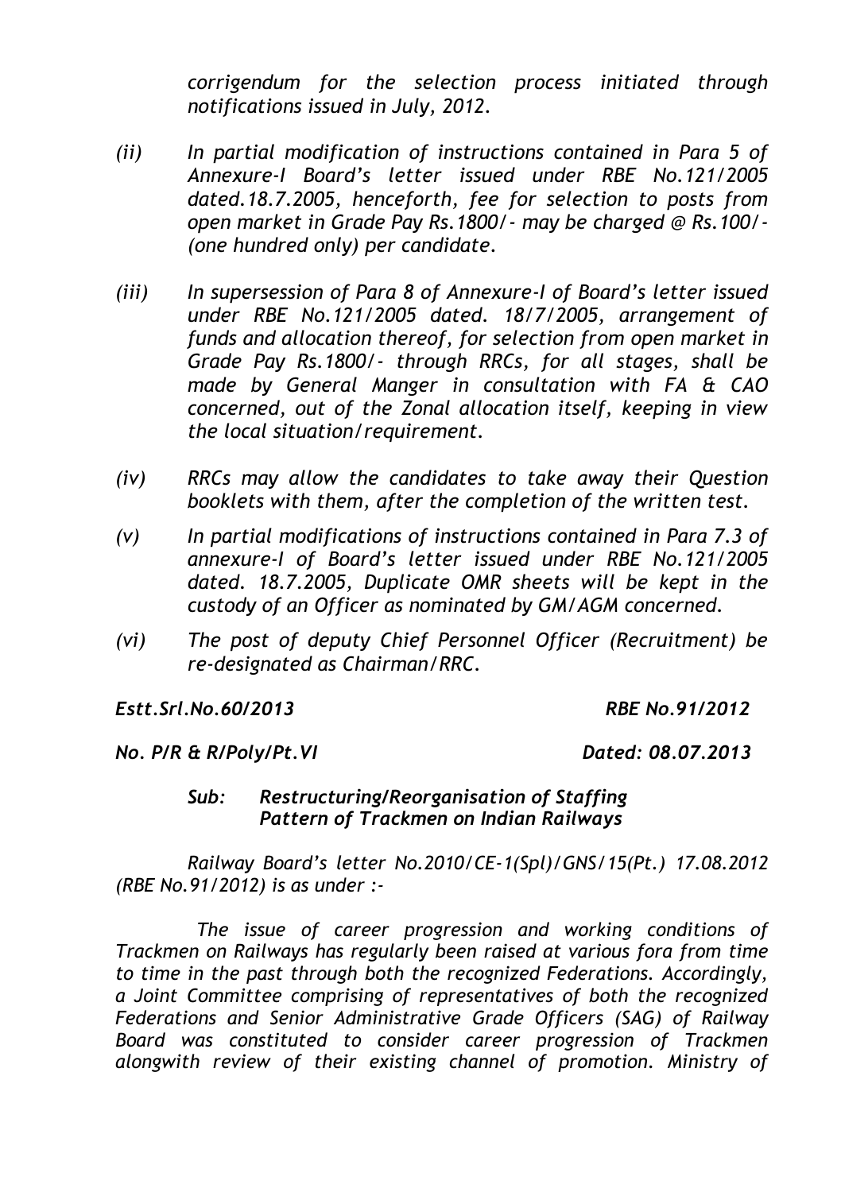*corrigendum for the selection process initiated through notifications issued in July, 2012.*

*(ii) In partial modification of instructions contained in Para 5 of Annexure-I Board's letter issued under RBE No.121/2005 dated.18.7.2005, henceforth, fee for selection to posts from open market in Grade Pay Rs.1800/- may be charged @ Rs.100/- (one hundred only) per candidate.*

*(iii) In supersession of Para 8 of Annexure-I of Board's letter issued under RBE No.121/2005 dated. 18/7/2005, arrangement of funds and allocation thereof, for selection from open market in Grade Pay Rs.1800/- through RRCs, for all stages, shall be made by General Manger in consultation with FA & CAO concerned, out of the Zonal allocation itself, keeping in view the local situation/requirement.*

*(iv) RRCs may allow the candidates to take away their Question booklets with them, after the completion of the written test.*

*(v) In partial modifications of instructions contained in Para 7.3 of annexure-I of Board's letter issued under RBE No.121/2005 dated. 18.7.2005, Duplicate OMR sheets will be kept in the custody of an Officer as nominated by GM/AGM concerned.*

*(vi) The post of deputy Chief Personnel Officer (Recruitment) be re-designated as Chairman/RRC.*

***Estt.Srl.No.60/2013*** ***RBE No.91/2012***

***No. P/R & R/Poly/Pt.VI*** ***Dated: 08.07.2013***

***Sub: Restructuring/Reorganisation of Staffing Pattern of Trackmen on Indian Railways***

*Railway Board's letter No.2010/CE-1(Spl)/GNS/15(Pt.) 17.08.2012 (RBE No.91/2012) is as under :-*

*The issue of career progression and working conditions of Trackmen on Railways has regularly been raised at various fora from time to time in the past through both the recognized Federations. Accordingly, a Joint Committee comprising of representatives of both the recognized Federations and Senior Administrative Grade Officers (SAG) of Railway Board was constituted to consider career progression of Trackmen alongwith review of their existing channel of promotion. Ministry of*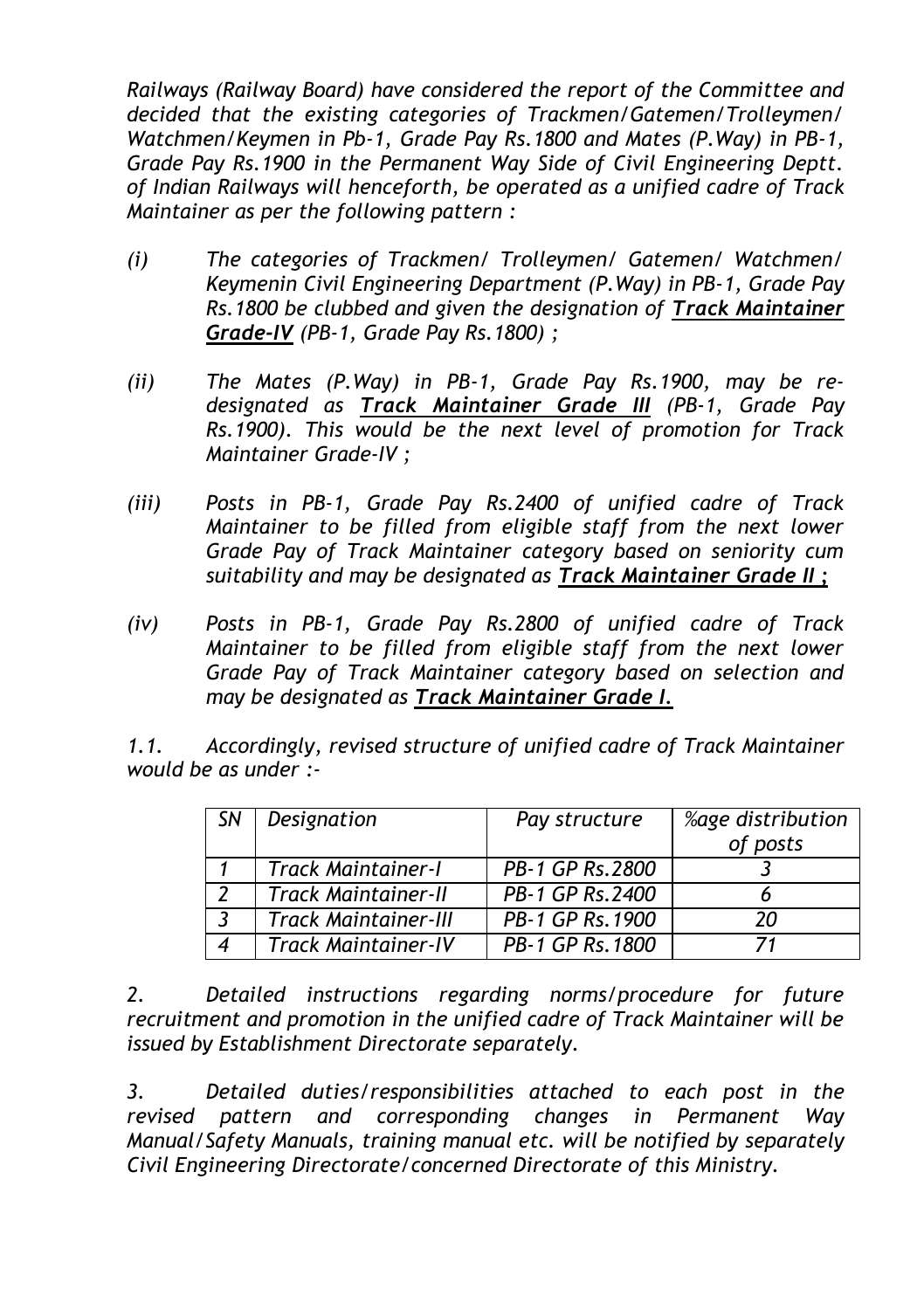*Railways (Railway Board) have considered the report of the Committee and decided that the existing categories of Trackmen/Gatemen/Trolleymen/ Watchmen/Keymen in Pb-1, Grade Pay Rs.1800 and Mates (P.Way) in PB-1, Grade Pay Rs.1900 in the Permanent Way Side of Civil Engineering Deptt. of Indian Railways will henceforth, be operated as a unified cadre of Track Maintainer as per the following pattern :*

*(i) The categories of Trackmen/ Trolleymen/ Gatemen/ Watchmen/ Keymenin Civil Engineering Department (P.Way) in PB-1, Grade Pay Rs.1800 be clubbed and given the designation of **Track Maintainer Grade-IV** (PB-1, Grade Pay Rs.1800) ;*

*(ii) The Mates (P.Way) in PB-1, Grade Pay Rs.1900, may be re-designated as **Track Maintainer Grade III** (PB-1, Grade Pay Rs.1900). This would be the next level of promotion for Track Maintainer Grade-IV ;*

*(iii) Posts in PB-1, Grade Pay Rs.2400 of unified cadre of Track Maintainer to be filled from eligible staff from the next lower Grade Pay of Track Maintainer category based on seniority cum suitability and may be designated as **Track Maintainer Grade II ;***

*(iv) Posts in PB-1, Grade Pay Rs.2800 of unified cadre of Track Maintainer to be filled from eligible staff from the next lower Grade Pay of Track Maintainer category based on selection and may be designated as **Track Maintainer Grade I.***

*1.1. Accordingly, revised structure of unified cadre of Track Maintainer would be as under :-*

| SN | Designation | Pay structure | %age distribution of posts |
|---|---|---|---|
| 1 | Track Maintainer-I | PB-1 GP Rs.2800 | 3 |
| 2 | Track Maintainer-II | PB-1 GP Rs.2400 | 6 |
| 3 | Track Maintainer-III | PB-1 GP Rs.1900 | 20 |
| 4 | Track Maintainer-IV | PB-1 GP Rs.1800 | 71 |

*2. Detailed instructions regarding norms/procedure for future recruitment and promotion in the unified cadre of Track Maintainer will be issued by Establishment Directorate separately.*

*3. Detailed duties/responsibilities attached to each post in the revised pattern and corresponding changes in Permanent Way Manual/Safety Manuals, training manual etc. will be notified by separately Civil Engineering Directorate/concerned Directorate of this Ministry.*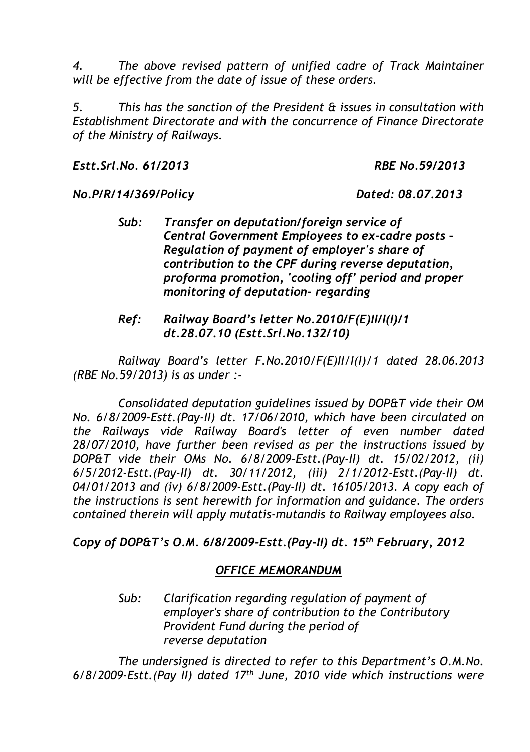*4. The above revised pattern of unified cadre of Track Maintainer will be effective from the date of issue of these orders.*

*5. This has the sanction of the President & issues in consultation with Establishment Directorate and with the concurrence of Finance Directorate of the Ministry of Railways.*

***Estt.Srl.No. 61/2013*** ***RBE No.59/2013***

***No.P/R/14/369/Policy*** ***Dated: 08.07.2013***

> ***Sub: Transfer on deputation/foreign service of Central Government Employees to ex-cadre posts – Regulation of payment of employer's share of contribution to the CPF during reverse deputation, proforma promotion, 'cooling off' period and proper monitoring of deputation- regarding***
>
> ***Ref: Railway Board's letter No.2010/F(E)II/I(I)/1 dt.28.07.10 (Estt.Srl.No.132/10)***

*Railway Board's letter F.No.2010/F(E)II/I(I)/1 dated 28.06.2013 (RBE No.59/2013) is as under :-*

*Consolidated deputation guidelines issued by DOP&T vide their OM No. 6/8/2009-Estt.(Pay-II) dt. 17/06/2010, which have been circulated on the Railways vide Railway Board's letter of even number dated 28/07/2010, have further been revised as per the instructions issued by DOP&T vide their OMs No. 6/8/2009-Estt.(Pay-II) dt. 15/02/2012, (ii) 6/5/2012-Estt.(Pay-II) dt. 30/11/2012, (iii) 2/1/2012-Estt.(Pay-II) dt. 04/01/2013 and (iv) 6/8/2009-Estt.(Pay-II) dt. 16105/2013. A copy each of the instructions is sent herewith for information and guidance. The orders contained therein will apply mutatis-mutandis to Railway employees also.*

***Copy of DOP&T's O.M. 6/8/2009-Estt.(Pay-II) dt. 15th February, 2012***

***OFFICE MEMORANDUM***

> *Sub: Clarification regarding regulation of payment of employer's share of contribution to the Contributory Provident Fund during the period of reverse deputation*

*The undersigned is directed to refer to this Department's O.M.No. 6/8/2009-Estt.(Pay II) dated 17th June, 2010 vide which instructions were*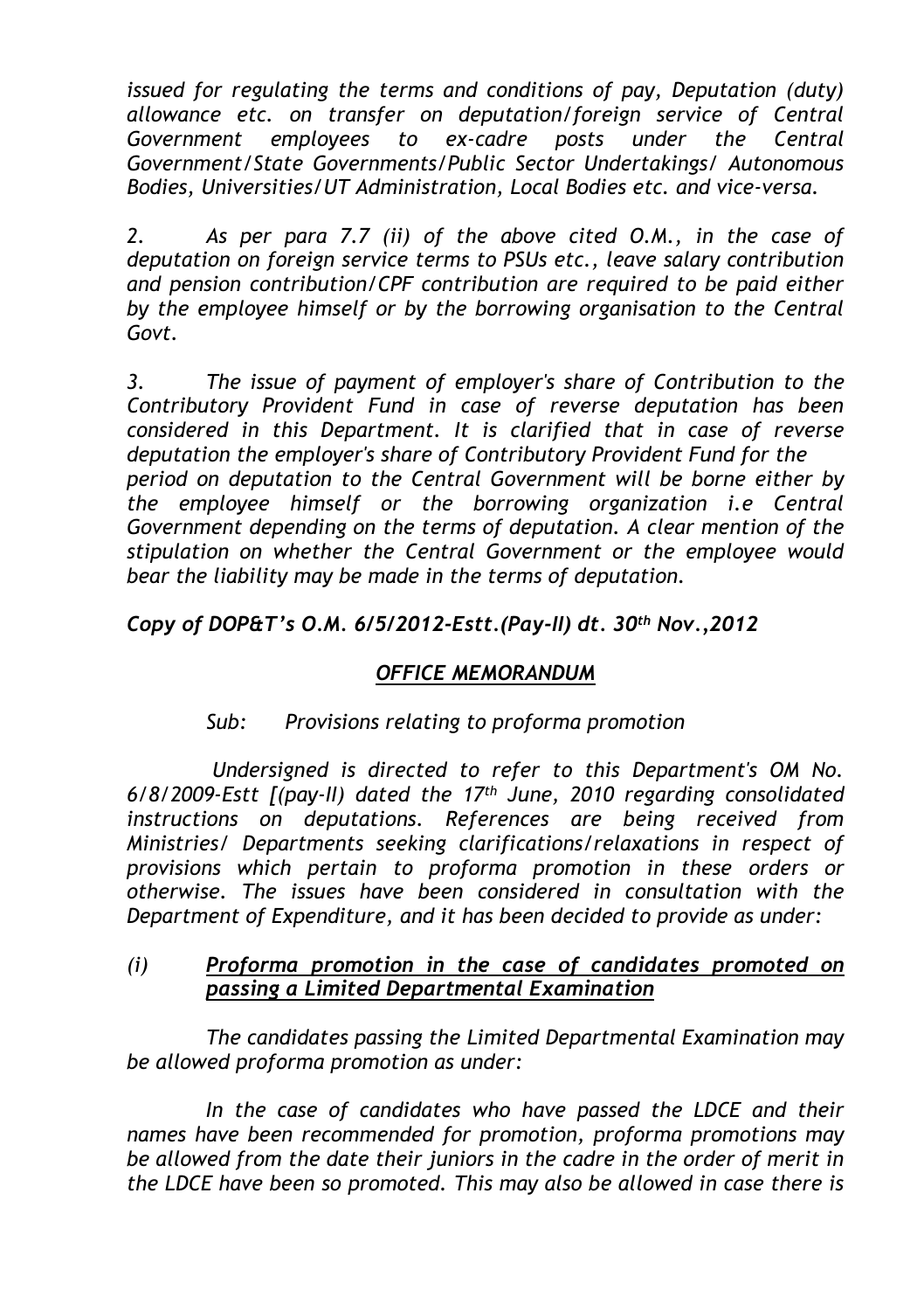*issued for regulating the terms and conditions of pay, Deputation (duty) allowance etc. on transfer on deputation/foreign service of Central Government employees to ex-cadre posts under the Central Government/State Governments/Public Sector Undertakings/ Autonomous Bodies, Universities/UT Administration, Local Bodies etc. and vice-versa.*

*2. As per para 7.7 (ii) of the above cited O.M., in the case of deputation on foreign service terms to PSUs etc., leave salary contribution and pension contribution/CPF contribution are required to be paid either by the employee himself or by the borrowing organisation to the Central Govt.*

*3. The issue of payment of employer's share of Contribution to the Contributory Provident Fund in case of reverse deputation has been considered in this Department. It is clarified that in case of reverse deputation the employer's share of Contributory Provident Fund for the period on deputation to the Central Government will be borne either by the employee himself or the borrowing organization i.e Central Government depending on the terms of deputation. A clear mention of the stipulation on whether the Central Government or the employee would bear the liability may be made in the terms of deputation.*

***Copy of DOP&T's O.M. 6/5/2012-Estt.(Pay-II) dt. 30th Nov.,2012***

***OFFICE MEMORANDUM***

*Sub: Provisions relating to proforma promotion*

*Undersigned is directed to refer to this Department's OM No. 6/8/2009-Estt [(pay-II) dated the 17th June, 2010 regarding consolidated instructions on deputations. References are being received from Ministries/ Departments seeking clarifications/relaxations in respect of provisions which pertain to proforma promotion in these orders or otherwise. The issues have been considered in consultation with the Department of Expenditure, and it has been decided to provide as under:*

***(i) Proforma promotion in the case of candidates promoted on passing a Limited Departmental Examination***

*The candidates passing the Limited Departmental Examination may be allowed proforma promotion as under:*

*In the case of candidates who have passed the LDCE and their names have been recommended for promotion, proforma promotions may be allowed from the date their juniors in the cadre in the order of merit in the LDCE have been so promoted. This may also be allowed in case there is*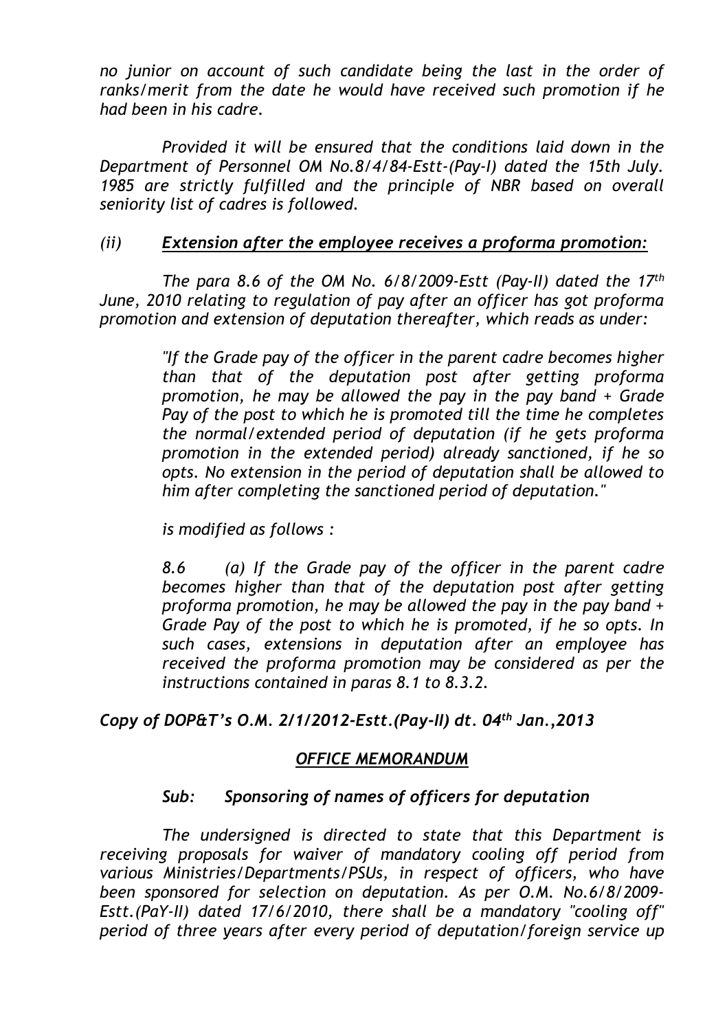*no junior on account of such candidate being the last in the order of ranks/merit from the date he would have received such promotion if he had been in his cadre.*

*Provided it will be ensured that the conditions laid down in the Department of Personnel OM No.8/4/84-Estt-(Pay-I) dated the 15th July. 1985 are strictly fulfilled and the principle of NBR based on overall seniority list of cadres is followed.*

*(ii)* ***Extension after the employee receives a proforma promotion:***

*The para 8.6 of the OM No. 6/8/2009-Estt (Pay-II) dated the 17th June, 2010 relating to regulation of pay after an officer has got proforma promotion and extension of deputation thereafter, which reads as under:*

> *"If the Grade pay of the officer in the parent cadre becomes higher than that of the deputation post after getting proforma promotion, he may be allowed the pay in the pay band + Grade Pay of the post to which he is promoted till the time he completes the normal/extended period of deputation (if he gets proforma promotion in the extended period) already sanctioned, if he so opts. No extension in the period of deputation shall be allowed to him after completing the sanctioned period of deputation."*
>
> *is modified as follows :*
>
> *8.6 (a) If the Grade pay of the officer in the parent cadre becomes higher than that of the deputation post after getting proforma promotion, he may be allowed the pay in the pay band + Grade Pay of the post to which he is promoted, if he so opts. In such cases, extensions in deputation after an employee has received the proforma promotion may be considered as per the instructions contained in paras 8.1 to 8.3.2.*

***Copy of DOP&T's O.M. 2/1/2012-Estt.(Pay-II) dt. 04th Jan.,2013***

## ***OFFICE MEMORANDUM***

***Sub: Sponsoring of names of officers for deputation***

*The undersigned is directed to state that this Department is receiving proposals for waiver of mandatory cooling off period from various Ministries/Departments/PSUs, in respect of officers, who have been sponsored for selection on deputation. As per O.M. No.6/8/2009-Estt.(PaY-II) dated 17/6/2010, there shall be a mandatory "cooling off" period of three years after every period of deputation/foreign service up*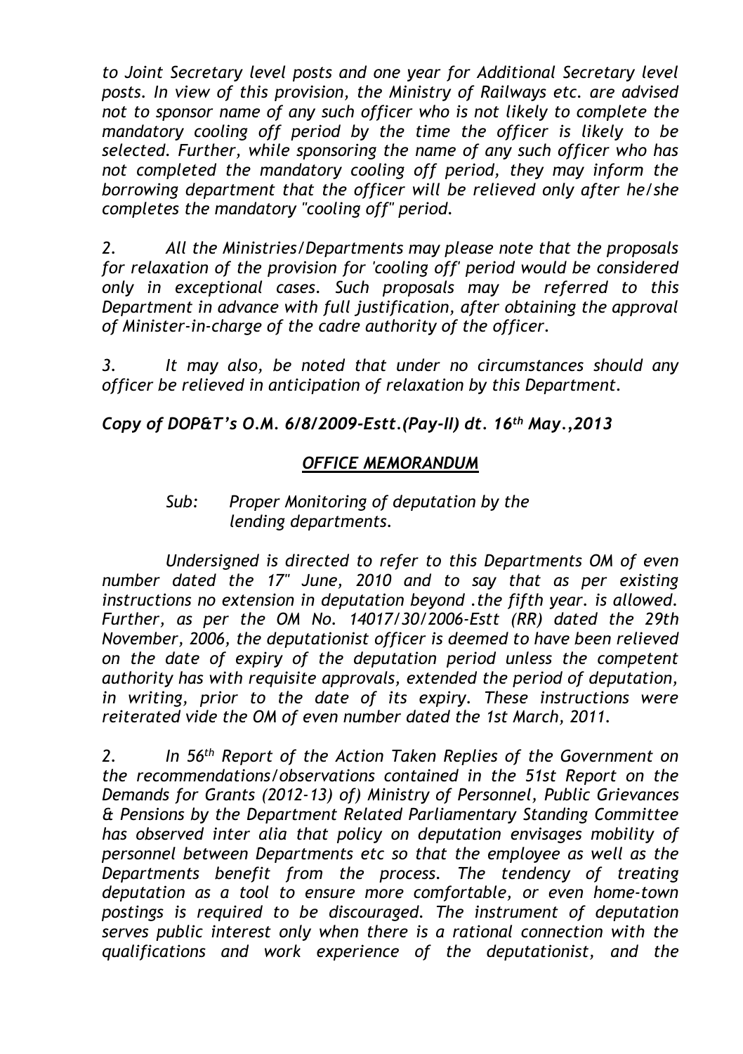*to Joint Secretary level posts and one year for Additional Secretary level posts. In view of this provision, the Ministry of Railways etc. are advised not to sponsor name of any such officer who is not likely to complete the mandatory cooling off period by the time the officer is likely to be selected. Further, while sponsoring the name of any such officer who has not completed the mandatory cooling off period, they may inform the borrowing department that the officer will be relieved only after he/she completes the mandatory "cooling off" period.*

*2. All the Ministries/Departments may please note that the proposals for relaxation of the provision for 'cooling off' period would be considered only in exceptional cases. Such proposals may be referred to this Department in advance with full justification, after obtaining the approval of Minister-in-charge of the cadre authority of the officer.*

*3. It may also, be noted that under no circumstances should any officer be relieved in anticipation of relaxation by this Department.*

***Copy of DOP&T's O.M. 6/8/2009-Estt.(Pay-II) dt. 16th May.,2013***

***OFFICE MEMORANDUM***

*Sub: Proper Monitoring of deputation by the lending departments.*

*Undersigned is directed to refer to this Departments OM of even number dated the 17" June, 2010 and to say that as per existing instructions no extension in deputation beyond .the fifth year. is allowed. Further, as per the OM No. 14017/30/2006-Estt (RR) dated the 29th November, 2006, the deputationist officer is deemed to have been relieved on the date of expiry of the deputation period unless the competent authority has with requisite approvals, extended the period of deputation, in writing, prior to the date of its expiry. These instructions were reiterated vide the OM of even number dated the 1st March, 2011.*

*2. In 56th Report of the Action Taken Replies of the Government on the recommendations/observations contained in the 51st Report on the Demands for Grants (2012-13) of) Ministry of Personnel, Public Grievances & Pensions by the Department Related Parliamentary Standing Committee has observed inter alia that policy on deputation envisages mobility of personnel between Departments etc so that the employee as well as the Departments benefit from the process. The tendency of treating deputation as a tool to ensure more comfortable, or even home-town postings is required to be discouraged. The instrument of deputation serves public interest only when there is a rational connection with the qualifications and work experience of the deputationist, and the*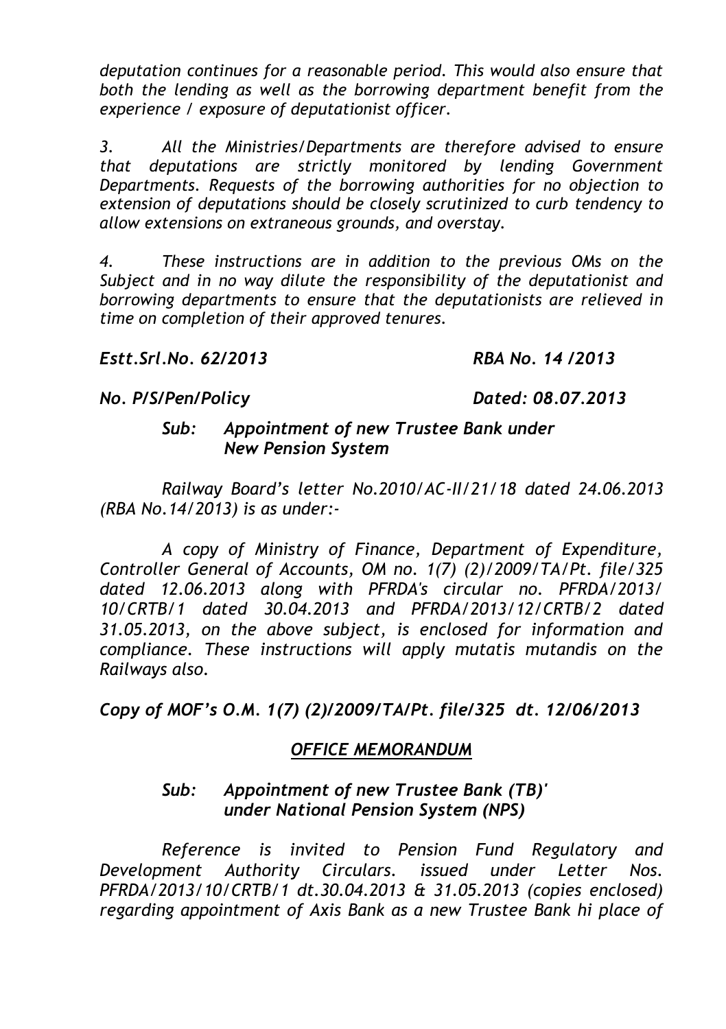*deputation continues for a reasonable period. This would also ensure that both the lending as well as the borrowing department benefit from the experience / exposure of deputationist officer.*

*3. All the Ministries/Departments are therefore advised to ensure that deputations are strictly monitored by lending Government Departments. Requests of the borrowing authorities for no objection to extension of deputations should be closely scrutinized to curb tendency to allow extensions on extraneous grounds, and overstay.*

*4. These instructions are in addition to the previous OMs on the Subject and in no way dilute the responsibility of the deputationist and borrowing departments to ensure that the deputationists are relieved in time on completion of their approved tenures.*

***Estt.Srl.No. 62/2013*** ***RBA No. 14 /2013***

***No. P/S/Pen/Policy*** ***Dated: 08.07.2013***

***Sub: Appointment of new Trustee Bank under New Pension System***

*Railway Board's letter No.2010/AC-II/21/18 dated 24.06.2013 (RBA No.14/2013) is as under:-*

*A copy of Ministry of Finance, Department of Expenditure, Controller General of Accounts, OM no. 1(7) (2)/2009/TA/Pt. file/325 dated 12.06.2013 along with PFRDA's circular no. PFRDA/2013/ 10/CRTB/1 dated 30.04.2013 and PFRDA/2013/12/CRTB/2 dated 31.05.2013, on the above subject, is enclosed for information and compliance. These instructions will apply mutatis mutandis on the Railways also.*

***Copy of MOF's O.M. 1(7) (2)/2009/TA/Pt. file/325 dt. 12/06/2013***

***OFFICE MEMORANDUM***

***Sub: Appointment of new Trustee Bank (TB)' under National Pension System (NPS)***

*Reference is invited to Pension Fund Regulatory and Development Authority Circulars. issued under Letter Nos. PFRDA/2013/10/CRTB/1 dt.30.04.2013 & 31.05.2013 (copies enclosed) regarding appointment of Axis Bank as a new Trustee Bank hi place of*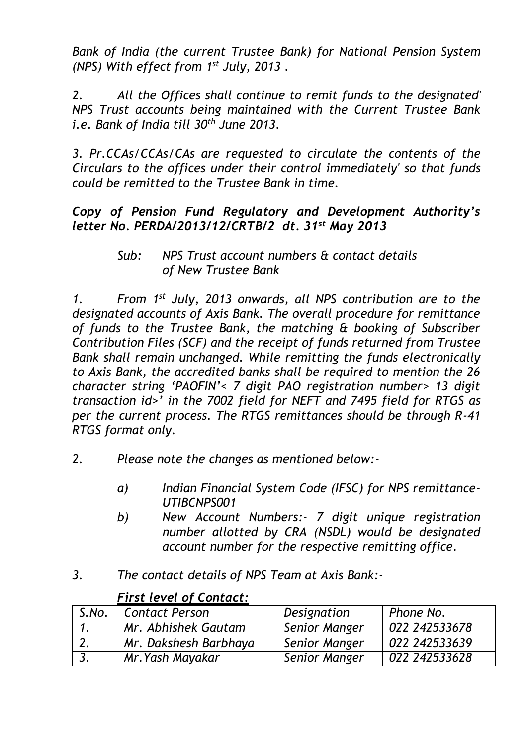*Bank of India (the current Trustee Bank) for National Pension System (NPS) With effect from 1st July, 2013 .*

*2. All the Offices shall continue to remit funds to the designated' NPS Trust accounts being maintained with the Current Trustee Bank i.e. Bank of India till 30th June 2013.*

*3. Pr.CCAs/CCAs/CAs are requested to circulate the contents of the Circulars to the offices under their control immediately' so that funds could be remitted to the Trustee Bank in time.*

***Copy of Pension Fund Regulatory and Development Authority's letter No. PERDA/2013/12/CRTB/2 dt. 31st May 2013***

*Sub: NPS Trust account numbers & contact details of New Trustee Bank*

*1. From 1st July, 2013 onwards, all NPS contribution are to the designated accounts of Axis Bank. The overall procedure for remittance of funds to the Trustee Bank, the matching & booking of Subscriber Contribution Files (SCF) and the receipt of funds returned from Trustee Bank shall remain unchanged. While remitting the funds electronically to Axis Bank, the accredited banks shall be required to mention the 26 character string 'PAOFIN'< 7 digit PAO registration number> 13 digit transaction id>' in the 7002 field for NEFT and 7495 field for RTGS as per the current process. The RTGS remittances should be through R-41 RTGS format only.*

*2. Please note the changes as mentioned below:-*

- *a) Indian Financial System Code (IFSC) for NPS remittance- UTIBCNPS001*
- *b) New Account Numbers:- 7 digit unique registration number allotted by CRA (NSDL) would be designated account number for the respective remitting office.*

*3. The contact details of NPS Team at Axis Bank:-*

***First level of Contact:***

| S.No. | Contact Person | Designation | Phone No. |
|---|---|---|---|
| 1. | Mr. Abhishek Gautam | Senior Manger | 022 242533678 |
| 2. | Mr. Dakshesh Barbhaya | Senior Manger | 022 242533639 |
| 3. | Mr.Yash Mayakar | Senior Manger | 022 242533628 |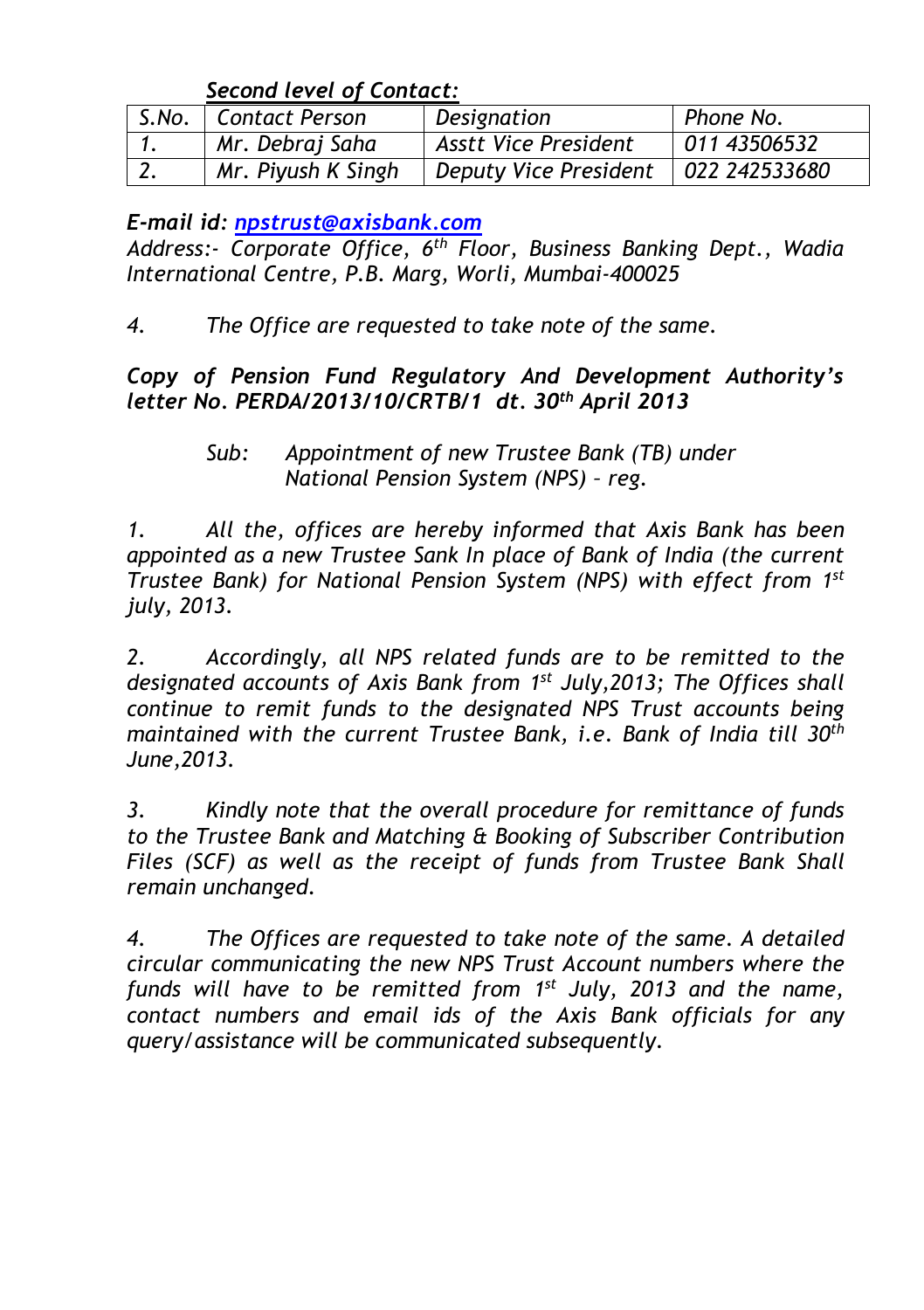***Second level of Contact:***

| S.No. | Contact Person | Designation | Phone No. |
|---|---|---|---|
| 1. | Mr. Debraj Saha | Asstt Vice President | 011 43506532 |
| 2. | Mr. Piyush K Singh | Deputy Vice President | 022 242533680 |

***E-mail id: npstrust@axisbank.com***

*Address:- Corporate Office, 6th Floor, Business Banking Dept., Wadia International Centre, P.B. Marg, Worli, Mumbai-400025*

*4. The Office are requested to take note of the same.*

***Copy of Pension Fund Regulatory And Development Authority's letter No. PERDA/2013/10/CRTB/1 dt. 30th April 2013***

*Sub: Appointment of new Trustee Bank (TB) under National Pension System (NPS) – reg.*

*1. All the, offices are hereby informed that Axis Bank has been appointed as a new Trustee Sank In place of Bank of India (the current Trustee Bank) for National Pension System (NPS) with effect from 1st july, 2013.*

*2. Accordingly, all NPS related funds are to be remitted to the designated accounts of Axis Bank from 1st July,2013; The Offices shall continue to remit funds to the designated NPS Trust accounts being maintained with the current Trustee Bank, i.e. Bank of India till 30th June,2013.*

*3. Kindly note that the overall procedure for remittance of funds to the Trustee Bank and Matching & Booking of Subscriber Contribution Files (SCF) as well as the receipt of funds from Trustee Bank Shall remain unchanged.*

*4. The Offices are requested to take note of the same. A detailed circular communicating the new NPS Trust Account numbers where the funds will have to be remitted from 1st July, 2013 and the name, contact numbers and email ids of the Axis Bank officials for any query/assistance will be communicated subsequently.*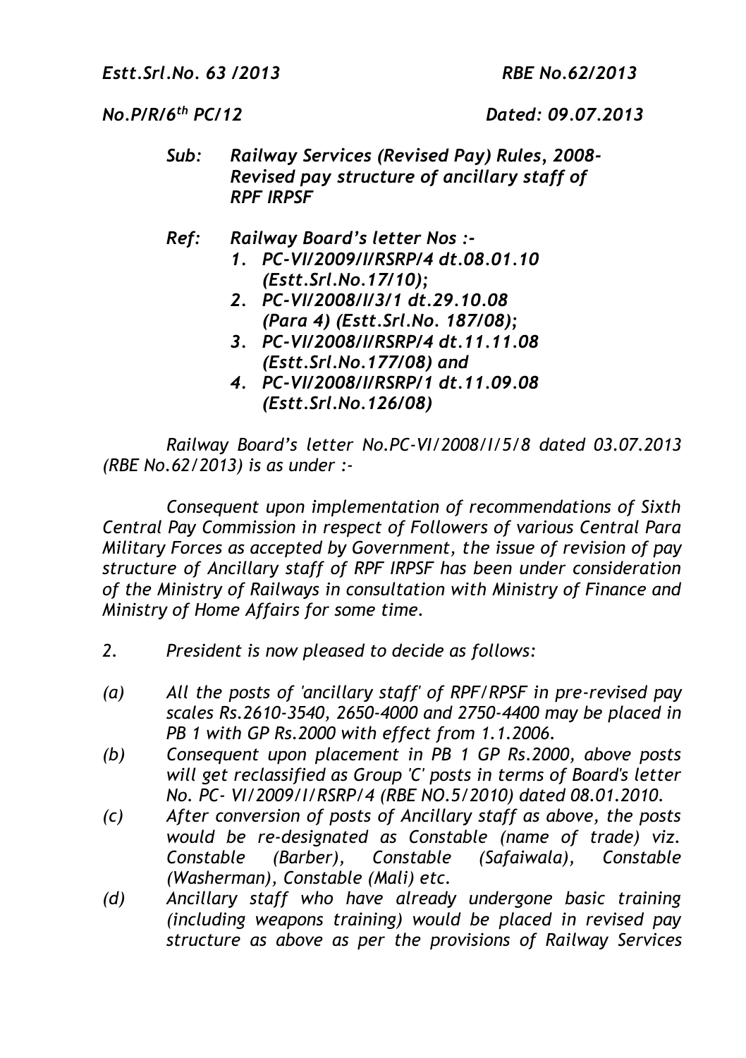*Estt.Srl.No. 63 /2013* *RBE No.62/2013*

*No.P/R/6th PC/12* *Dated: 09.07.2013*

*Sub: Railway Services (Revised Pay) Rules, 2008- Revised pay structure of ancillary staff of RPF IRPSF*

*Ref: Railway Board's letter Nos :-*

1. *PC-VI/2009/I/RSRP/4 dt.08.01.10 (Estt.Srl.No.17/10);*
2. *PC-VI/2008/I/3/1 dt.29.10.08 (Para 4) (Estt.Srl.No. 187/08);*
3. *PC-VI/2008/I/RSRP/4 dt.11.11.08 (Estt.Srl.No.177/08) and*
4. *PC-VI/2008/I/RSRP/1 dt.11.09.08 (Estt.Srl.No.126/08)*

*Railway Board's letter No.PC-VI/2008/I/5/8 dated 03.07.2013 (RBE No.62/2013) is as under :-*

*Consequent upon implementation of recommendations of Sixth Central Pay Commission in respect of Followers of various Central Para Military Forces as accepted by Government, the issue of revision of pay structure of Ancillary staff of RPF IRPSF has been under consideration of the Ministry of Railways in consultation with Ministry of Finance and Ministry of Home Affairs for some time.*

2. *President is now pleased to decide as follows:*

(a) *All the posts of 'ancillary staff' of RPF/RPSF in pre-revised pay scales Rs.2610-3540, 2650-4000 and 2750-4400 may be placed in PB 1 with GP Rs.2000 with effect from 1.1.2006.*

(b) *Consequent upon placement in PB 1 GP Rs.2000, above posts will get reclassified as Group 'C' posts in terms of Board's letter No. PC- VI/2009/I/RSRP/4 (RBE NO.5/2010) dated 08.01.2010.*

(c) *After conversion of posts of Ancillary staff as above, the posts would be re-designated as Constable (name of trade) viz. Constable (Barber), Constable (Safaiwala), Constable (Washerman), Constable (Mali) etc.*

(d) *Ancillary staff who have already undergone basic training (including weapons training) would be placed in revised pay structure as above as per the provisions of Railway Services*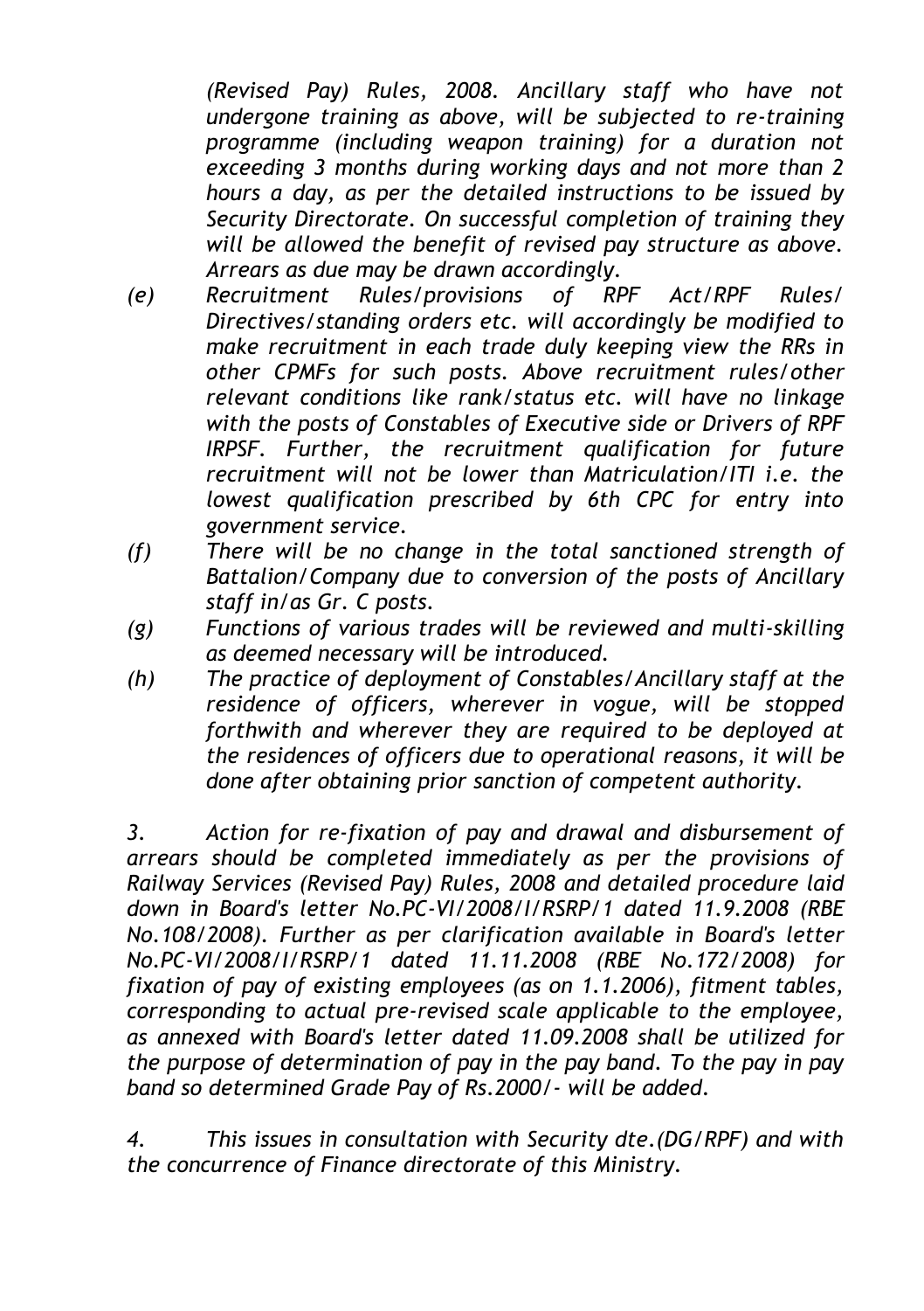*(Revised Pay) Rules, 2008. Ancillary staff who have not undergone training as above, will be subjected to re-training programme (including weapon training) for a duration not exceeding 3 months during working days and not more than 2 hours a day, as per the detailed instructions to be issued by Security Directorate. On successful completion of training they will be allowed the benefit of revised pay structure as above. Arrears as due may be drawn accordingly.*

*(e) Recruitment Rules/provisions of RPF Act/RPF Rules/ Directives/standing orders etc. will accordingly be modified to make recruitment in each trade duly keeping view the RRs in other CPMFs for such posts. Above recruitment rules/other relevant conditions like rank/status etc. will have no linkage with the posts of Constables of Executive side or Drivers of RPF IRPSF. Further, the recruitment qualification for future recruitment will not be lower than Matriculation/ITI i.e. the lowest qualification prescribed by 6th CPC for entry into government service.*

*(f) There will be no change in the total sanctioned strength of Battalion/Company due to conversion of the posts of Ancillary staff in/as Gr. C posts.*

*(g) Functions of various trades will be reviewed and multi-skilling as deemed necessary will be introduced.*

*(h) The practice of deployment of Constables/Ancillary staff at the residence of officers, wherever in vogue, will be stopped forthwith and wherever they are required to be deployed at the residences of officers due to operational reasons, it will be done after obtaining prior sanction of competent authority.*

*3. Action for re-fixation of pay and drawal and disbursement of arrears should be completed immediately as per the provisions of Railway Services (Revised Pay) Rules, 2008 and detailed procedure laid down in Board's letter No.PC-VI/2008/I/RSRP/1 dated 11.9.2008 (RBE No.108/2008). Further as per clarification available in Board's letter No.PC-VI/2008/I/RSRP/1 dated 11.11.2008 (RBE No.172/2008) for fixation of pay of existing employees (as on 1.1.2006), fitment tables, corresponding to actual pre-revised scale applicable to the employee, as annexed with Board's letter dated 11.09.2008 shall be utilized for the purpose of determination of pay in the pay band. To the pay in pay band so determined Grade Pay of Rs.2000/- will be added.*

*4. This issues in consultation with Security dte.(DG/RPF) and with the concurrence of Finance directorate of this Ministry.*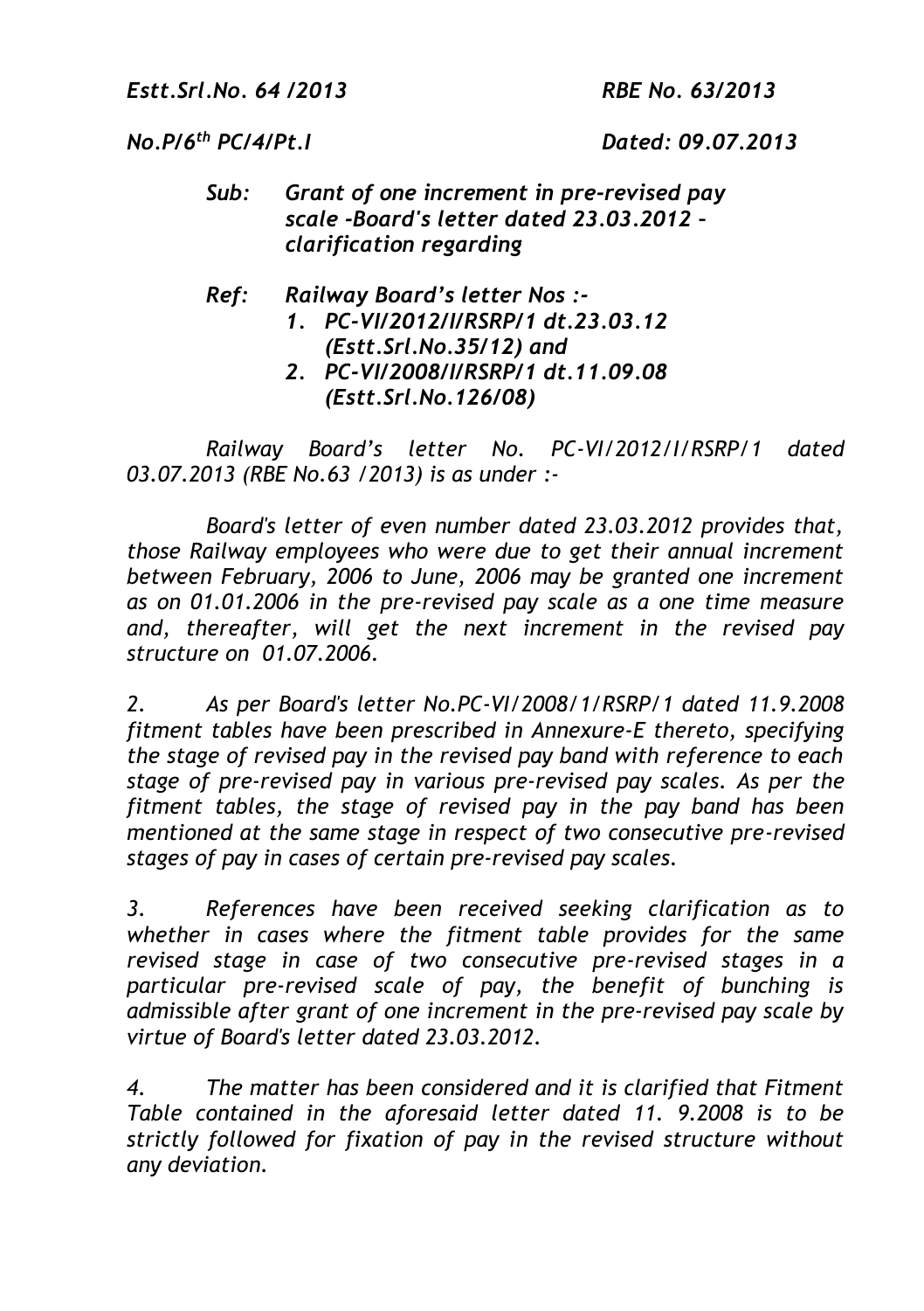*Estt.Srl.No. 64 /2013 RBE No. 63/2013*

*No.P/6th PC/4/Pt.I Dated: 09.07.2013*

*Sub: Grant of one increment in pre-revised pay scale -Board's letter dated 23.03.2012 – clarification regarding*

*Ref: Railway Board's letter Nos :-*

1. *PC-VI/2012/I/RSRP/1 dt.23.03.12 (Estt.Srl.No.35/12) and*
2. *PC-VI/2008/I/RSRP/1 dt.11.09.08 (Estt.Srl.No.126/08)*

*Railway Board's letter No. PC-VI/2012/I/RSRP/1 dated 03.07.2013 (RBE No.63 /2013) is as under :-*

*Board's letter of even number dated 23.03.2012 provides that, those Railway employees who were due to get their annual increment between February, 2006 to June, 2006 may be granted one increment as on 01.01.2006 in the pre-revised pay scale as a one time measure and, thereafter, will get the next increment in the revised pay structure on 01.07.2006.*

*2. As per Board's letter No.PC-VI/2008/1/RSRP/1 dated 11.9.2008 fitment tables have been prescribed in Annexure-E thereto, specifying the stage of revised pay in the revised pay band with reference to each stage of pre-revised pay in various pre-revised pay scales. As per the fitment tables, the stage of revised pay in the pay band has been mentioned at the same stage in respect of two consecutive pre-revised stages of pay in cases of certain pre-revised pay scales.*

*3. References have been received seeking clarification as to whether in cases where the fitment table provides for the same revised stage in case of two consecutive pre-revised stages in a particular pre-revised scale of pay, the benefit of bunching is admissible after grant of one increment in the pre-revised pay scale by virtue of Board's letter dated 23.03.2012.*

*4. The matter has been considered and it is clarified that Fitment Table contained in the aforesaid letter dated 11. 9.2008 is to be strictly followed for fixation of pay in the revised structure without any deviation.*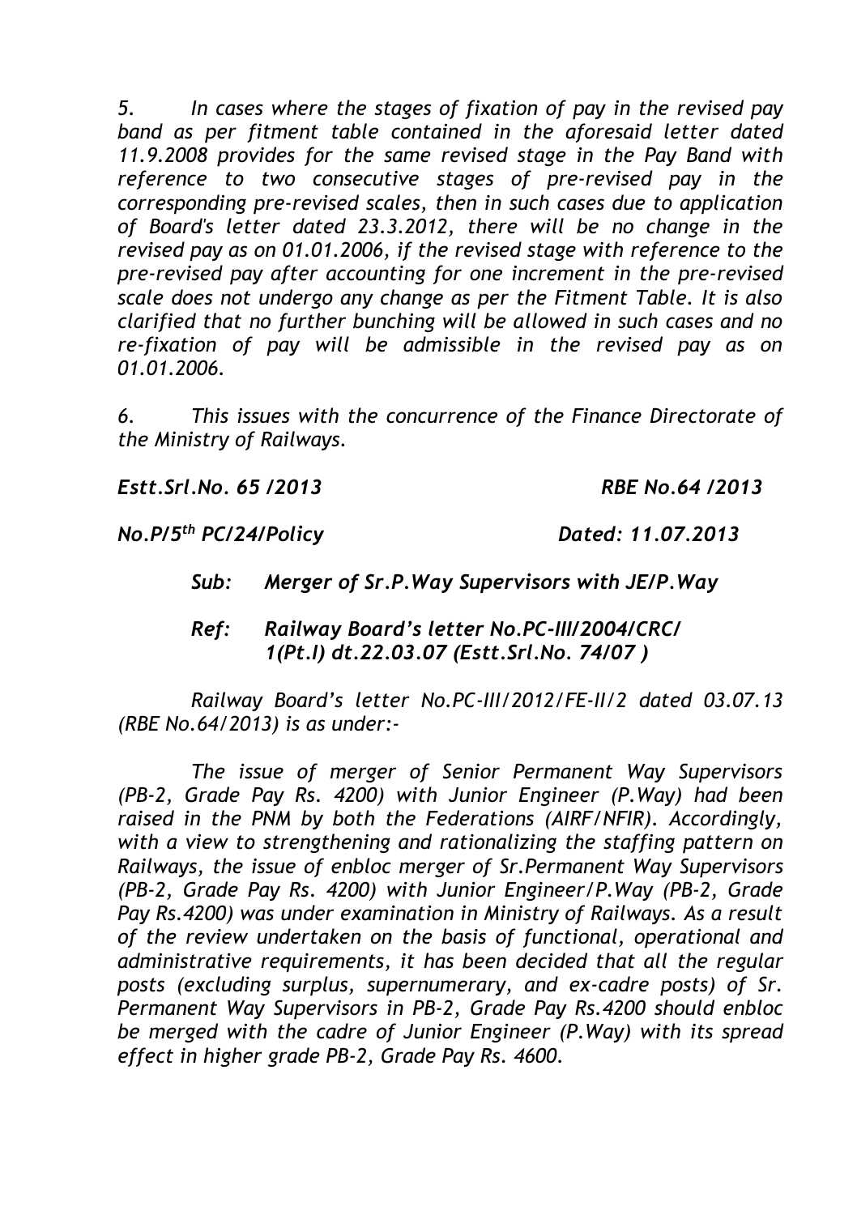*5. In cases where the stages of fixation of pay in the revised pay band as per fitment table contained in the aforesaid letter dated 11.9.2008 provides for the same revised stage in the Pay Band with reference to two consecutive stages of pre-revised pay in the corresponding pre-revised scales, then in such cases due to application of Board's letter dated 23.3.2012, there will be no change in the revised pay as on 01.01.2006, if the revised stage with reference to the pre-revised pay after accounting for one increment in the pre-revised scale does not undergo any change as per the Fitment Table. It is also clarified that no further bunching will be allowed in such cases and no re-fixation of pay will be admissible in the revised pay as on 01.01.2006.*

*6. This issues with the concurrence of the Finance Directorate of the Ministry of Railways.*

***Estt.Srl.No. 65 /2013 RBE No.64 /2013***

***No.P/5th PC/24/Policy Dated: 11.07.2013***

***Sub: Merger of Sr.P.Way Supervisors with JE/P.Way***

***Ref: Railway Board's letter No.PC-III/2004/CRC/ 1(Pt.I) dt.22.03.07 (Estt.Srl.No. 74/07 )***

*Railway Board's letter No.PC-III/2012/FE-II/2 dated 03.07.13 (RBE No.64/2013) is as under:-*

*The issue of merger of Senior Permanent Way Supervisors (PB-2, Grade Pay Rs. 4200) with Junior Engineer (P.Way) had been raised in the PNM by both the Federations (AIRF/NFIR). Accordingly, with a view to strengthening and rationalizing the staffing pattern on Railways, the issue of enbloc merger of Sr.Permanent Way Supervisors (PB-2, Grade Pay Rs. 4200) with Junior Engineer/P.Way (PB-2, Grade Pay Rs.4200) was under examination in Ministry of Railways. As a result of the review undertaken on the basis of functional, operational and administrative requirements, it has been decided that all the regular posts (excluding surplus, supernumerary, and ex-cadre posts) of Sr. Permanent Way Supervisors in PB-2, Grade Pay Rs.4200 should enbloc be merged with the cadre of Junior Engineer (P.Way) with its spread effect in higher grade PB-2, Grade Pay Rs. 4600.*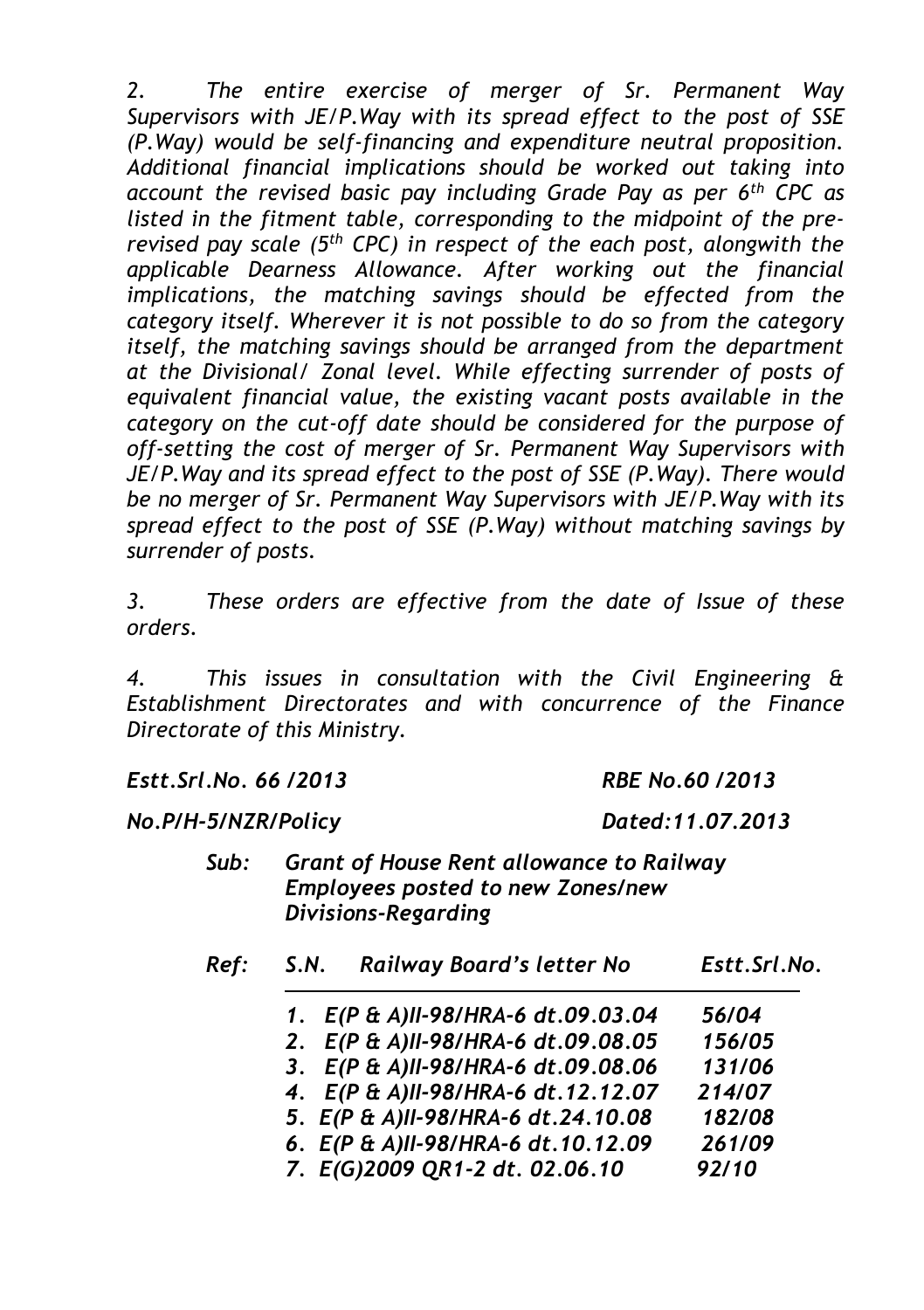*2. The entire exercise of merger of Sr. Permanent Way Supervisors with JE/P.Way with its spread effect to the post of SSE (P.Way) would be self-financing and expenditure neutral proposition. Additional financial implications should be worked out taking into account the revised basic pay including Grade Pay as per 6th CPC as listed in the fitment table, corresponding to the midpoint of the pre-revised pay scale (5th CPC) in respect of the each post, alongwith the applicable Dearness Allowance. After working out the financial implications, the matching savings should be effected from the category itself. Wherever it is not possible to do so from the category itself, the matching savings should be arranged from the department at the Divisional/ Zonal level. While effecting surrender of posts of equivalent financial value, the existing vacant posts available in the category on the cut-off date should be considered for the purpose of off-setting the cost of merger of Sr. Permanent Way Supervisors with JE/P.Way and its spread effect to the post of SSE (P.Way). There would be no merger of Sr. Permanent Way Supervisors with JE/P.Way with its spread effect to the post of SSE (P.Way) without matching savings by surrender of posts.*

*3. These orders are effective from the date of Issue of these orders.*

*4. This issues in consultation with the Civil Engineering & Establishment Directorates and with concurrence of the Finance Directorate of this Ministry.*

***Estt.Srl.No. 66 /2013*** ***RBE No.60 /2013***

***No.P/H-5/NZR/Policy*** ***Dated:11.07.2013***

***Sub: Grant of House Rent allowance to Railway Employees posted to new Zones/new Divisions-Regarding***

***Ref:***

| S.N. | Railway Board's letter No | Estt.Srl.No. |
|---|---|---|
| 1. | E(P & A)II-98/HRA-6 dt.09.03.04 | 56/04 |
| 2. | E(P & A)II-98/HRA-6 dt.09.08.05 | 156/05 |
| 3. | E(P & A)II-98/HRA-6 dt.09.08.06 | 131/06 |
| 4. | E(P & A)II-98/HRA-6 dt.12.12.07 | 214/07 |
| 5. | E(P & A)II-98/HRA-6 dt.24.10.08 | 182/08 |
| 6. | E(P & A)II-98/HRA-6 dt.10.12.09 | 261/09 |
| 7. | E(G)2009 QR1-2 dt. 02.06.10 | 92/10 |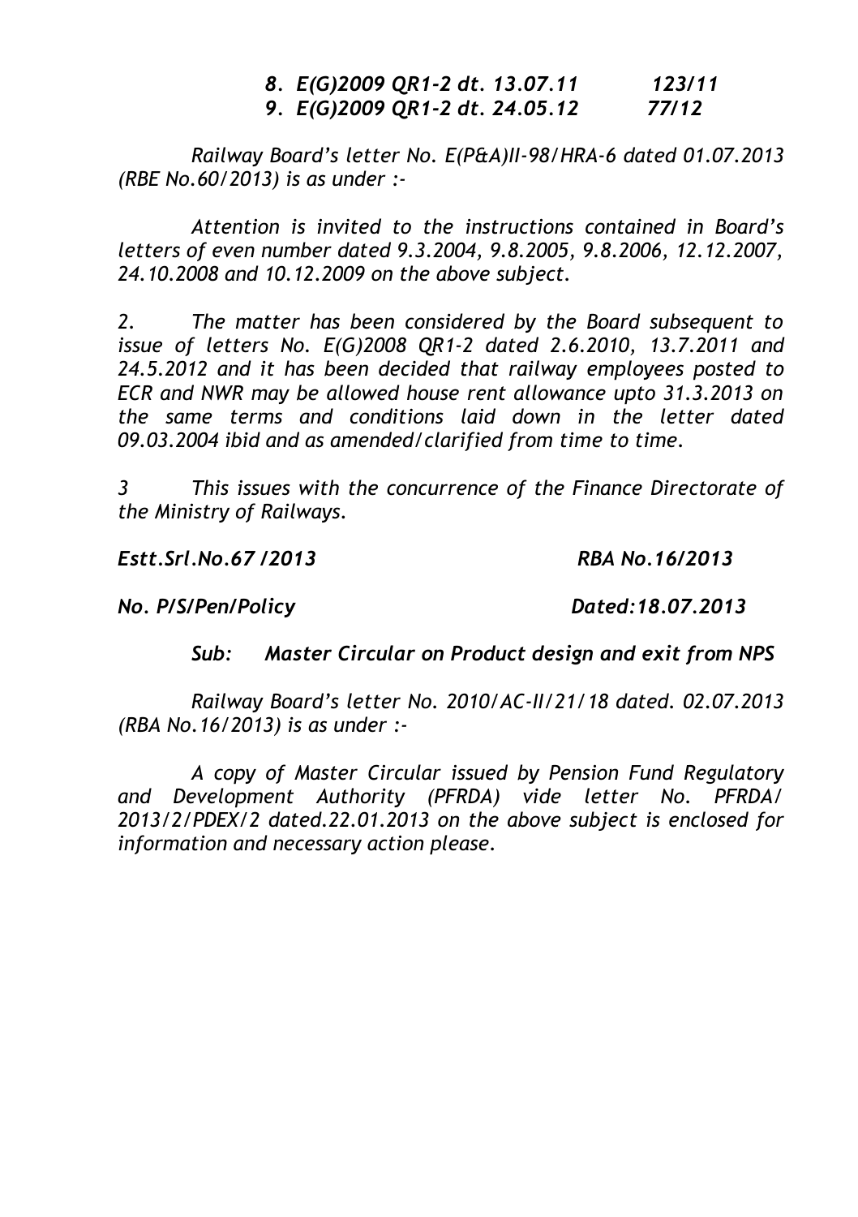*8. E(G)2009 QR1-2 dt. 13.07.11 123/11*
*9. E(G)2009 QR1-2 dt. 24.05.12 77/12*

*Railway Board's letter No. E(P&A)II-98/HRA-6 dated 01.07.2013 (RBE No.60/2013) is as under :-*

*Attention is invited to the instructions contained in Board's letters of even number dated 9.3.2004, 9.8.2005, 9.8.2006, 12.12.2007, 24.10.2008 and 10.12.2009 on the above subject.*

*2. The matter has been considered by the Board subsequent to issue of letters No. E(G)2008 QR1-2 dated 2.6.2010, 13.7.2011 and 24.5.2012 and it has been decided that railway employees posted to ECR and NWR may be allowed house rent allowance upto 31.3.2013 on the same terms and conditions laid down in the letter dated 09.03.2004 ibid and as amended/clarified from time to time.*

*3 This issues with the concurrence of the Finance Directorate of the Ministry of Railways.*

***Estt.Srl.No.67 /2013*** ***RBA No.16/2013***

***No. P/S/Pen/Policy*** ***Dated:18.07.2013***

***Sub: Master Circular on Product design and exit from NPS***

*Railway Board's letter No. 2010/AC-II/21/18 dated. 02.07.2013 (RBA No.16/2013) is as under :-*

*A copy of Master Circular issued by Pension Fund Regulatory and Development Authority (PFRDA) vide letter No. PFRDA/2013/2/PDEX/2 dated.22.01.2013 on the above subject is enclosed for information and necessary action please.*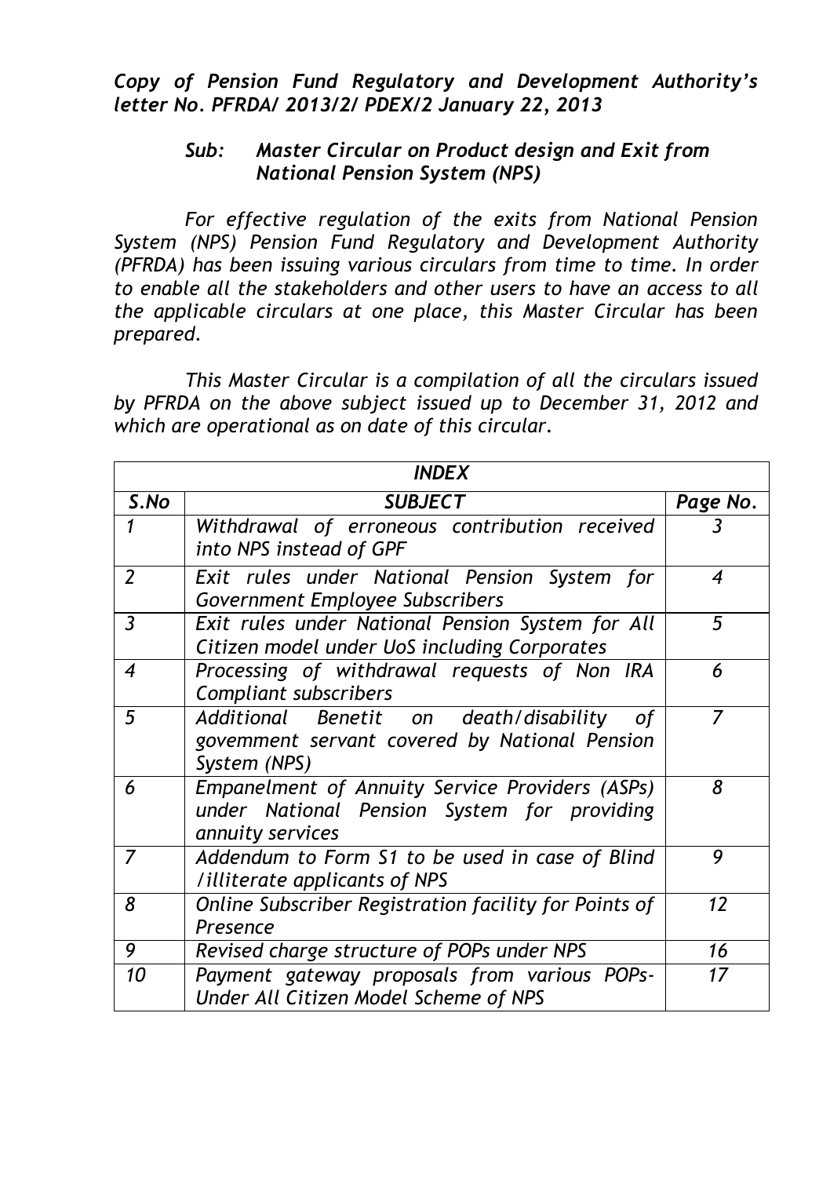*Copy of Pension Fund Regulatory and Development Authority's letter No. PFRDA/ 2013/2/ PDEX/2 January 22, 2013*

*Sub: Master Circular on Product design and Exit from National Pension System (NPS)*

*For effective regulation of the exits from National Pension System (NPS) Pension Fund Regulatory and Development Authority (PFRDA) has been issuing various circulars from time to time. In order to enable all the stakeholders and other users to have an access to all the applicable circulars at one place, this Master Circular has been prepared.*

*This Master Circular is a compilation of all the circulars issued by PFRDA on the above subject issued up to December 31, 2012 and which are operational as on date of this circular.*

| *INDEX* | | |
|---|---|---|
| *S.No* | *SUBJECT* | *Page No.* |
| *1* | *Withdrawal of erroneous contribution received into NPS instead of GPF* | *3* |
| *2* | *Exit rules under National Pension System for Government Employee Subscribers* | *4* |
| *3* | *Exit rules under National Pension System for All Citizen model under UoS including Corporates* | *5* |
| *4* | *Processing of withdrawal requests of Non IRA Compliant subscribers* | *6* |
| *5* | *Additional Benetit on death/disability of govemment servant covered by National Pension System (NPS)* | *7* |
| *6* | *Empanelment of Annuity Service Providers (ASPs) under National Pension System for providing annuity services* | *8* |
| *7* | *Addendum to Form S1 to be used in case of Blind /illiterate applicants of NPS* | *9* |
| *8* | *Online Subscriber Registration facility for Points of Presence* | *12* |
| *9* | *Revised charge structure of POPs under NPS* | *16* |
| *10* | *Payment gateway proposals from various POPs- Under All Citizen Model Scheme of NPS* | *17* |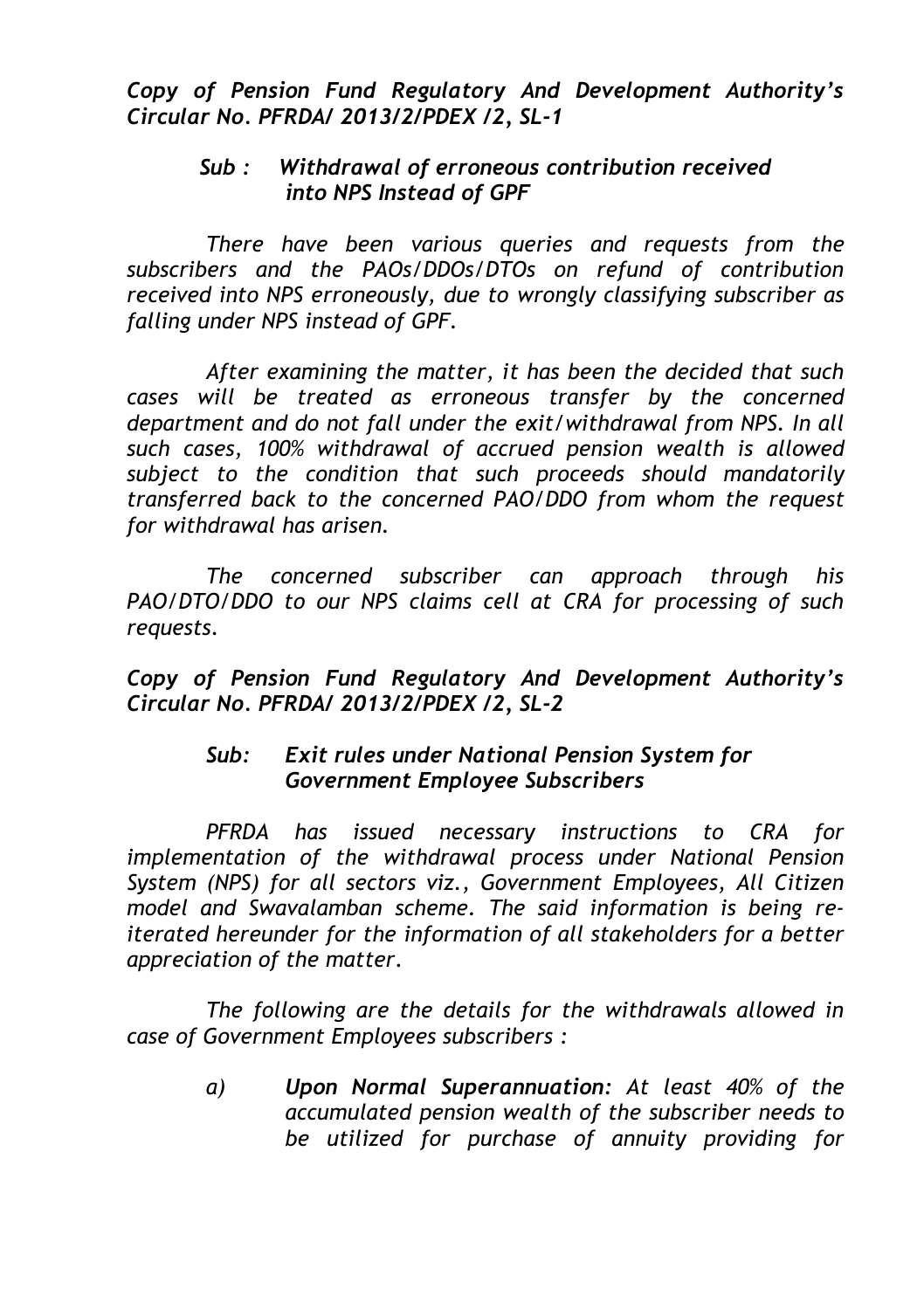***Copy of Pension Fund Regulatory And Development Authority's Circular No. PFRDA/ 2013/2/PDEX /2, SL-1***

***Sub : Withdrawal of erroneous contribution received into NPS Instead of GPF***

*There have been various queries and requests from the subscribers and the PAOs/DDOs/DTOs on refund of contribution received into NPS erroneously, due to wrongly classifying subscriber as falling under NPS instead of GPF.*

*After examining the matter, it has been the decided that such cases will be treated as erroneous transfer by the concerned department and do not fall under the exit/withdrawal from NPS. In all such cases, 100% withdrawal of accrued pension wealth is allowed subject to the condition that such proceeds should mandatorily transferred back to the concerned PAO/DDO from whom the request for withdrawal has arisen.*

*The concerned subscriber can approach through his PAO/DTO/DDO to our NPS claims cell at CRA for processing of such requests.*

***Copy of Pension Fund Regulatory And Development Authority's Circular No. PFRDA/ 2013/2/PDEX /2, SL-2***

***Sub: Exit rules under National Pension System for Government Employee Subscribers***

*PFRDA has issued necessary instructions to CRA for implementation of the withdrawal process under National Pension System (NPS) for all sectors viz., Government Employees, All Citizen model and Swavalamban scheme. The said information is being re-iterated hereunder for the information of all stakeholders for a better appreciation of the matter.*

*The following are the details for the withdrawals allowed in case of Government Employees subscribers :*

*a) **Upon Normal Superannuation**: At least 40% of the accumulated pension wealth of the subscriber needs to be utilized for purchase of annuity providing for*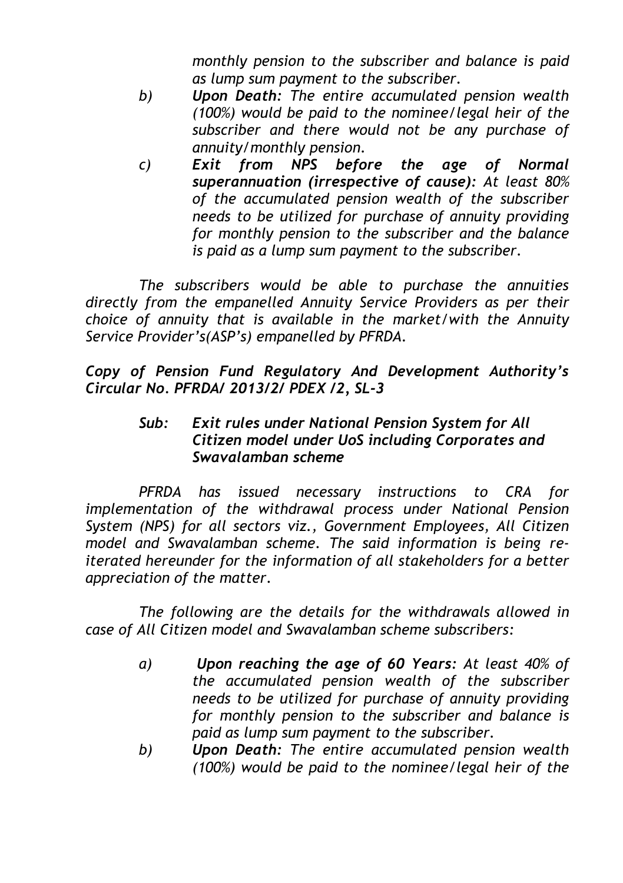*monthly pension to the subscriber and balance is paid as lump sum payment to the subscriber.*

*b)* ***Upon Death:*** *The entire accumulated pension wealth (100%) would be paid to the nominee/legal heir of the subscriber and there would not be any purchase of annuity/monthly pension.*

*c)* ***Exit from NPS before the age of Normal superannuation (irrespective of cause):*** *At least 80% of the accumulated pension wealth of the subscriber needs to be utilized for purchase of annuity providing for monthly pension to the subscriber and the balance is paid as a lump sum payment to the subscriber.*

*The subscribers would be able to purchase the annuities directly from the empanelled Annuity Service Providers as per their choice of annuity that is available in the market/with the Annuity Service Provider's(ASP's) empanelled by PFRDA.*

***Copy of Pension Fund Regulatory And Development Authority's Circular No. PFRDA/ 2013/2/ PDEX /2, SL-3***

***Sub: Exit rules under National Pension System for All Citizen model under UoS including Corporates and Swavalamban scheme***

*PFRDA has issued necessary instructions to CRA for implementation of the withdrawal process under National Pension System (NPS) for all sectors viz., Government Employees, All Citizen model and Swavalamban scheme. The said information is being re-iterated hereunder for the information of all stakeholders for a better appreciation of the matter.*

*The following are the details for the withdrawals allowed in case of All Citizen model and Swavalamban scheme subscribers:*

*a)* ***Upon reaching the age of 60 Years:*** *At least 40% of the accumulated pension wealth of the subscriber needs to be utilized for purchase of annuity providing for monthly pension to the subscriber and balance is paid as lump sum payment to the subscriber.*

*b)* ***Upon Death:*** *The entire accumulated pension wealth (100%) would be paid to the nominee/legal heir of the*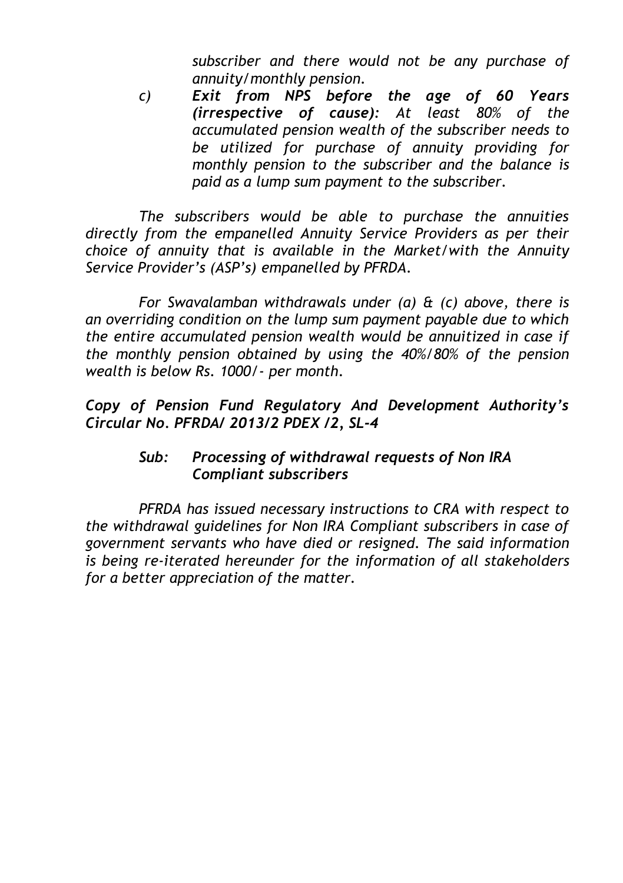*subscriber and there would not be any purchase of annuity/monthly pension.*

*c)* ***Exit from NPS before the age of 60 Years (irrespective of cause)****: At least 80% of the accumulated pension wealth of the subscriber needs to be utilized for purchase of annuity providing for monthly pension to the subscriber and the balance is paid as a lump sum payment to the subscriber.*

*The subscribers would be able to purchase the annuities directly from the empanelled Annuity Service Providers as per their choice of annuity that is available in the Market/with the Annuity Service Provider's (ASP's) empanelled by PFRDA.*

*For Swavalamban withdrawals under (a) & (c) above, there is an overriding condition on the lump sum payment payable due to which the entire accumulated pension wealth would be annuitized in case if the monthly pension obtained by using the 40%/80% of the pension wealth is below Rs. 1000/- per month.*

***Copy of Pension Fund Regulatory And Development Authority's Circular No. PFRDA/ 2013/2 PDEX /2, SL-4***

***Sub: Processing of withdrawal requests of Non IRA Compliant subscribers***

*PFRDA has issued necessary instructions to CRA with respect to the withdrawal guidelines for Non IRA Compliant subscribers in case of government servants who have died or resigned. The said information is being re-iterated hereunder for the information of all stakeholders for a better appreciation of the matter.*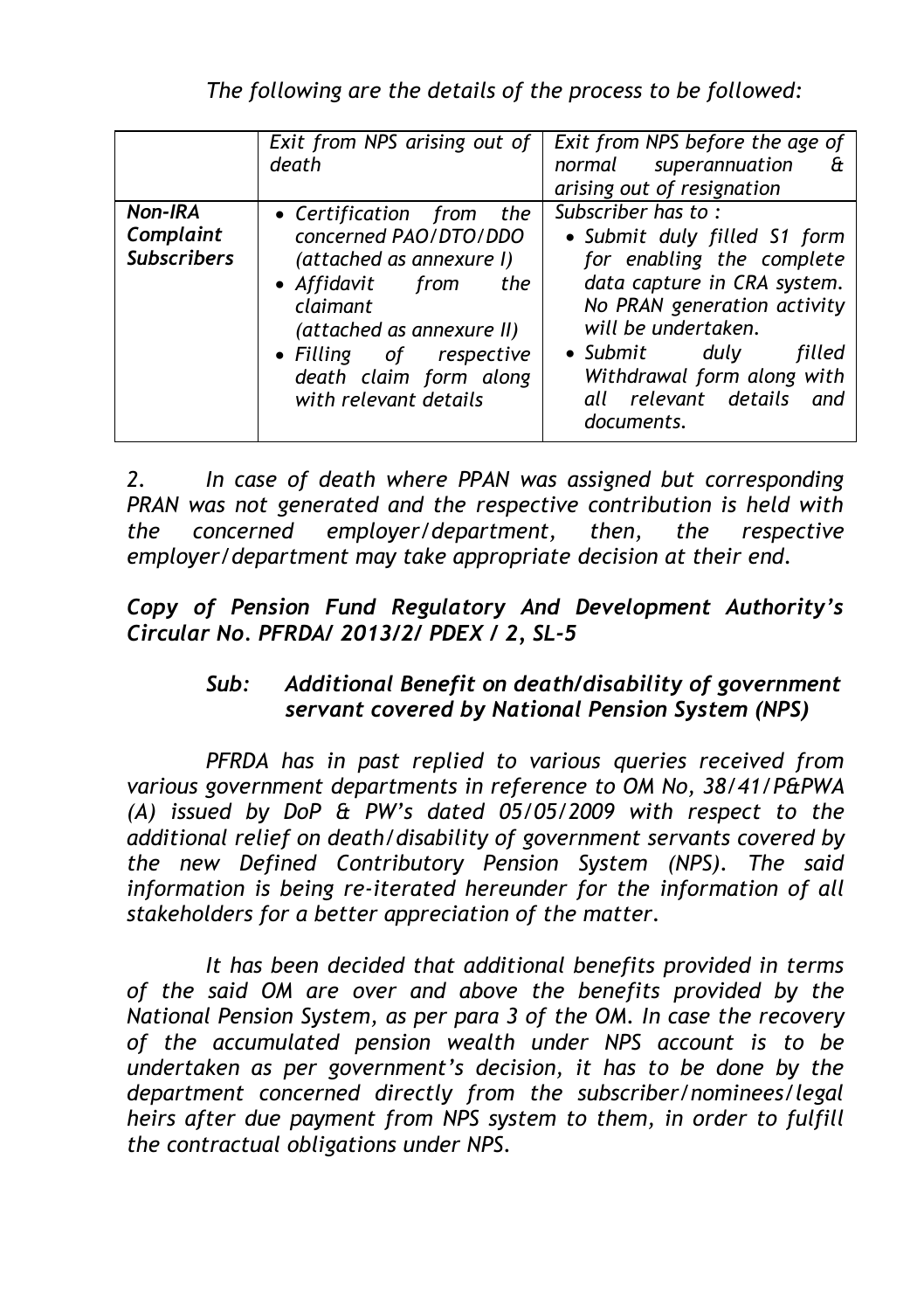*The following are the details of the process to be followed:*

| | *Exit from NPS arising out of death* | *Exit from NPS before the age of normal superannuation & arising out of resignation* |
|---|---|---|
| ***Non-IRA Complaint Subscribers*** | • *Certification from the concerned PAO/DTO/DDO (attached as annexure I)*<br>• *Affidavit from the claimant (attached as annexure II)*<br>• *Filling of respective death claim form along with relevant details* | *Subscriber has to :*<br>• *Submit duly filled S1 form for enabling the complete data capture in CRA system. No PRAN generation activity will be undertaken.*<br>• *Submit duly filled Withdrawal form along with all relevant details and documents.* |

*2. In case of death where PPAN was assigned but corresponding PRAN was not generated and the respective contribution is held with the concerned employer/department, then, the respective employer/department may take appropriate decision at their end.*

***Copy of Pension Fund Regulatory And Development Authority's Circular No. PFRDA/ 2013/2/ PDEX / 2, SL-5***

***Sub: Additional Benefit on death/disability of government servant covered by National Pension System (NPS)***

*PFRDA has in past replied to various queries received from various government departments in reference to OM No, 38/41/P&PWA (A) issued by DoP & PW's dated 05/05/2009 with respect to the additional relief on death/disability of government servants covered by the new Defined Contributory Pension System (NPS). The said information is being re-iterated hereunder for the information of all stakeholders for a better appreciation of the matter.*

*It has been decided that additional benefits provided in terms of the said OM are over and above the benefits provided by the National Pension System, as per para 3 of the OM. In case the recovery of the accumulated pension wealth under NPS account is to be undertaken as per government's decision, it has to be done by the department concerned directly from the subscriber/nominees/legal heirs after due payment from NPS system to them, in order to fulfill the contractual obligations under NPS.*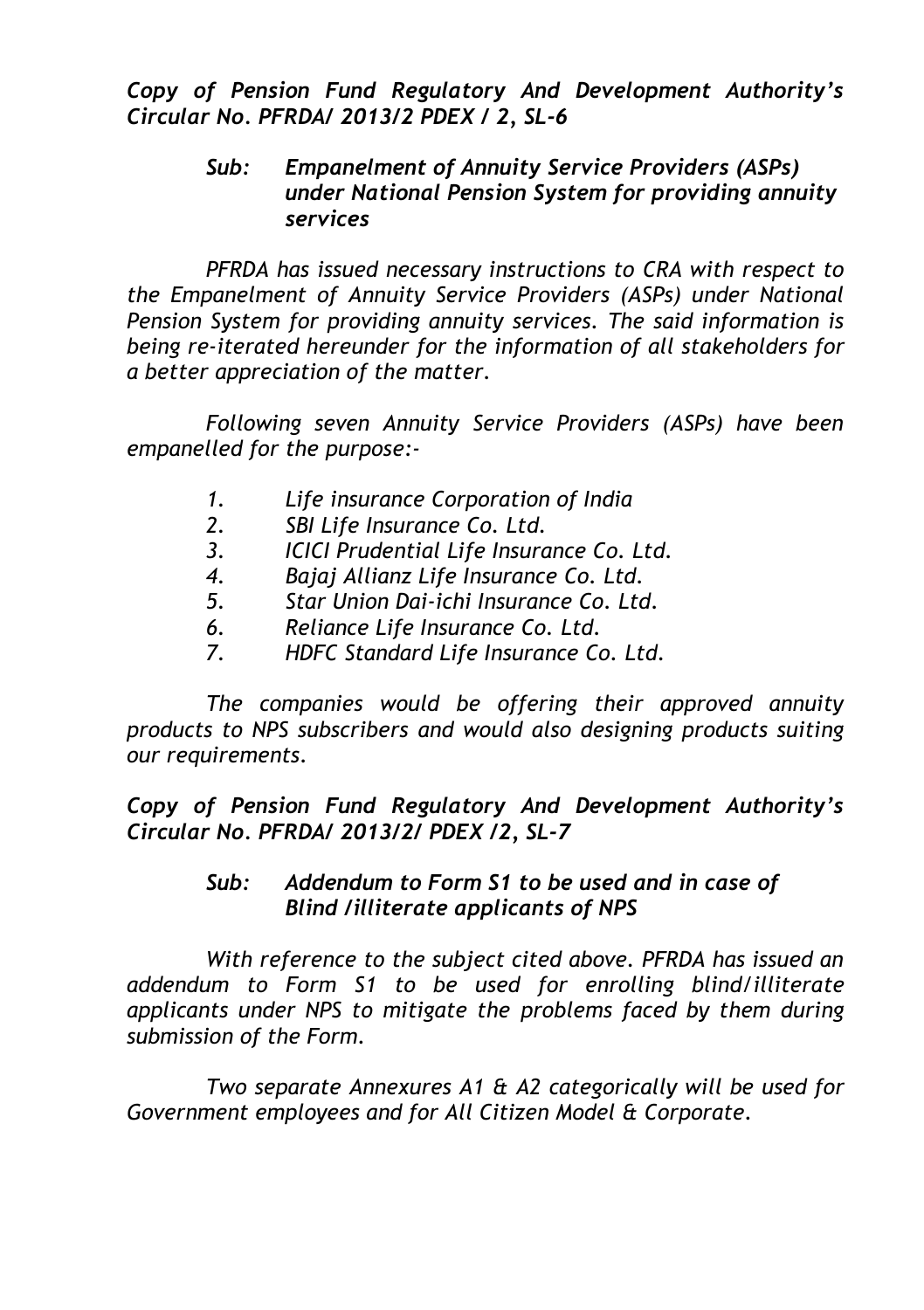***Copy of Pension Fund Regulatory And Development Authority's Circular No. PFRDA/ 2013/2 PDEX / 2, SL-6***

***Sub: Empanelment of Annuity Service Providers (ASPs) under National Pension System for providing annuity services***

*PFRDA has issued necessary instructions to CRA with respect to the Empanelment of Annuity Service Providers (ASPs) under National Pension System for providing annuity services. The said information is being re-iterated hereunder for the information of all stakeholders for a better appreciation of the matter.*

*Following seven Annuity Service Providers (ASPs) have been empanelled for the purpose:-*

1. *Life insurance Corporation of India*
2. *SBI Life Insurance Co. Ltd.*
3. *ICICI Prudential Life Insurance Co. Ltd.*
4. *Bajaj Allianz Life Insurance Co. Ltd.*
5. *Star Union Dai-ichi Insurance Co. Ltd.*
6. *Reliance Life Insurance Co. Ltd.*
7. *HDFC Standard Life Insurance Co. Ltd.*

*The companies would be offering their approved annuity products to NPS subscribers and would also designing products suiting our requirements.*

***Copy of Pension Fund Regulatory And Development Authority's Circular No. PFRDA/ 2013/2/ PDEX /2, SL-7***

***Sub: Addendum to Form S1 to be used and in case of Blind /illiterate applicants of NPS***

*With reference to the subject cited above. PFRDA has issued an addendum to Form S1 to be used for enrolling blind/illiterate applicants under NPS to mitigate the problems faced by them during submission of the Form.*

*Two separate Annexures A1 & A2 categorically will be used for Government employees and for All Citizen Model & Corporate.*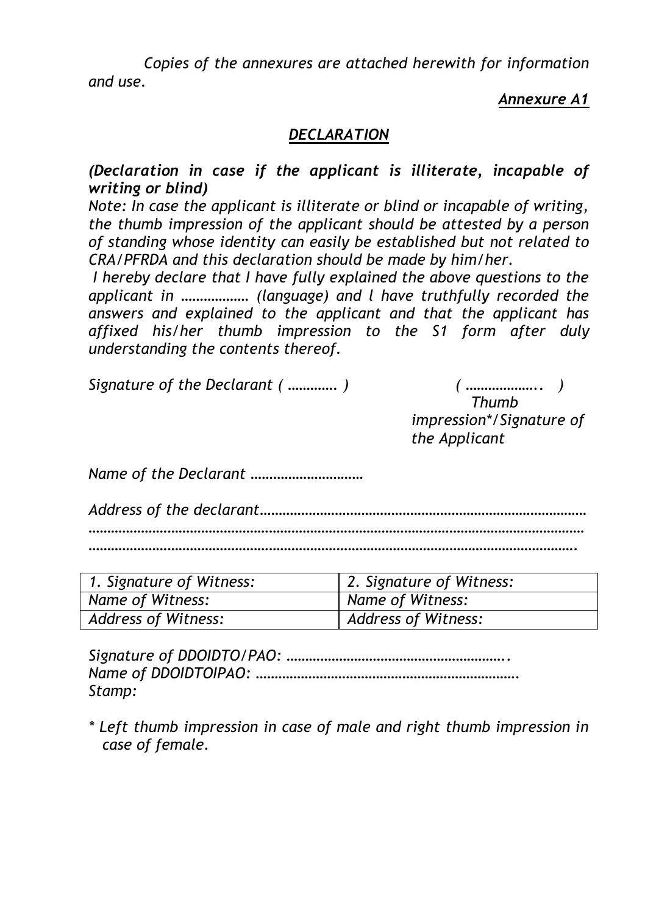*Copies of the annexures are attached herewith for information and use.*

***Annexure A1***

## ***DECLARATION***

***(Declaration in case if the applicant is illiterate, incapable of writing or blind)***

*Note: In case the applicant is illiterate or blind or incapable of writing, the thumb impression of the applicant should be attested by a person of standing whose identity can easily be established but not related to CRA/PFRDA and this declaration should be made by him/her.*

*I hereby declare that I have fully explained the above questions to the applicant in ……………… (language) and l have truthfully recorded the answers and explained to the applicant and that the applicant has affixed his/her thumb impression to the S1 form after duly understanding the contents thereof.*

*Signature of the Declarant ( …………. )*

*( ……………….. )*
*Thumb impression\*/Signature of the Applicant*

*Name of the Declarant ………………………..*

*Address of the declarant………………………………………………………………………… …………………………………………………………………………………………………… ……………………………………………………………………………………………………*

| | |
|---|---|
| *1. Signature of Witness:* | *2. Signature of Witness:* |
| *Name of Witness:* | *Name of Witness:* |
| *Address of Witness:* | *Address of Witness:* |

*Signature of DDOIDTO/PAO: …………………………………………………..*
*Name of DDOIDTOIPAO: ………………………………………………………….*
*Stamp:*

*\* Left thumb impression in case of male and right thumb impression in case of female.*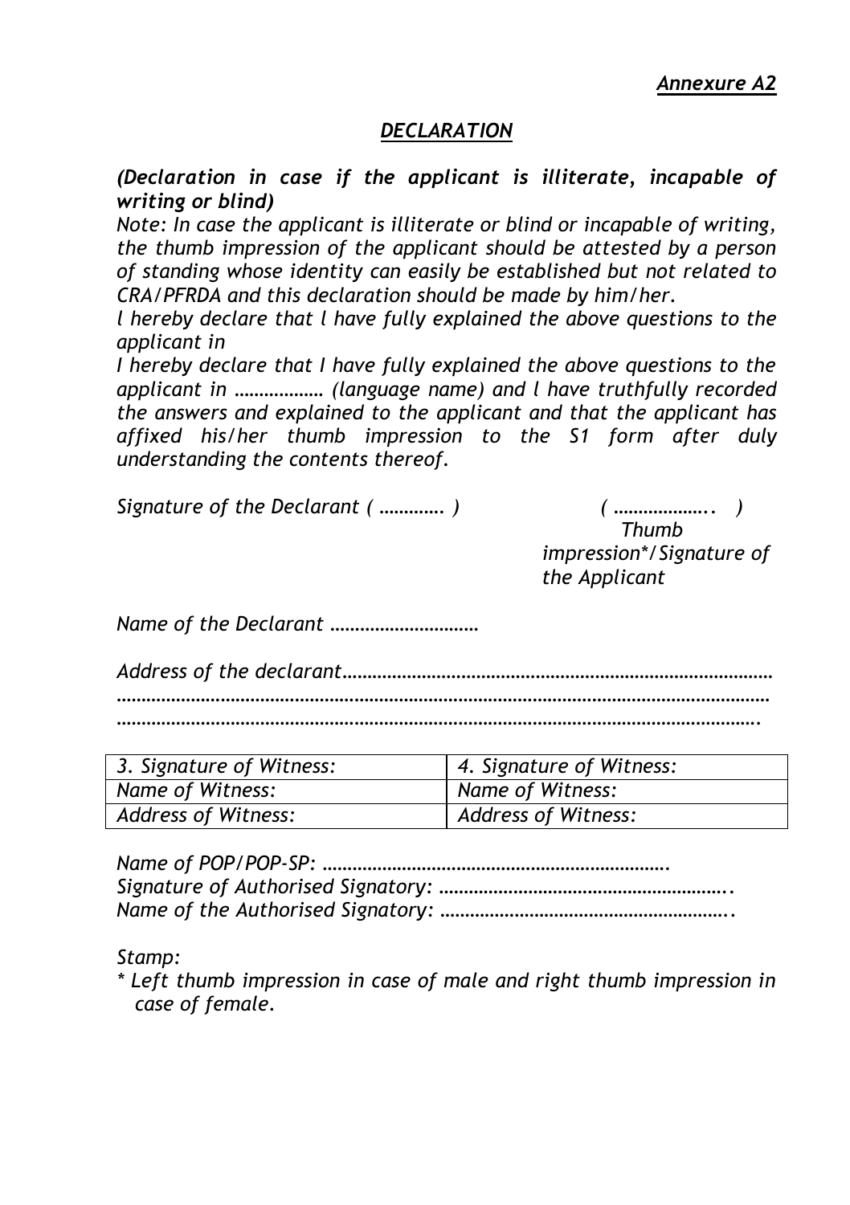*Annexure A2*

## *DECLARATION*

***(Declaration in case if the applicant is illiterate, incapable of writing or blind)***

*Note: In case the applicant is illiterate or blind or incapable of writing, the thumb impression of the applicant should be attested by a person of standing whose identity can easily be established but not related to CRA/PFRDA and this declaration should be made by him/her.*

*l hereby declare that l have fully explained the above questions to the applicant in*

*I hereby declare that I have fully explained the above questions to the applicant in ……………… (language name) and l have truthfully recorded the answers and explained to the applicant and that the applicant has affixed his/her thumb impression to the S1 form after duly understanding the contents thereof.*

*Signature of the Declarant ( …………. )*

*( ………………..  )*
*Thumb impression\*/Signature of the Applicant*

*Name of the Declarant ………………………..*

*Address of the declarant…………………………………………………………………………*
*……………………………………………………………………………………………………*
*……………………………………………………………………………………………………*

| | |
|---|---|
| *3. Signature of Witness:* | *4. Signature of Witness:* |
| *Name of Witness:* | *Name of Witness:* |
| *Address of Witness:* | *Address of Witness:* |

*Name of POP/POP-SP: ……………………………………………………………*
*Signature of Authorised Signatory: …………………………………………………..*
*Name of the Authorised Signatory: …………………………………………………..*

*Stamp:*

*\* Left thumb impression in case of male and right thumb impression in case of female.*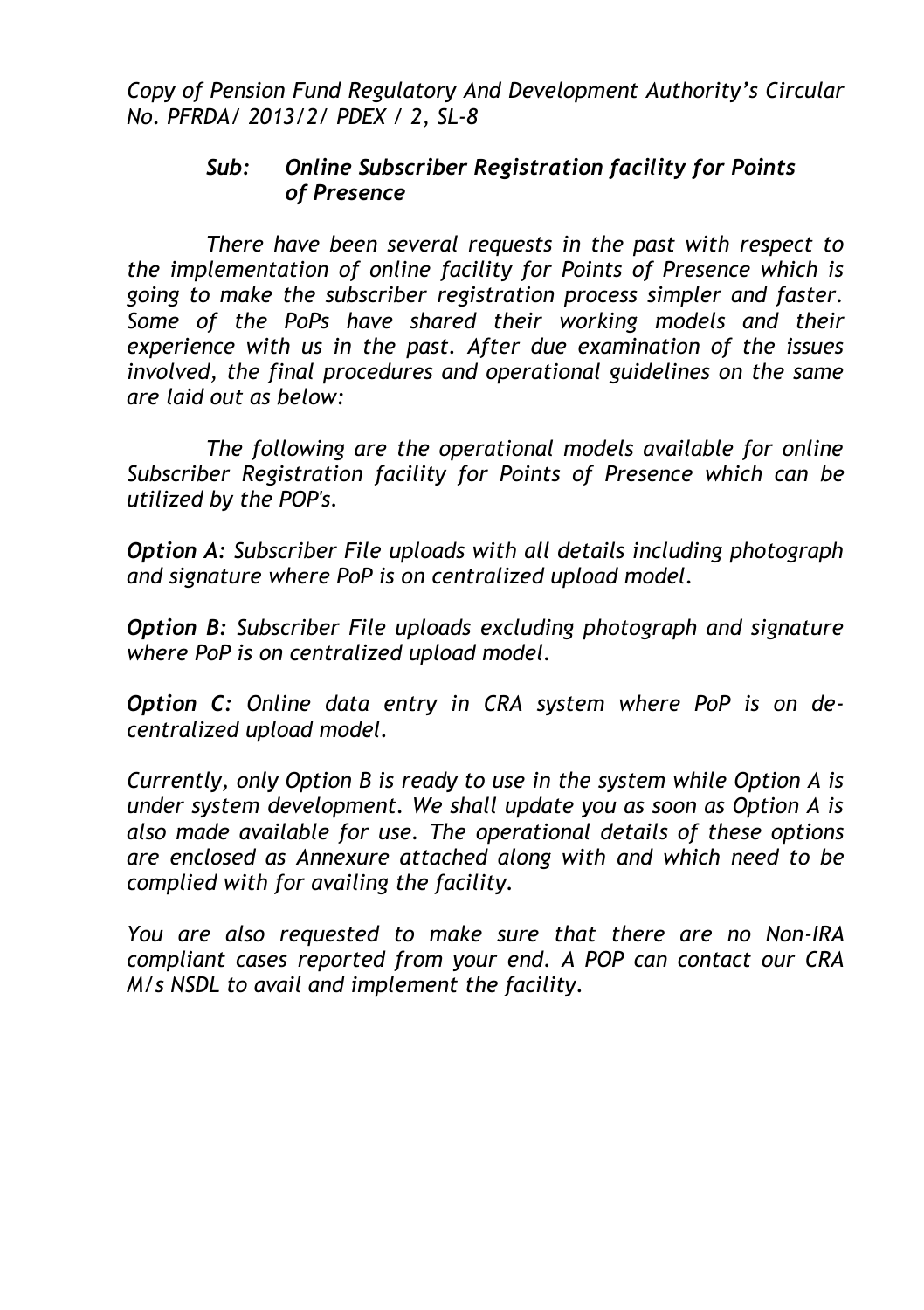*Copy of Pension Fund Regulatory And Development Authority's Circular No. PFRDA/ 2013/2/ PDEX / 2, SL-8*

***Sub: Online Subscriber Registration facility for Points of Presence***

*There have been several requests in the past with respect to the implementation of online facility for Points of Presence which is going to make the subscriber registration process simpler and faster. Some of the PoPs have shared their working models and their experience with us in the past. After due examination of the issues involved, the final procedures and operational guidelines on the same are laid out as below:*

*The following are the operational models available for online Subscriber Registration facility for Points of Presence which can be utilized by the POP's.*

***Option A:** Subscriber File uploads with all details including photograph and signature where PoP is on centralized upload model.*

***Option B:** Subscriber File uploads excluding photograph and signature where PoP is on centralized upload model.*

***Option C:** Online data entry in CRA system where PoP is on de-centralized upload model.*

*Currently, only Option B is ready to use in the system while Option A is under system development. We shall update you as soon as Option A is also made available for use. The operational details of these options are enclosed as Annexure attached along with and which need to be complied with for availing the facility.*

*You are also requested to make sure that there are no Non-IRA compliant cases reported from your end. A POP can contact our CRA M/s NSDL to avail and implement the facility.*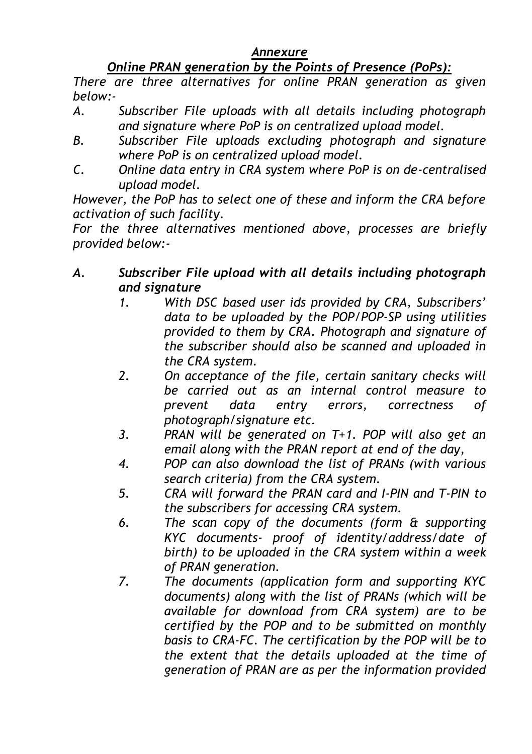# *Annexure*

## *Online PRAN generation by the Points of Presence (PoPs):*

*There are three alternatives for online PRAN generation as given below:-*

A. *Subscriber File uploads with all details including photograph and signature where PoP is on centralized upload model.*

B. *Subscriber File uploads excluding photograph and signature where PoP is on centralized upload model.*

C. *Online data entry in CRA system where PoP is on de-centralised upload model.*

*However, the PoP has to select one of these and inform the CRA before activation of such facility.*

*For the three alternatives mentioned above, processes are briefly provided below:-*

### A. *Subscriber File upload with all details including photograph and signature*

1. *With DSC based user ids provided by CRA, Subscribers' data to be uploaded by the POP/POP-SP using utilities provided to them by CRA. Photograph and signature of the subscriber should also be scanned and uploaded in the CRA system.*
2. *On acceptance of the file, certain sanitary checks will be carried out as an internal control measure to prevent data entry errors, correctness of photograph/signature etc.*
3. *PRAN will be generated on T+1. POP will also get an email along with the PRAN report at end of the day,*
4. *POP can also download the list of PRANs (with various search criteria) from the CRA system.*
5. *CRA will forward the PRAN card and I-PIN and T-PIN to the subscribers for accessing CRA system.*
6. *The scan copy of the documents (form & supporting KYC documents- proof of identity/address/date of birth) to be uploaded in the CRA system within a week of PRAN generation.*
7. *The documents (application form and supporting KYC documents) along with the list of PRANs (which will be available for download from CRA system) are to be certified by the POP and to be submitted on monthly basis to CRA-FC. The certification by the POP will be to the extent that the details uploaded at the time of generation of PRAN are as per the information provided*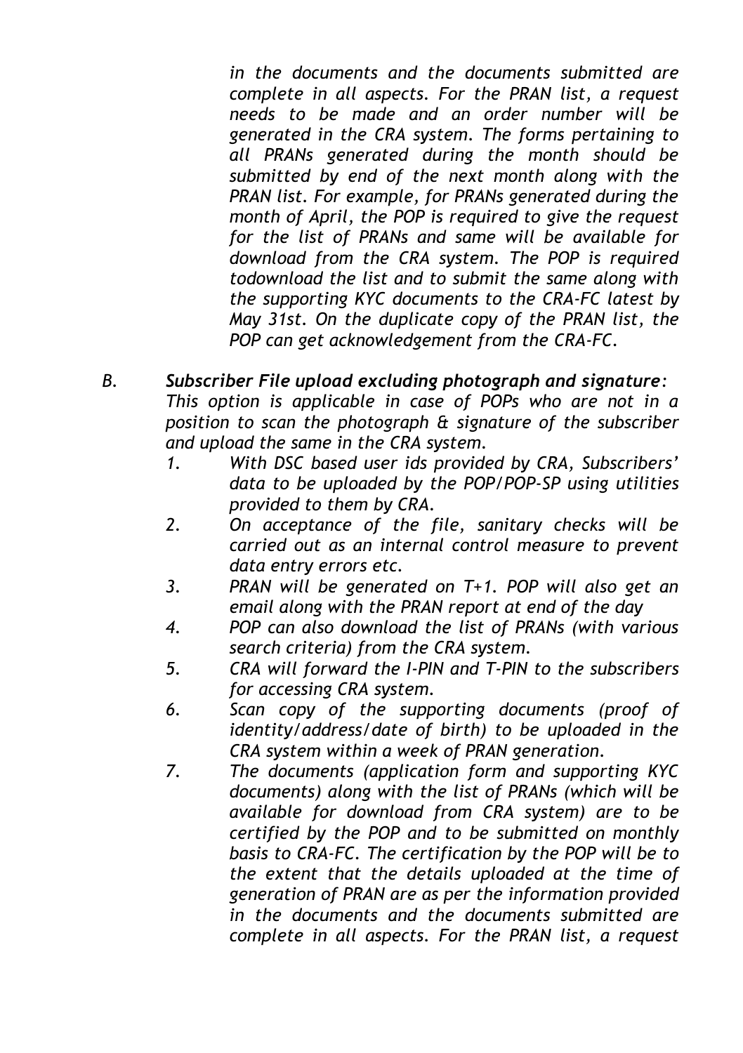*in the documents and the documents submitted are complete in all aspects. For the PRAN list, a request needs to be made and an order number will be generated in the CRA system. The forms pertaining to all PRANs generated during the month should be submitted by end of the next month along with the PRAN list. For example, for PRANs generated during the month of April, the POP is required to give the request for the list of PRANs and same will be available for download from the CRA system. The POP is required todownload the list and to submit the same along with the supporting KYC documents to the CRA-FC latest by May 31st. On the duplicate copy of the PRAN list, the POP can get acknowledgement from the CRA-FC.*

B. ***Subscriber File upload excluding photograph and signature**:*
*This option is applicable in case of POPs who are not in a position to scan the photograph & signature of the subscriber and upload the same in the CRA system.*

1. *With DSC based user ids provided by CRA, Subscribers' data to be uploaded by the POP/POP-SP using utilities provided to them by CRA.*
2. *On acceptance of the file, sanitary checks will be carried out as an internal control measure to prevent data entry errors etc.*
3. *PRAN will be generated on T+1. POP will also get an email along with the PRAN report at end of the day*
4. *POP can also download the list of PRANs (with various search criteria) from the CRA system.*
5. *CRA will forward the I-PIN and T-PIN to the subscribers for accessing CRA system.*
6. *Scan copy of the supporting documents (proof of identity/address/date of birth) to be uploaded in the CRA system within a week of PRAN generation.*
7. *The documents (application form and supporting KYC documents) along with the list of PRANs (which will be available for download from CRA system) are to be certified by the POP and to be submitted on monthly basis to CRA-FC. The certification by the POP will be to the extent that the details uploaded at the time of generation of PRAN are as per the information provided in the documents and the documents submitted are complete in all aspects. For the PRAN list, a request*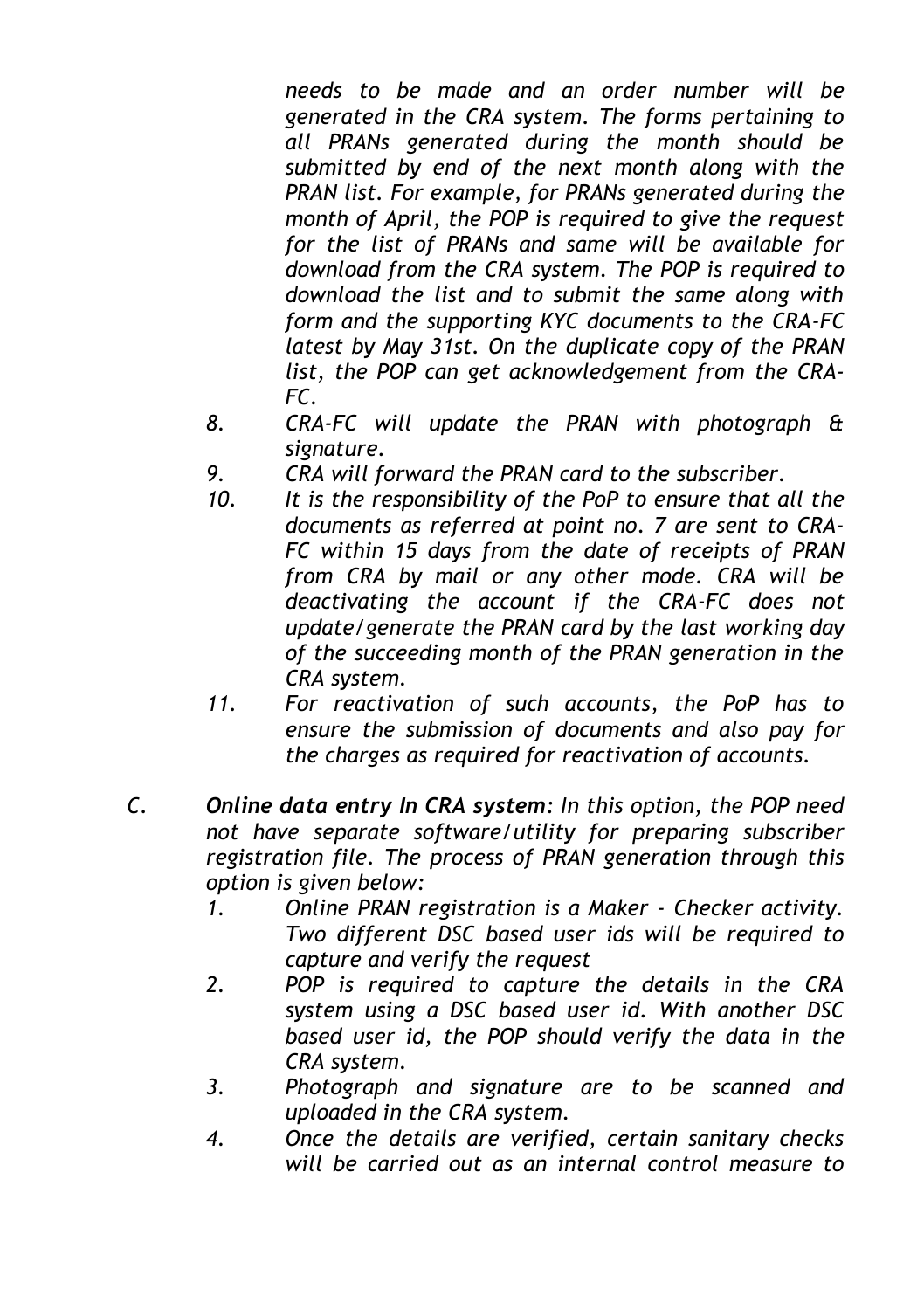*needs to be made and an order number will be generated in the CRA system. The forms pertaining to all PRANs generated during the month should be submitted by end of the next month along with the PRAN list. For example, for PRANs generated during the month of April, the POP is required to give the request for the list of PRANs and same will be available for download from the CRA system. The POP is required to download the list and to submit the same along with form and the supporting KYC documents to the CRA-FC latest by May 31st. On the duplicate copy of the PRAN list, the POP can get acknowledgement from the CRA-FC.*

8. *CRA-FC will update the PRAN with photograph & signature.*
9. *CRA will forward the PRAN card to the subscriber.*
10. *It is the responsibility of the PoP to ensure that all the documents as referred at point no. 7 are sent to CRA-FC within 15 days from the date of receipts of PRAN from CRA by mail or any other mode. CRA will be deactivating the account if the CRA-FC does not update/generate the PRAN card by the last working day of the succeeding month of the PRAN generation in the CRA system.*
11. *For reactivation of such accounts, the PoP has to ensure the submission of documents and also pay for the charges as required for reactivation of accounts.*

C. ***Online data entry In CRA system**: In this option, the POP need not have separate software/utility for preparing subscriber registration file. The process of PRAN generation through this option is given below:*

1. *Online PRAN registration is a Maker - Checker activity. Two different DSC based user ids will be required to capture and verify the request*
2. *POP is required to capture the details in the CRA system using a DSC based user id. With another DSC based user id, the POP should verify the data in the CRA system.*
3. *Photograph and signature are to be scanned and uploaded in the CRA system.*
4. *Once the details are verified, certain sanitary checks will be carried out as an internal control measure to*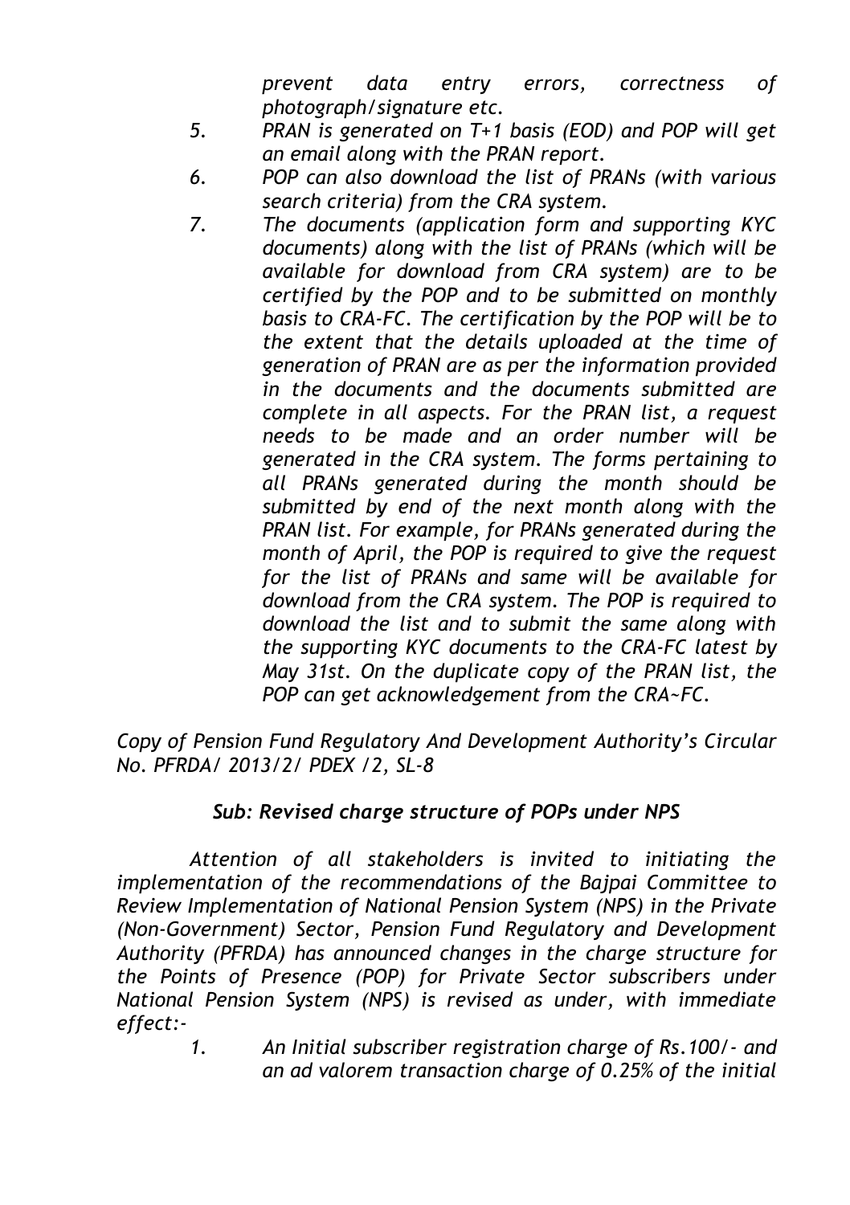*prevent data entry errors, correctness of photograph/signature etc.*

5. *PRAN is generated on T+1 basis (EOD) and POP will get an email along with the PRAN report.*
6. *POP can also download the list of PRANs (with various search criteria) from the CRA system.*
7. *The documents (application form and supporting KYC documents) along with the list of PRANs (which will be available for download from CRA system) are to be certified by the POP and to be submitted on monthly basis to CRA-FC. The certification by the POP will be to the extent that the details uploaded at the time of generation of PRAN are as per the information provided in the documents and the documents submitted are complete in all aspects. For the PRAN list, a request needs to be made and an order number will be generated in the CRA system. The forms pertaining to all PRANs generated during the month should be submitted by end of the next month along with the PRAN list. For example, for PRANs generated during the month of April, the POP is required to give the request for the list of PRANs and same will be available for download from the CRA system. The POP is required to download the list and to submit the same along with the supporting KYC documents to the CRA-FC latest by May 31st. On the duplicate copy of the PRAN list, the POP can get acknowledgement from the CRA~FC.*

*Copy of Pension Fund Regulatory And Development Authority's Circular No. PFRDA/ 2013/2/ PDEX /2, SL-8*

### *Sub: Revised charge structure of POPs under NPS*

*Attention of all stakeholders is invited to initiating the implementation of the recommendations of the Bajpai Committee to Review Implementation of National Pension System (NPS) in the Private (Non-Government) Sector, Pension Fund Regulatory and Development Authority (PFRDA) has announced changes in the charge structure for the Points of Presence (POP) for Private Sector subscribers under National Pension System (NPS) is revised as under, with immediate effect:-*

1. *An Initial subscriber registration charge of Rs.100/- and an ad valorem transaction charge of 0.25% of the initial*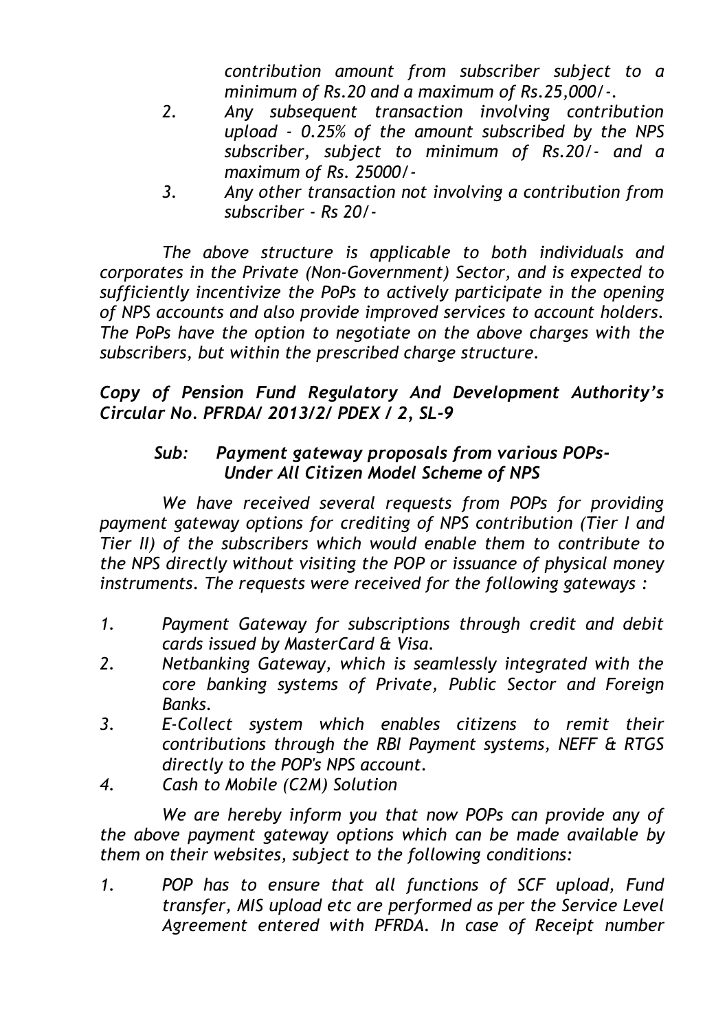*contribution amount from subscriber subject to a minimum of Rs.20 and a maximum of Rs.25,000/-.*

2. *Any subsequent transaction involving contribution upload - 0.25% of the amount subscribed by the NPS subscriber, subject to minimum of Rs.20/- and a maximum of Rs. 25000/-*
3. *Any other transaction not involving a contribution from subscriber - Rs 20/-*

*The above structure is applicable to both individuals and corporates in the Private (Non-Government) Sector, and is expected to sufficiently incentivize the PoPs to actively participate in the opening of NPS accounts and also provide improved services to account holders. The PoPs have the option to negotiate on the above charges with the subscribers, but within the prescribed charge structure.*

***Copy of Pension Fund Regulatory And Development Authority's Circular No. PFRDA/ 2013/2/ PDEX / 2, SL-9***

***Sub: Payment gateway proposals from various POPs- Under All Citizen Model Scheme of NPS***

*We have received several requests from POPs for providing payment gateway options for crediting of NPS contribution (Tier I and Tier II) of the subscribers which would enable them to contribute to the NPS directly without visiting the POP or issuance of physical money instruments. The requests were received for the following gateways :*

1. *Payment Gateway for subscriptions through credit and debit cards issued by MasterCard & Visa.*
2. *Netbanking Gateway, which is seamlessly integrated with the core banking systems of Private, Public Sector and Foreign Banks.*
3. *E-Collect system which enables citizens to remit their contributions through the RBI Payment systems, NEFF & RTGS directly to the POP's NPS account.*
4. *Cash to Mobile (C2M) Solution*

*We are hereby inform you that now POPs can provide any of the above payment gateway options which can be made available by them on their websites, subject to the following conditions:*

1. *POP has to ensure that all functions of SCF upload, Fund transfer, MIS upload etc are performed as per the Service Level Agreement entered with PFRDA. In case of Receipt number*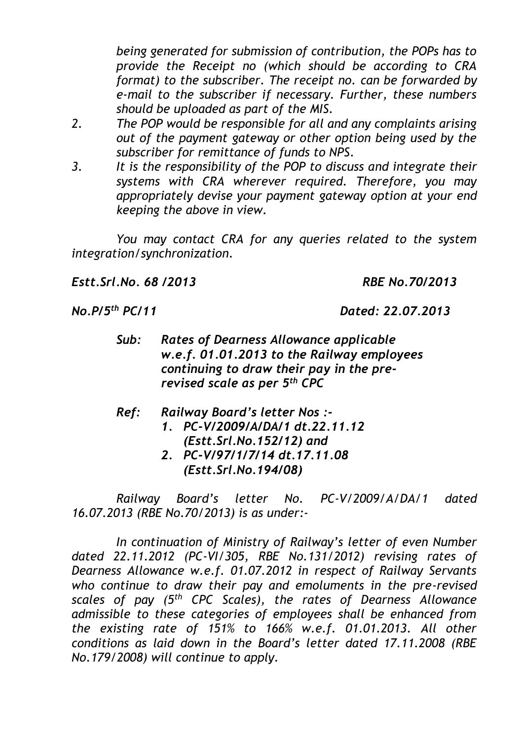*being generated for submission of contribution, the POPs has to provide the Receipt no (which should be according to CRA format) to the subscriber. The receipt no. can be forwarded by e-mail to the subscriber if necessary. Further, these numbers should be uploaded as part of the MIS.*

2. *The POP would be responsible for all and any complaints arising out of the payment gateway or other option being used by the subscriber for remittance of funds to NPS.*
3. *It is the responsibility of the POP to discuss and integrate their systems with CRA wherever required. Therefore, you may appropriately devise your payment gateway option at your end keeping the above in view.*

*You may contact CRA for any queries related to the system integration/synchronization.*

***Estt.Srl.No. 68 /2013*** ***RBE No.70/2013***

***No.P/5th PC/11*** ***Dated: 22.07.2013***

***Sub: Rates of Dearness Allowance applicable w.e.f. 01.01.2013 to the Railway employees continuing to draw their pay in the pre-revised scale as per 5th CPC***

***Ref: Railway Board's letter Nos :-***
1. ***PC-V/2009/A/DA/1 dt.22.11.12 (Estt.Srl.No.152/12) and***
2. ***PC-V/97/1/7/14 dt.17.11.08 (Estt.Srl.No.194/08)***

*Railway Board's letter No. PC-V/2009/A/DA/1 dated 16.07.2013 (RBE No.70/2013) is as under:-*

*In continuation of Ministry of Railway's letter of even Number dated 22.11.2012 (PC-VI/305, RBE No.131/2012) revising rates of Dearness Allowance w.e.f. 01.07.2012 in respect of Railway Servants who continue to draw their pay and emoluments in the pre-revised scales of pay (5th CPC Scales), the rates of Dearness Allowance admissible to these categories of employees shall be enhanced from the existing rate of 151% to 166% w.e.f. 01.01.2013. All other conditions as laid down in the Board's letter dated 17.11.2008 (RBE No.179/2008) will continue to apply.*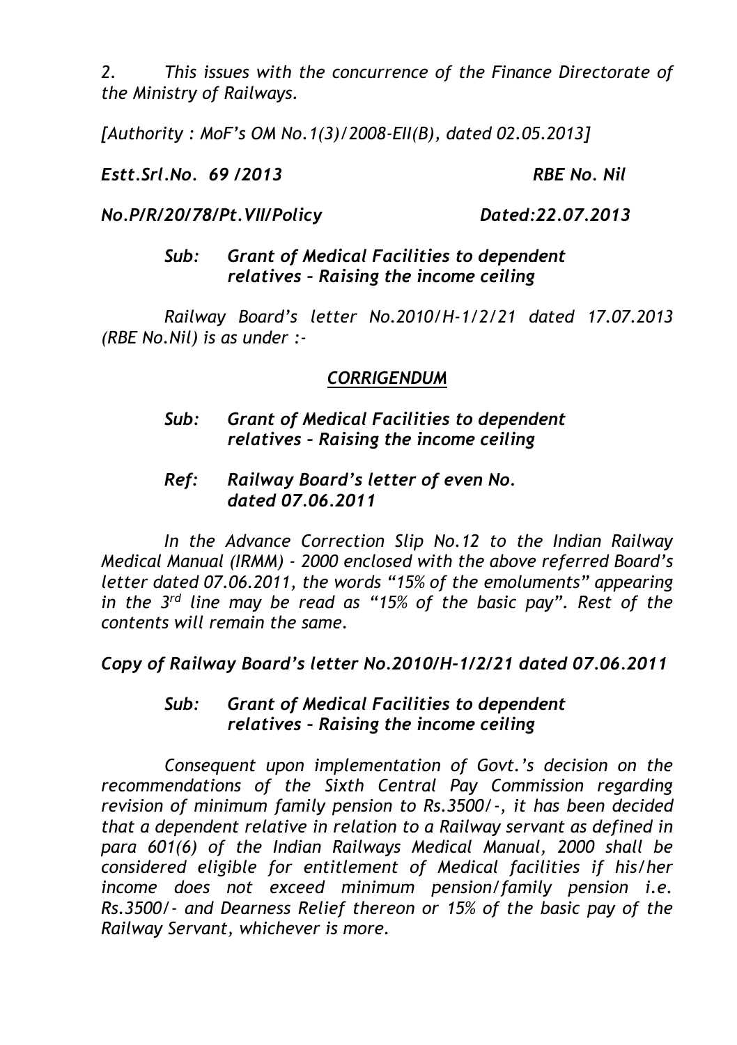*2. This issues with the concurrence of the Finance Directorate of the Ministry of Railways.*

*[Authority : MoF's OM No.1(3)/2008-EII(B), dated 02.05.2013]*

***Estt.Srl.No. 69 /2013 RBE No. Nil***

***No.P/R/20/78/Pt.VII/Policy Dated:22.07.2013***

***Sub: Grant of Medical Facilities to dependent relatives – Raising the income ceiling***

*Railway Board's letter No.2010/H-1/2/21 dated 17.07.2013 (RBE No.Nil) is as under :-*

***CORRIGENDUM***

***Sub: Grant of Medical Facilities to dependent relatives – Raising the income ceiling***

***Ref: Railway Board's letter of even No. dated 07.06.2011***

*In the Advance Correction Slip No.12 to the Indian Railway Medical Manual (IRMM) - 2000 enclosed with the above referred Board's letter dated 07.06.2011, the words "15% of the emoluments" appearing in the 3rd line may be read as "15% of the basic pay". Rest of the contents will remain the same.*

***Copy of Railway Board's letter No.2010/H-1/2/21 dated 07.06.2011***

***Sub: Grant of Medical Facilities to dependent relatives – Raising the income ceiling***

*Consequent upon implementation of Govt.'s decision on the recommendations of the Sixth Central Pay Commission regarding revision of minimum family pension to Rs.3500/-, it has been decided that a dependent relative in relation to a Railway servant as defined in para 601(6) of the Indian Railways Medical Manual, 2000 shall be considered eligible for entitlement of Medical facilities if his/her income does not exceed minimum pension/family pension i.e. Rs.3500/- and Dearness Relief thereon or 15% of the basic pay of the Railway Servant, whichever is more.*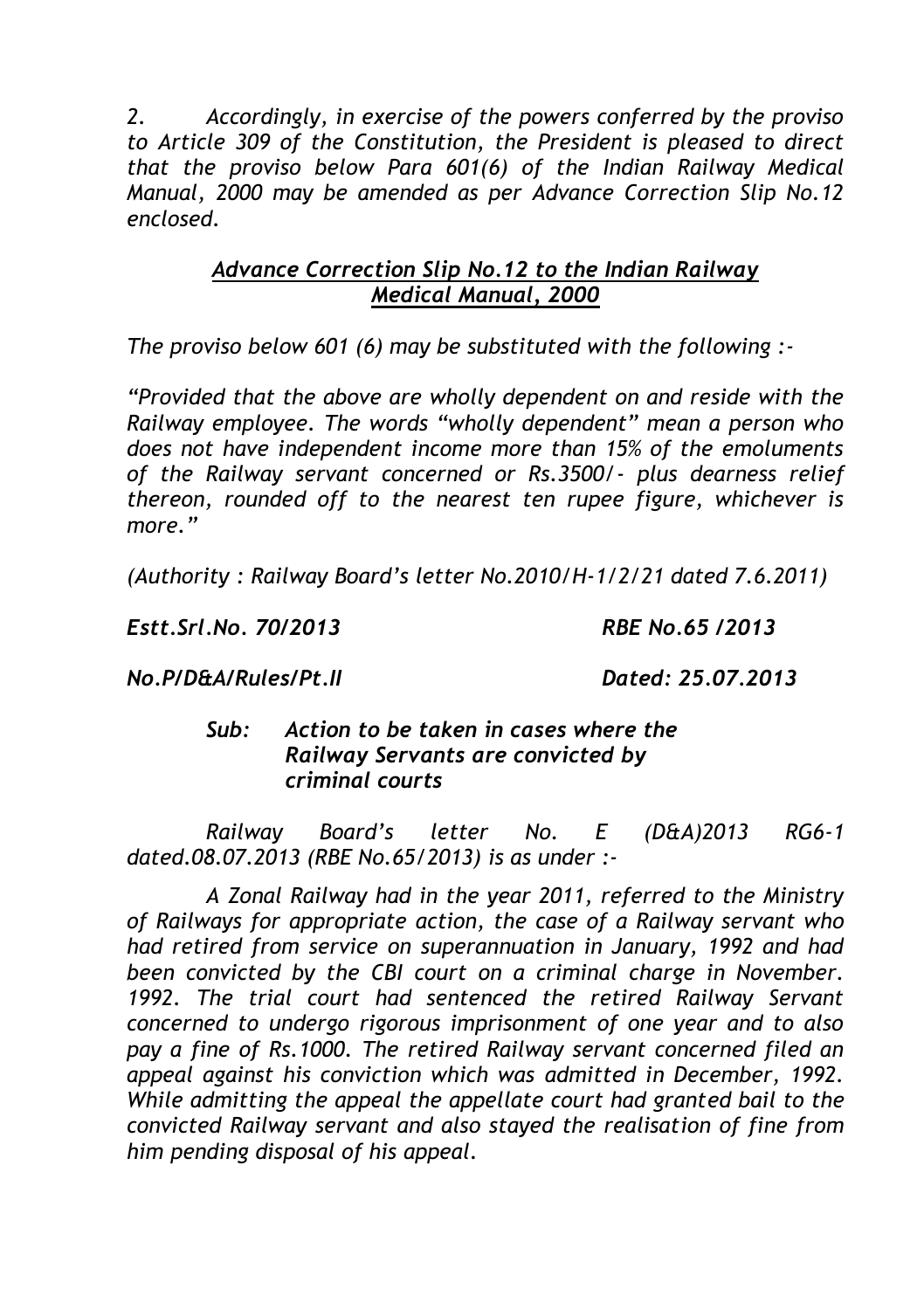*2. Accordingly, in exercise of the powers conferred by the proviso to Article 309 of the Constitution, the President is pleased to direct that the proviso below Para 601(6) of the Indian Railway Medical Manual, 2000 may be amended as per Advance Correction Slip No.12 enclosed.*

### *Advance Correction Slip No.12 to the Indian Railway Medical Manual, 2000*

*The proviso below 601 (6) may be substituted with the following :-*

*"Provided that the above are wholly dependent on and reside with the Railway employee. The words "wholly dependent" mean a person who does not have independent income more than 15% of the emoluments of the Railway servant concerned or Rs.3500/- plus dearness relief thereon, rounded off to the nearest ten rupee figure, whichever is more."*

*(Authority : Railway Board's letter No.2010/H-1/2/21 dated 7.6.2011)*

***Estt.Srl.No. 70/2013*** ***RBE No.65 /2013***

***No.P/D&A/Rules/Pt.II*** ***Dated: 25.07.2013***

***Sub: Action to be taken in cases where the Railway Servants are convicted by criminal courts***

*Railway Board's letter No. E (D&A)2013 RG6-1 dated.08.07.2013 (RBE No.65/2013) is as under :-*

*A Zonal Railway had in the year 2011, referred to the Ministry of Railways for appropriate action, the case of a Railway servant who had retired from service on superannuation in January, 1992 and had been convicted by the CBI court on a criminal charge in November. 1992. The trial court had sentenced the retired Railway Servant concerned to undergo rigorous imprisonment of one year and to also pay a fine of Rs.1000. The retired Railway servant concerned filed an appeal against his conviction which was admitted in December, 1992. While admitting the appeal the appellate court had granted bail to the convicted Railway servant and also stayed the realisation of fine from him pending disposal of his appeal.*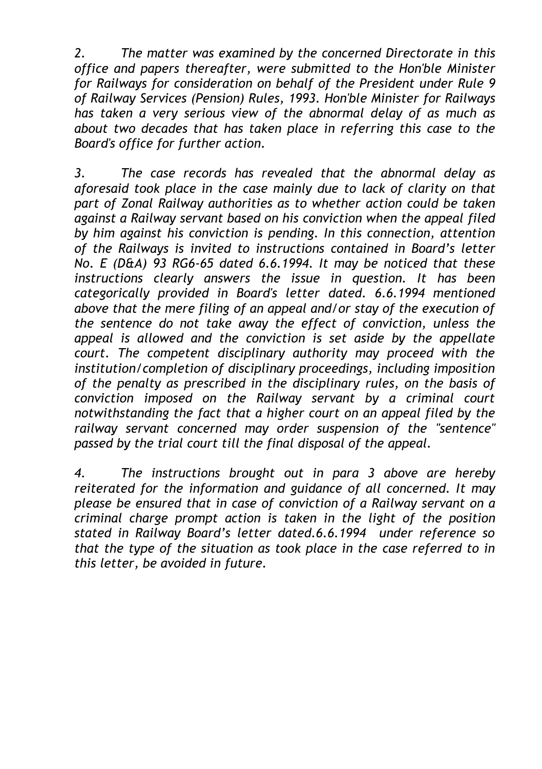*2. The matter was examined by the concerned Directorate in this office and papers thereafter, were submitted to the Hon'ble Minister for Railways for consideration on behalf of the President under Rule 9 of Railway Services (Pension) Rules, 1993. Hon'ble Minister for Railways has taken a very serious view of the abnormal delay of as much as about two decades that has taken place in referring this case to the Board's office for further action.*

*3. The case records has revealed that the abnormal delay as aforesaid took place in the case mainly due to lack of clarity on that part of Zonal Railway authorities as to whether action could be taken against a Railway servant based on his conviction when the appeal filed by him against his conviction is pending. In this connection, attention of the Railways is invited to instructions contained in Board's letter No. E (D&A) 93 RG6-65 dated 6.6.1994. It may be noticed that these instructions clearly answers the issue in question. It has been categorically provided in Board's letter dated. 6.6.1994 mentioned above that the mere filing of an appeal and/or stay of the execution of the sentence do not take away the effect of conviction, unless the appeal is allowed and the conviction is set aside by the appellate court. The competent disciplinary authority may proceed with the institution/completion of disciplinary proceedings, including imposition of the penalty as prescribed in the disciplinary rules, on the basis of conviction imposed on the Railway servant by a criminal court notwithstanding the fact that a higher court on an appeal filed by the railway servant concerned may order suspension of the "sentence" passed by the trial court till the final disposal of the appeal.*

*4. The instructions brought out in para 3 above are hereby reiterated for the information and guidance of all concerned. It may please be ensured that in case of conviction of a Railway servant on a criminal charge prompt action is taken in the light of the position stated in Railway Board's letter dated.6.6.1994 under reference so that the type of the situation as took place in the case referred to in this letter, be avoided in future.*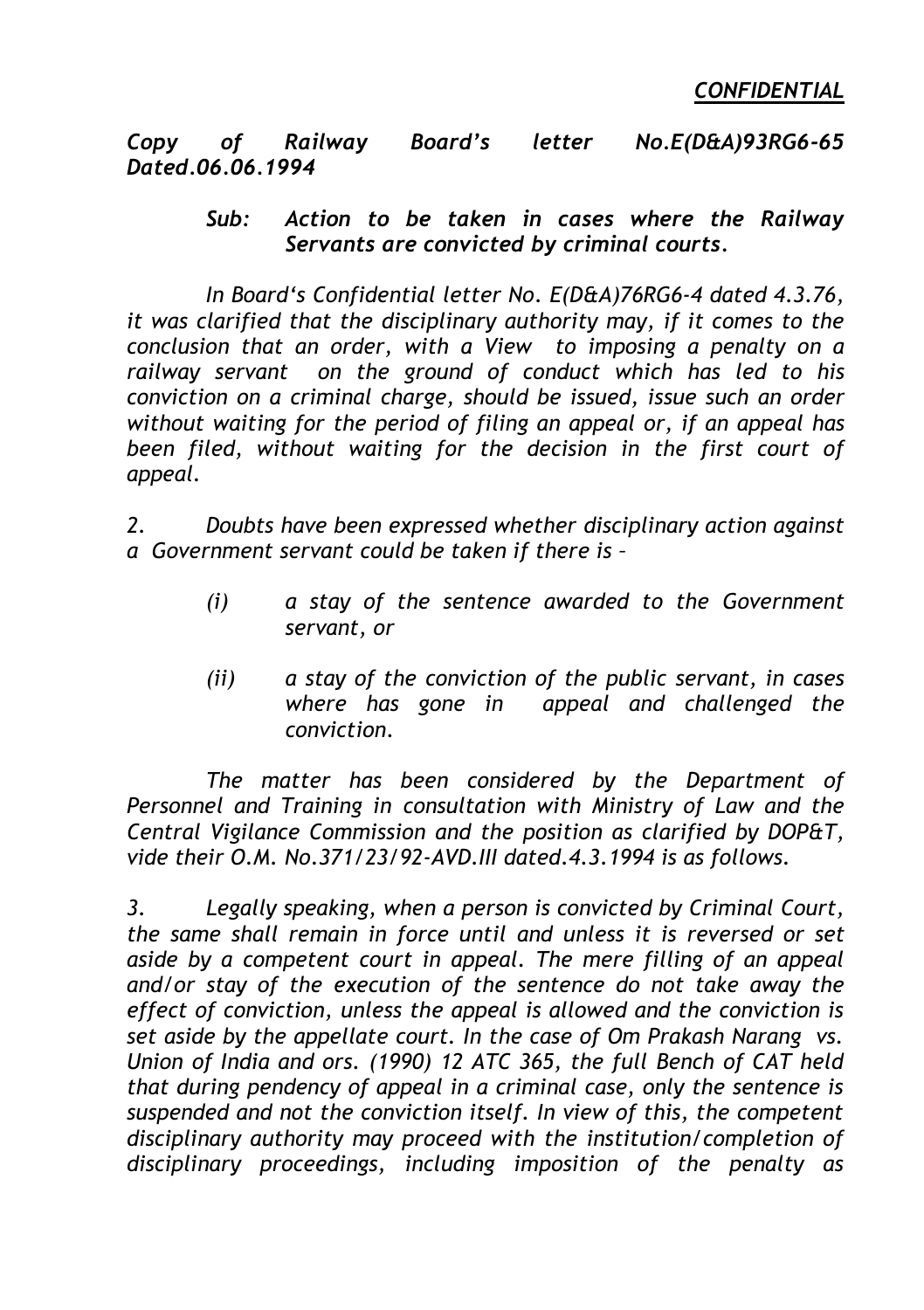*CONFIDENTIAL*

*Copy of Railway Board's letter No.E(D&A)93RG6-65 Dated.06.06.1994*

*Sub: Action to be taken in cases where the Railway Servants are convicted by criminal courts.*

*In Board's Confidential letter No. E(D&A)76RG6-4 dated 4.3.76, it was clarified that the disciplinary authority may, if it comes to the conclusion that an order, with a View to imposing a penalty on a railway servant on the ground of conduct which has led to his conviction on a criminal charge, should be issued, issue such an order without waiting for the period of filing an appeal or, if an appeal has been filed, without waiting for the decision in the first court of appeal.*

*2. Doubts have been expressed whether disciplinary action against a Government servant could be taken if there is –*

*(i) a stay of the sentence awarded to the Government servant, or*

*(ii) a stay of the conviction of the public servant, in cases where has gone in appeal and challenged the conviction.*

*The matter has been considered by the Department of Personnel and Training in consultation with Ministry of Law and the Central Vigilance Commission and the position as clarified by DOP&T, vide their O.M. No.371/23/92-AVD.III dated.4.3.1994 is as follows.*

*3. Legally speaking, when a person is convicted by Criminal Court, the same shall remain in force until and unless it is reversed or set aside by a competent court in appeal. The mere filling of an appeal and/or stay of the execution of the sentence do not take away the effect of conviction, unless the appeal is allowed and the conviction is set aside by the appellate court. In the case of Om Prakash Narang vs. Union of India and ors. (1990) 12 ATC 365, the full Bench of CAT held that during pendency of appeal in a criminal case, only the sentence is suspended and not the conviction itself. In view of this, the competent disciplinary authority may proceed with the institution/completion of disciplinary proceedings, including imposition of the penalty as*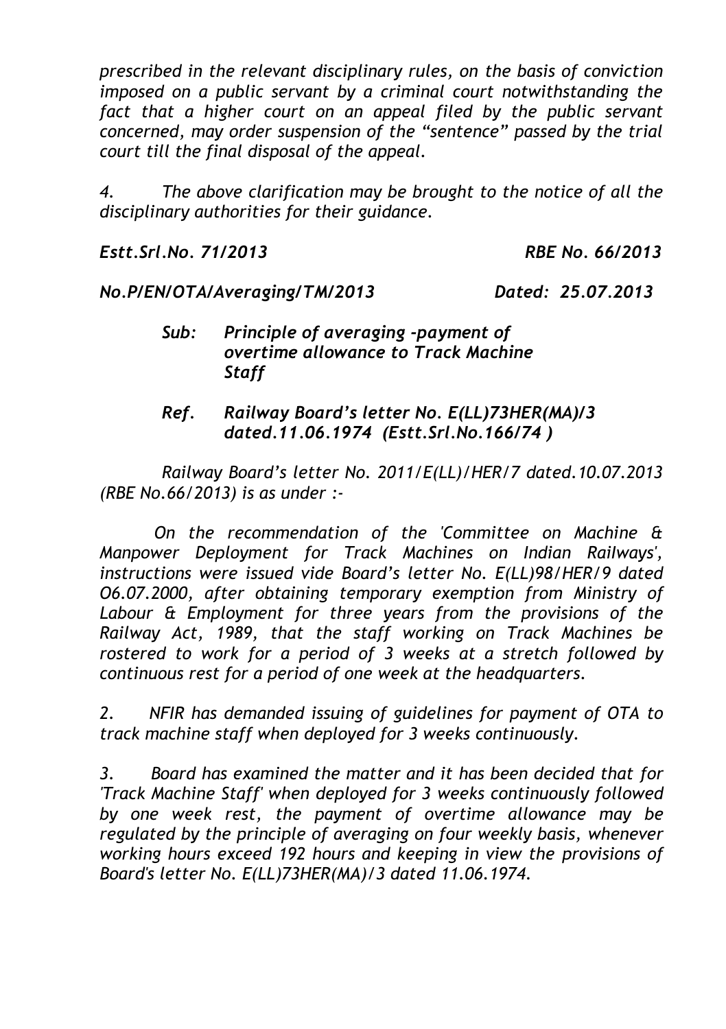*prescribed in the relevant disciplinary rules, on the basis of conviction imposed on a public servant by a criminal court notwithstanding the fact that a higher court on an appeal filed by the public servant concerned, may order suspension of the "sentence" passed by the trial court till the final disposal of the appeal.*

*4. The above clarification may be brought to the notice of all the disciplinary authorities for their guidance.*

***Estt.Srl.No. 71/2013*** ***RBE No. 66/2013***

***No.P/EN/OTA/Averaging/TM/2013*** ***Dated: 25.07.2013***

***Sub: Principle of averaging -payment of overtime allowance to Track Machine Staff***

***Ref. Railway Board's letter No. E(LL)73HER(MA)/3 dated.11.06.1974 (Estt.Srl.No.166/74 )***

*Railway Board's letter No. 2011/E(LL)/HER/7 dated.10.07.2013 (RBE No.66/2013) is as under :-*

*On the recommendation of the 'Committee on Machine & Manpower Deployment for Track Machines on Indian Railways', instructions were issued vide Board's letter No. E(LL)98/HER/9 dated O6.07.2000, after obtaining temporary exemption from Ministry of Labour & Employment for three years from the provisions of the Railway Act, 1989, that the staff working on Track Machines be rostered to work for a period of 3 weeks at a stretch followed by continuous rest for a period of one week at the headquarters.*

*2. NFIR has demanded issuing of guidelines for payment of OTA to track machine staff when deployed for 3 weeks continuously.*

*3. Board has examined the matter and it has been decided that for 'Track Machine Staff' when deployed for 3 weeks continuously followed by one week rest, the payment of overtime allowance may be regulated by the principle of averaging on four weekly basis, whenever working hours exceed 192 hours and keeping in view the provisions of Board's letter No. E(LL)73HER(MA)/3 dated 11.06.1974.*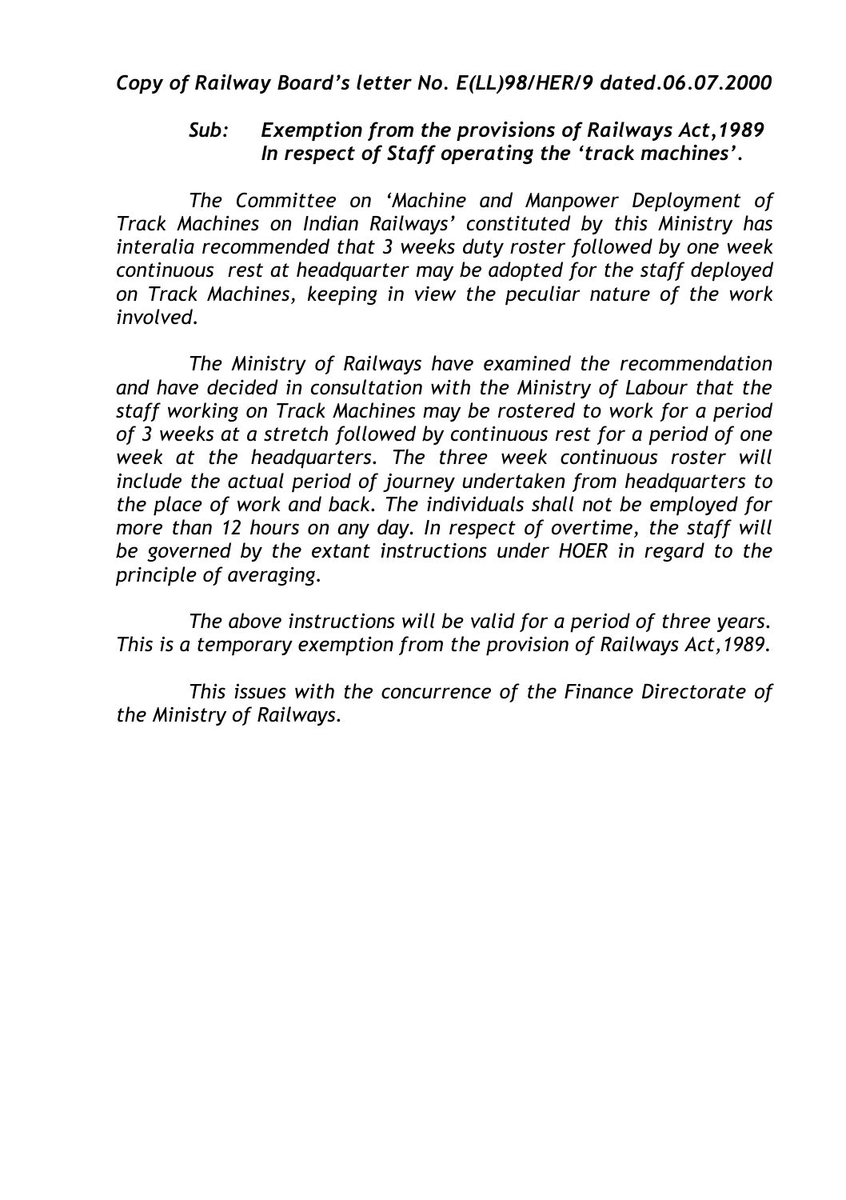*Copy of Railway Board's letter No. E(LL)98/HER/9 dated.06.07.2000*

***Sub: Exemption from the provisions of Railways Act,1989 In respect of Staff operating the 'track machines'.***

*The Committee on 'Machine and Manpower Deployment of Track Machines on Indian Railways' constituted by this Ministry has interalia recommended that 3 weeks duty roster followed by one week continuous rest at headquarter may be adopted for the staff deployed on Track Machines, keeping in view the peculiar nature of the work involved.*

*The Ministry of Railways have examined the recommendation and have decided in consultation with the Ministry of Labour that the staff working on Track Machines may be rostered to work for a period of 3 weeks at a stretch followed by continuous rest for a period of one week at the headquarters. The three week continuous roster will include the actual period of journey undertaken from headquarters to the place of work and back. The individuals shall not be employed for more than 12 hours on any day. In respect of overtime, the staff will be governed by the extant instructions under HOER in regard to the principle of averaging.*

*The above instructions will be valid for a period of three years. This is a temporary exemption from the provision of Railways Act,1989.*

*This issues with the concurrence of the Finance Directorate of the Ministry of Railways.*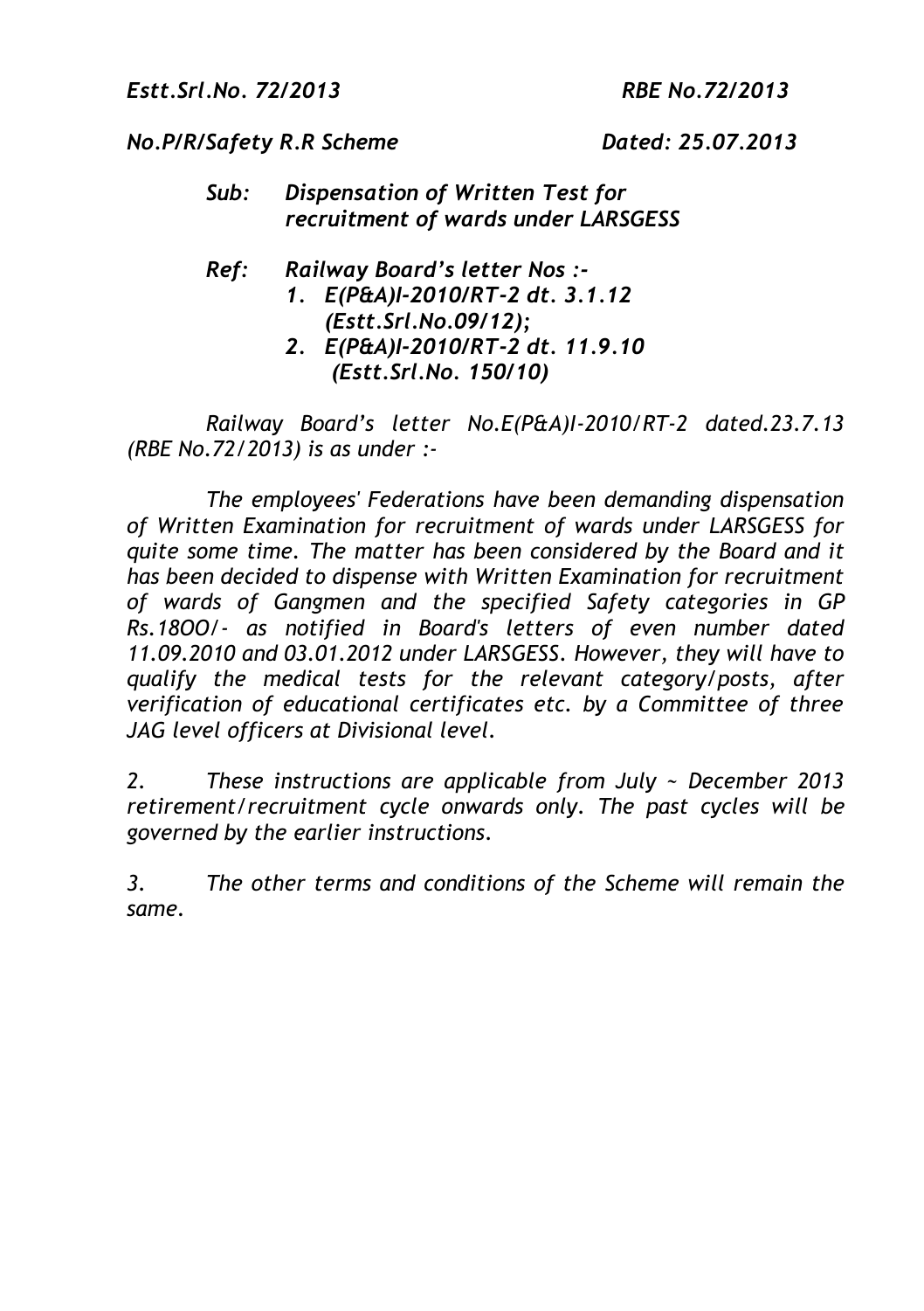*Estt.Srl.No. 72/2013* *RBE No.72/2013*

*No.P/R/Safety R.R Scheme* *Dated: 25.07.2013*

*Sub: Dispensation of Written Test for recruitment of wards under LARSGESS*

*Ref: Railway Board's letter Nos :-*

1. *E(P&A)I-2010/RT-2 dt. 3.1.12 (Estt.Srl.No.09/12);*
2. *E(P&A)I-2010/RT-2 dt. 11.9.10 (Estt.Srl.No. 150/10)*

*Railway Board's letter No.E(P&A)I-2010/RT-2 dated.23.7.13 (RBE No.72/2013) is as under :-*

*The employees' Federations have been demanding dispensation of Written Examination for recruitment of wards under LARSGESS for quite some time. The matter has been considered by the Board and it has been decided to dispense with Written Examination for recruitment of wards of Gangmen and the specified Safety categories in GP Rs.18OO/- as notified in Board's letters of even number dated 11.09.2010 and 03.01.2012 under LARSGESS. However, they will have to qualify the medical tests for the relevant category/posts, after verification of educational certificates etc. by a Committee of three JAG level officers at Divisional level.*

*2. These instructions are applicable from July ~ December 2013 retirement/recruitment cycle onwards only. The past cycles will be governed by the earlier instructions.*

*3. The other terms and conditions of the Scheme will remain the same.*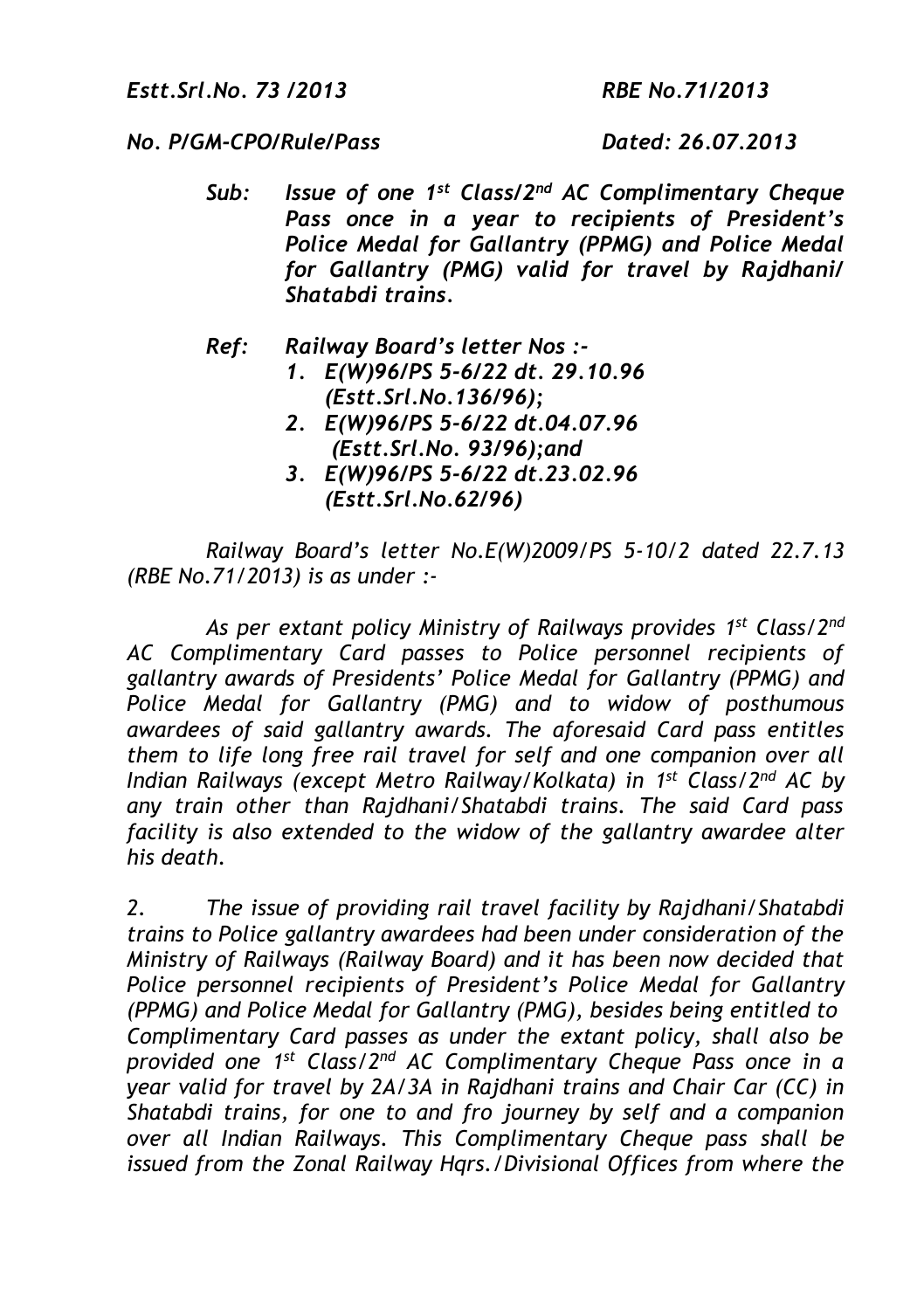*Estt.Srl.No. 73 /2013* *RBE No.71/2013*

*No. P/GM-CPO/Rule/Pass* *Dated: 26.07.2013*

*Sub: Issue of one 1st Class/2nd AC Complimentary Cheque Pass once in a year to recipients of President's Police Medal for Gallantry (PPMG) and Police Medal for Gallantry (PMG) valid for travel by Rajdhani/ Shatabdi trains.*

*Ref: Railway Board's letter Nos :-*

1. *E(W)96/PS 5-6/22 dt. 29.10.96 (Estt.Srl.No.136/96);*
2. *E(W)96/PS 5-6/22 dt.04.07.96 (Estt.Srl.No. 93/96);and*
3. *E(W)96/PS 5-6/22 dt.23.02.96 (Estt.Srl.No.62/96)*

*Railway Board's letter No.E(W)2009/PS 5-10/2 dated 22.7.13 (RBE No.71/2013) is as under :-*

*As per extant policy Ministry of Railways provides 1st Class/2nd AC Complimentary Card passes to Police personnel recipients of gallantry awards of Presidents' Police Medal for Gallantry (PPMG) and Police Medal for Gallantry (PMG) and to widow of posthumous awardees of said gallantry awards. The aforesaid Card pass entitles them to life long free rail travel for self and one companion over all Indian Railways (except Metro Railway/Kolkata) in 1st Class/2nd AC by any train other than Rajdhani/Shatabdi trains. The said Card pass facility is also extended to the widow of the gallantry awardee alter his death.*

*2. The issue of providing rail travel facility by Rajdhani/Shatabdi trains to Police gallantry awardees had been under consideration of the Ministry of Railways (Railway Board) and it has been now decided that Police personnel recipients of President's Police Medal for Gallantry (PPMG) and Police Medal for Gallantry (PMG), besides being entitled to Complimentary Card passes as under the extant policy, shall also be provided one 1st Class/2nd AC Complimentary Cheque Pass once in a year valid for travel by 2A/3A in Rajdhani trains and Chair Car (CC) in Shatabdi trains, for one to and fro journey by self and a companion over all Indian Railways. This Complimentary Cheque pass shall be issued from the Zonal Railway Hqrs./Divisional Offices from where the*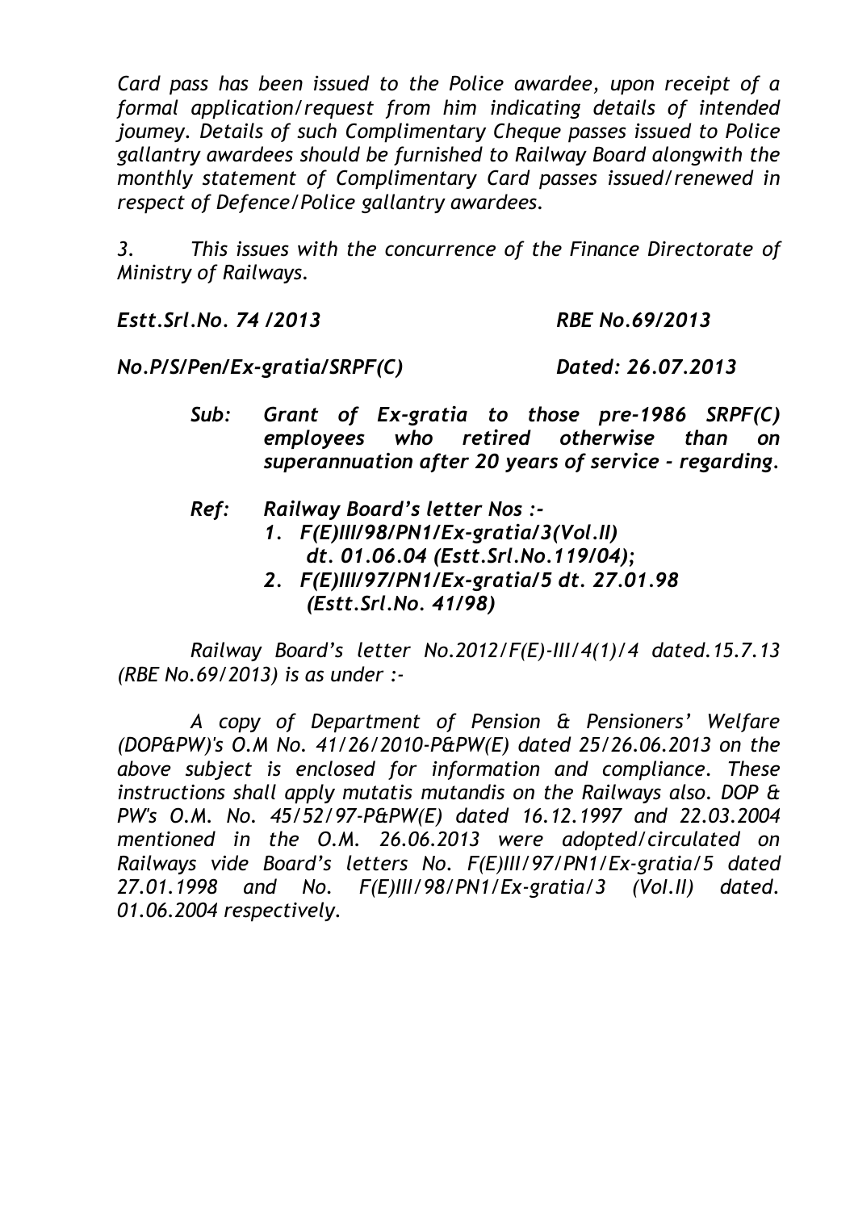*Card pass has been issued to the Police awardee, upon receipt of a formal application/request from him indicating details of intended joumey. Details of such Complimentary Cheque passes issued to Police gallantry awardees should be furnished to Railway Board alongwith the monthly statement of Complimentary Card passes issued/renewed in respect of Defence/Police gallantry awardees.*

*3. This issues with the concurrence of the Finance Directorate of Ministry of Railways.*

***Estt.Srl.No. 74 /2013*** &nbsp;&nbsp;&nbsp;&nbsp;&nbsp;&nbsp;&nbsp;&nbsp; ***RBE No.69/2013***

***No.P/S/Pen/Ex-gratia/SRPF(C)*** &nbsp;&nbsp;&nbsp;&nbsp;&nbsp;&nbsp;&nbsp;&nbsp; ***Dated: 26.07.2013***

***Sub: Grant of Ex-gratia to those pre-1986 SRPF(C) employees who retired otherwise than on superannuation after 20 years of service - regarding.***

***Ref: Railway Board's letter Nos :-***

1. ***F(E)III/98/PN1/Ex-gratia/3(Vol.II) dt. 01.06.04 (Estt.Srl.No.119/04);***
2. ***F(E)III/97/PN1/Ex-gratia/5 dt. 27.01.98 (Estt.Srl.No. 41/98)***

*Railway Board's letter No.2012/F(E)-III/4(1)/4 dated.15.7.13 (RBE No.69/2013) is as under :-*

*A copy of Department of Pension & Pensioners' Welfare (DOP&PW)'s O.M No. 41/26/2010-P&PW(E) dated 25/26.06.2013 on the above subject is enclosed for information and compliance. These instructions shall apply mutatis mutandis on the Railways also. DOP & PW's O.M. No. 45/52/97-P&PW(E) dated 16.12.1997 and 22.03.2004 mentioned in the O.M. 26.06.2013 were adopted/circulated on Railways vide Board's letters No. F(E)III/97/PN1/Ex-gratia/5 dated 27.01.1998 and No. F(E)III/98/PN1/Ex-gratia/3 (Vol.II) dated. 01.06.2004 respectively.*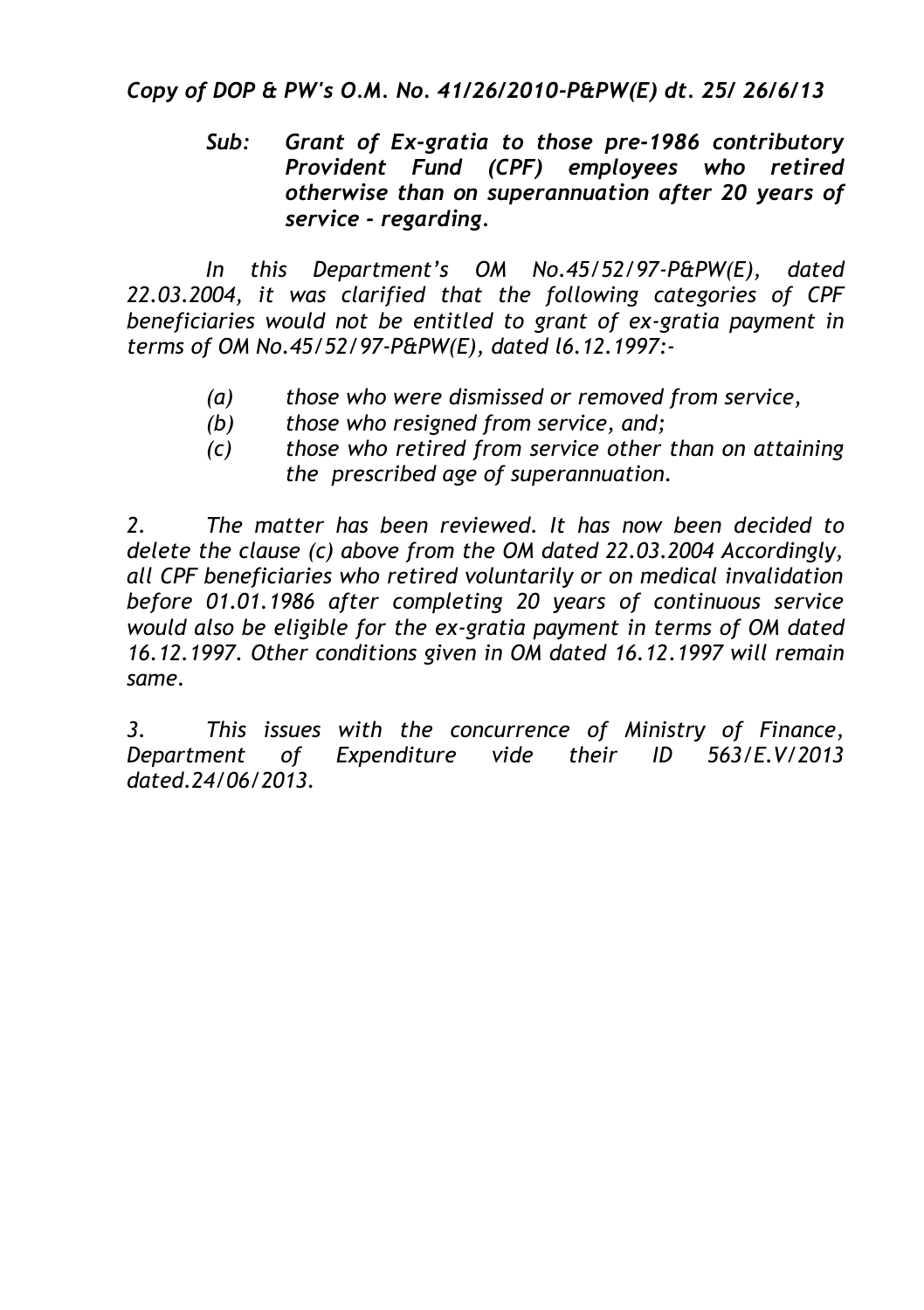*Copy of DOP & PW's O.M. No. 41/26/2010-P&PW(E) dt. 25/ 26/6/13*

*Sub: Grant of Ex-gratia to those pre-1986 contributory Provident Fund (CPF) employees who retired otherwise than on superannuation after 20 years of service - regarding.*

*In this Department's OM No.45/52/97-P&PW(E), dated 22.03.2004, it was clarified that the following categories of CPF beneficiaries would not be entitled to grant of ex-gratia payment in terms of OM No.45/52/97-P&PW(E), dated l6.12.1997:-*

*(a) those who were dismissed or removed from service,*
*(b) those who resigned from service, and;*
*(c) those who retired from service other than on attaining the prescribed age of superannuation.*

*2. The matter has been reviewed. It has now been decided to delete the clause (c) above from the OM dated 22.03.2004 Accordingly, all CPF beneficiaries who retired voluntarily or on medical invalidation before 01.01.1986 after completing 20 years of continuous service would also be eligible for the ex-gratia payment in terms of OM dated 16.12.1997. Other conditions given in OM dated 16.12.1997 will remain same.*

*3. This issues with the concurrence of Ministry of Finance, Department of Expenditure vide their ID 563/E.V/2013 dated.24/06/2013.*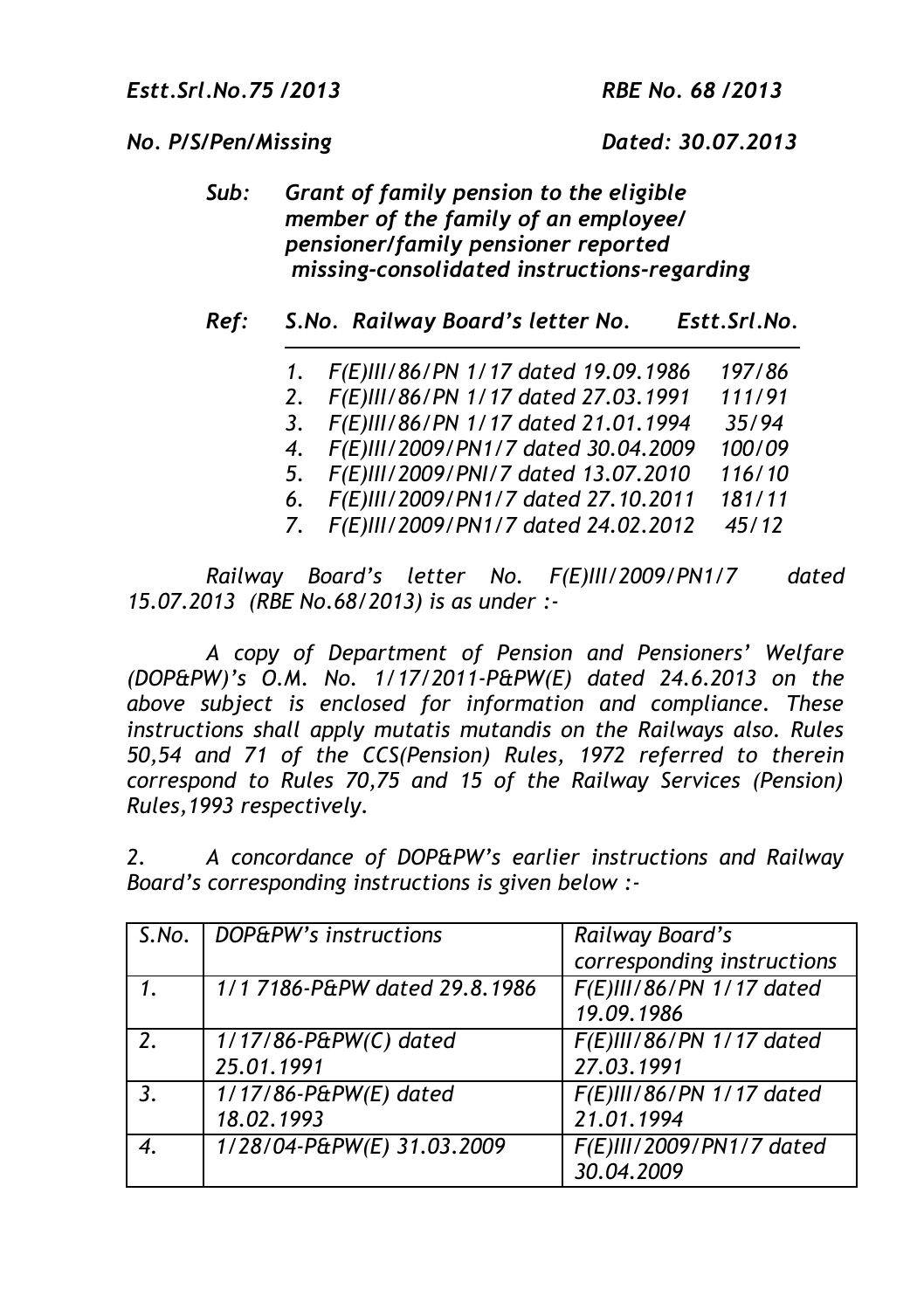*Estt.Srl.No.75 /2013* *RBE No. 68 /2013*

*No. P/S/Pen/Missing* *Dated: 30.07.2013*

*Sub: Grant of family pension to the eligible member of the family of an employee/ pensioner/family pensioner reported missing-consolidated instructions-regarding*

*Ref:*

| S.No. | Railway Board's letter No. | Estt.Srl.No. |
|---|---|---|
| 1. | F(E)III/86/PN 1/17 dated 19.09.1986 | 197/86 |
| 2. | F(E)III/86/PN 1/17 dated 27.03.1991 | 111/91 |
| 3. | F(E)III/86/PN 1/17 dated 21.01.1994 | 35/94 |
| 4. | F(E)III/2009/PN1/7 dated 30.04.2009 | 100/09 |
| 5. | F(E)III/2009/PNI/7 dated 13.07.2010 | 116/10 |
| 6. | F(E)III/2009/PN1/7 dated 27.10.2011 | 181/11 |
| 7. | F(E)III/2009/PN1/7 dated 24.02.2012 | 45/12 |

*Railway Board's letter No. F(E)III/2009/PN1/7 dated 15.07.2013 (RBE No.68/2013) is as under :-*

*A copy of Department of Pension and Pensioners' Welfare (DOP&PW)'s O.M. No. 1/17/2011-P&PW(E) dated 24.6.2013 on the above subject is enclosed for information and compliance. These instructions shall apply mutatis mutandis on the Railways also. Rules 50,54 and 71 of the CCS(Pension) Rules, 1972 referred to therein correspond to Rules 70,75 and 15 of the Railway Services (Pension) Rules,1993 respectively.*

*2. A concordance of DOP&PW's earlier instructions and Railway Board's corresponding instructions is given below :-*

| S.No. | DOP&PW's instructions | Railway Board's corresponding instructions |
|---|---|---|
| 1. | 1/1 7186-P&PW dated 29.8.1986 | F(E)III/86/PN 1/17 dated 19.09.1986 |
| 2. | 1/17/86-P&PW(C) dated 25.01.1991 | F(E)III/86/PN 1/17 dated 27.03.1991 |
| 3. | 1/17/86-P&PW(E) dated 18.02.1993 | F(E)III/86/PN 1/17 dated 21.01.1994 |
| 4. | 1/28/04-P&PW(E) 31.03.2009 | F(E)III/2009/PN1/7 dated 30.04.2009 |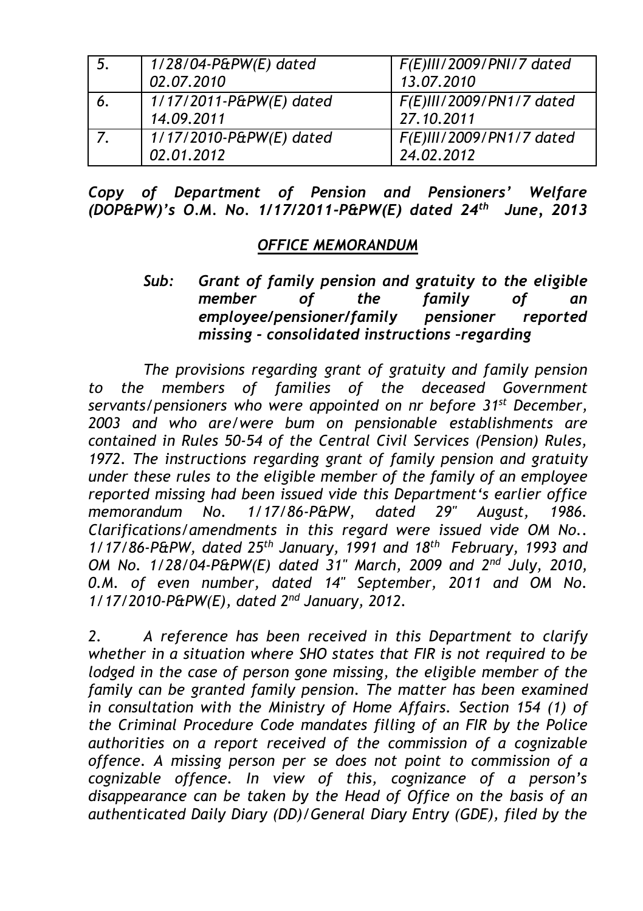| | | |
|---|---|---|
| 5. | *1/28/04-P&PW(E) dated 02.07.2010* | *F(E)III/2009/PNI/7 dated 13.07.2010* |
| 6. | *1/17/2011-P&PW(E) dated 14.09.2011* | *F(E)III/2009/PN1/7 dated 27.10.2011* |
| 7. | *1/17/2010-P&PW(E) dated 02.01.2012* | *F(E)III/2009/PN1/7 dated 24.02.2012* |

***Copy of Department of Pension and Pensioners' Welfare (DOP&PW)'s O.M. No. 1/17/2011-P&PW(E) dated 24th June, 2013***

***OFFICE MEMORANDUM***

***Sub: Grant of family pension and gratuity to the eligible member of the family of an employee/pensioner/family pensioner reported missing - consolidated instructions –regarding***

*The provisions regarding grant of gratuity and family pension to the members of families of the deceased Government servants/pensioners who were appointed on nr before 31st December, 2003 and who are/were bum on pensionable establishments are contained in Rules 50-54 of the Central Civil Services (Pension) Rules, 1972. The instructions regarding grant of family pension and gratuity under these rules to the eligible member of the family of an employee reported missing had been issued vide this Department's earlier office memorandum No. 1/17/86-P&PW, dated 29" August, 1986. Clarifications/amendments in this regard were issued vide OM No.. 1/17/86-P&PW, dated 25th January, 1991 and 18th February, 1993 and OM No. 1/28/04-P&PW(E) dated 31" March, 2009 and 2nd July, 2010, 0.M. of even number, dated 14" September, 2011 and OM No. 1/17/2010-P&PW(E), dated 2nd January, 2012.*

*2. A reference has been received in this Department to clarify whether in a situation where SHO states that FIR is not required to be lodged in the case of person gone missing, the eligible member of the family can be granted family pension. The matter has been examined in consultation with the Ministry of Home Affairs. Section 154 (1) of the Criminal Procedure Code mandates filling of an FIR by the Police authorities on a report received of the commission of a cognizable offence. A missing person per se does not point to commission of a cognizable offence. In view of this, cognizance of a person's disappearance can be taken by the Head of Office on the basis of an authenticated Daily Diary (DD)/General Diary Entry (GDE), filed by the*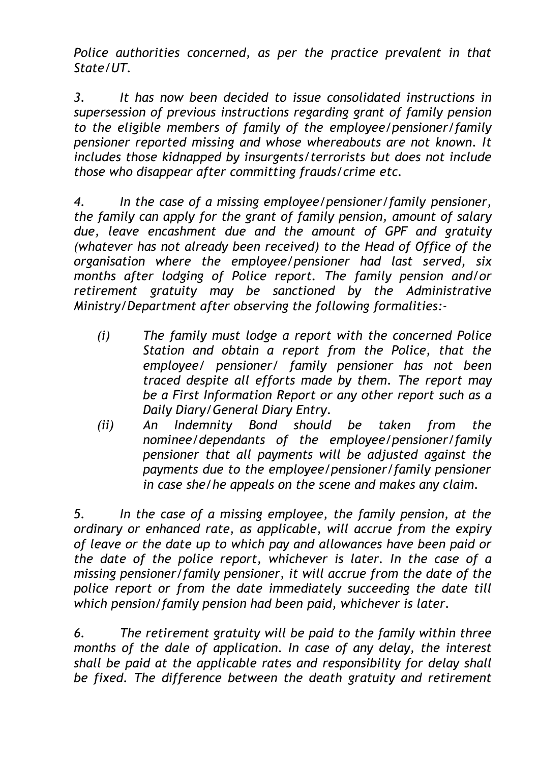*Police authorities concerned, as per the practice prevalent in that State/UT.*

*3. It has now been decided to issue consolidated instructions in supersession of previous instructions regarding grant of family pension to the eligible members of family of the employee/pensioner/family pensioner reported missing and whose whereabouts are not known. It includes those kidnapped by insurgents/terrorists but does not include those who disappear after committing frauds/crime etc.*

*4. In the case of a missing employee/pensioner/family pensioner, the family can apply for the grant of family pension, amount of salary due, leave encashment due and the amount of GPF and gratuity (whatever has not already been received) to the Head of Office of the organisation where the employee/pensioner had last served, six months after lodging of Police report. The family pension and/or retirement gratuity may be sanctioned by the Administrative Ministry/Department after observing the following formalities:-*

- *(i) The family must lodge a report with the concerned Police Station and obtain a report from the Police, that the employee/ pensioner/ family pensioner has not been traced despite all efforts made by them. The report may be a First Information Report or any other report such as a Daily Diary/General Diary Entry.*
- *(ii) An Indemnity Bond should be taken from the nominee/dependants of the employee/pensioner/family pensioner that all payments will be adjusted against the payments due to the employee/pensioner/family pensioner in case she/he appeals on the scene and makes any claim.*

*5. In the case of a missing employee, the family pension, at the ordinary or enhanced rate, as applicable, will accrue from the expiry of leave or the date up to which pay and allowances have been paid or the date of the police report, whichever is later. In the case of a missing pensioner/family pensioner, it will accrue from the date of the police report or from the date immediately succeeding the date till which pension/family pension had been paid, whichever is later.*

*6. The retirement gratuity will be paid to the family within three months of the dale of application. In case of any delay, the interest shall be paid at the applicable rates and responsibility for delay shall be fixed. The difference between the death gratuity and retirement*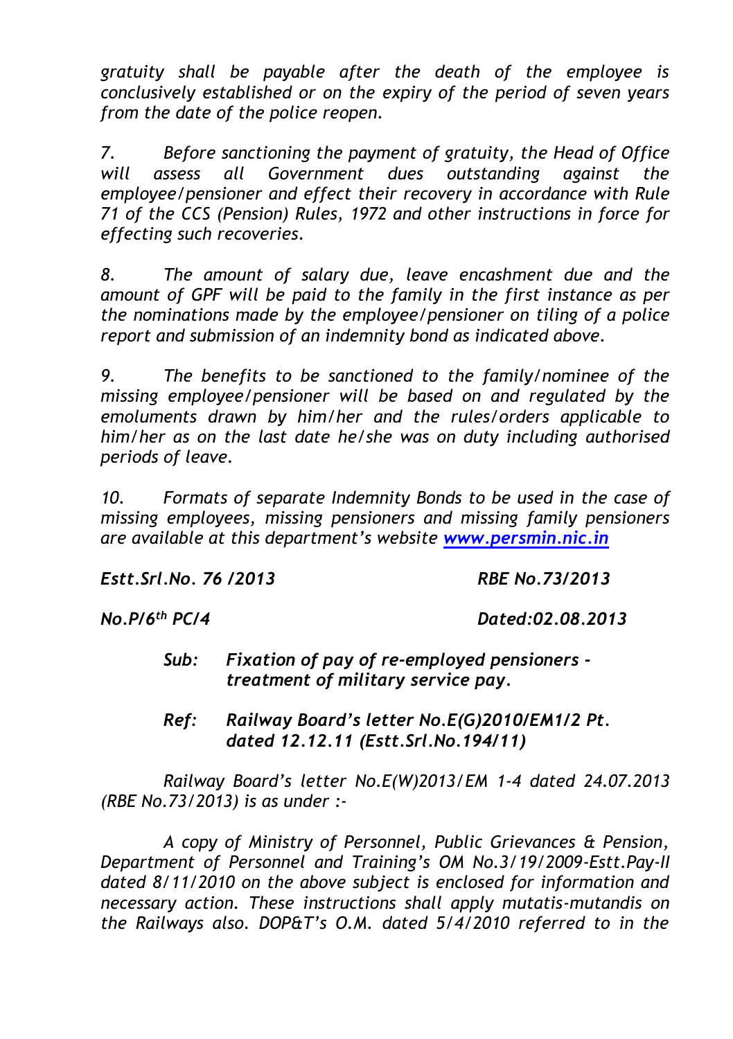*gratuity shall be payable after the death of the employee is conclusively established or on the expiry of the period of seven years from the date of the police reopen.*

*7. Before sanctioning the payment of gratuity, the Head of Office will assess all Government dues outstanding against the employee/pensioner and effect their recovery in accordance with Rule 71 of the CCS (Pension) Rules, 1972 and other instructions in force for effecting such recoveries.*

*8. The amount of salary due, leave encashment due and the amount of GPF will be paid to the family in the first instance as per the nominations made by the employee/pensioner on tiling of a police report and submission of an indemnity bond as indicated above.*

*9. The benefits to be sanctioned to the family/nominee of the missing employee/pensioner will be based on and regulated by the emoluments drawn by him/her and the rules/orders applicable to him/her as on the last date he/she was on duty including authorised periods of leave.*

*10. Formats of separate Indemnity Bonds to be used in the case of missing employees, missing pensioners and missing family pensioners are available at this department's website [www.persmin.nic.in](http://www.persmin.nic.in)*

***Estt.Srl.No. 76 /2013*** ***RBE No.73/2013***

***No.P/6th PC/4*** ***Dated:02.08.2013***

***Sub: Fixation of pay of re-employed pensioners - treatment of military service pay.***

***Ref: Railway Board's letter No.E(G)2010/EM1/2 Pt. dated 12.12.11 (Estt.Srl.No.194/11)***

*Railway Board's letter No.E(W)2013/EM 1-4 dated 24.07.2013 (RBE No.73/2013) is as under :-*

*A copy of Ministry of Personnel, Public Grievances & Pension, Department of Personnel and Training's OM No.3/19/2009-Estt.Pay-II dated 8/11/2010 on the above subject is enclosed for information and necessary action. These instructions shall apply mutatis-mutandis on the Railways also. DOP&T's O.M. dated 5/4/2010 referred to in the*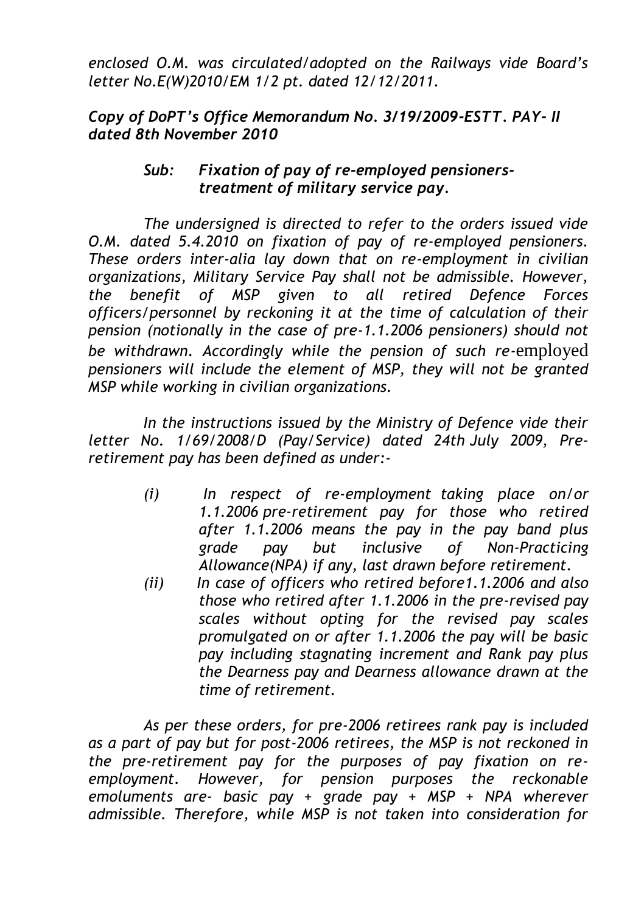*enclosed O.M. was circulated/adopted on the Railways vide Board's letter No.E(W)2010/EM 1/2 pt. dated 12/12/2011.*

***Copy of DoPT's Office Memorandum No. 3/19/2009-ESTT. PAY- II dated 8th November 2010***

***Sub: Fixation of pay of re-employed pensioners- treatment of military service pay.***

*The undersigned is directed to refer to the orders issued vide O.M. dated 5.4.2010 on fixation of pay of re-employed pensioners. These orders inter-alia lay down that on re-employment in civilian organizations, Military Service Pay shall not be admissible. However, the benefit of MSP given to all retired Defence Forces officers/personnel by reckoning it at the time of calculation of their pension (notionally in the case of pre-1.1.2006 pensioners) should not be withdrawn. Accordingly while the pension of such re-employed pensioners will include the element of MSP, they will not be granted MSP while working in civilian organizations.*

*In the instructions issued by the Ministry of Defence vide their letter No. 1/69/2008/D (Pay/Service) dated 24th July 2009, Pre-retirement pay has been defined as under:-*

- *(i) In respect of re-employment taking place on/or 1.1.2006 pre-retirement pay for those who retired after 1.1.2006 means the pay in the pay band plus grade pay but inclusive of Non-Practicing Allowance(NPA) if any, last drawn before retirement.*
- *(ii) In case of officers who retired before1.1.2006 and also those who retired after 1.1.2006 in the pre-revised pay scales without opting for the revised pay scales promulgated on or after 1.1.2006 the pay will be basic pay including stagnating increment and Rank pay plus the Dearness pay and Dearness allowance drawn at the time of retirement.*

*As per these orders, for pre-2006 retirees rank pay is included as a part of pay but for post-2006 retirees, the MSP is not reckoned in the pre-retirement pay for the purposes of pay fixation on re-employment. However, for pension purposes the reckonable emoluments are- basic pay + grade pay + MSP + NPA wherever admissible. Therefore, while MSP is not taken into consideration for*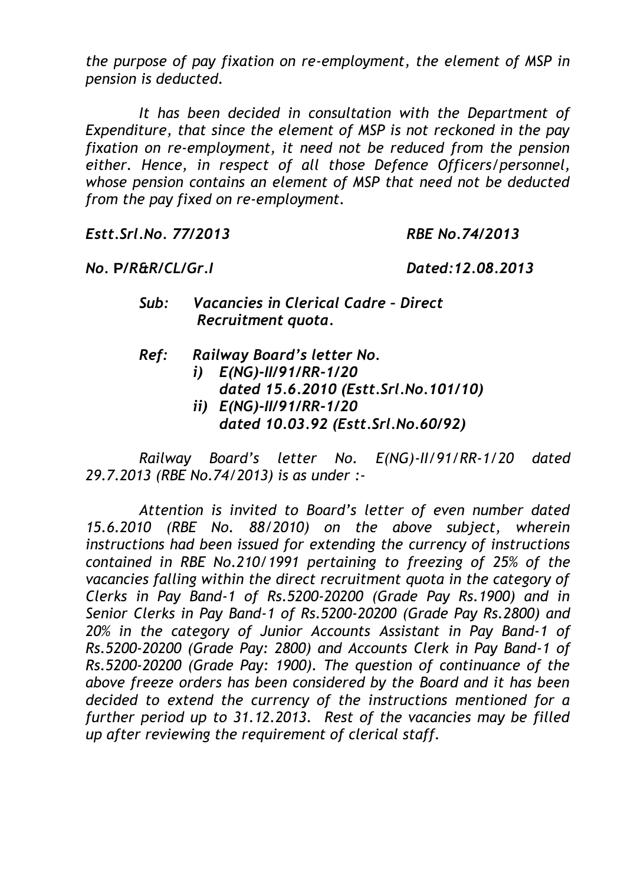*the purpose of pay fixation on re-employment, the element of MSP in pension is deducted.*

*It has been decided in consultation with the Department of Expenditure, that since the element of MSP is not reckoned in the pay fixation on re-employment, it need not be reduced from the pension either. Hence, in respect of all those Defence Officers/personnel, whose pension contains an element of MSP that need not be deducted from the pay fixed on re-employment.*

***Estt.Srl.No. 77/2013*** ***RBE No.74/2013***

***No. P/R&R/CL/Gr.I*** ***Dated:12.08.2013***

***Sub: Vacancies in Clerical Cadre – Direct Recruitment quota.***

***Ref: Railway Board's letter No.***
- ***i) E(NG)-II/91/RR-1/20 dated 15.6.2010 (Estt.Srl.No.101/10)***
- ***ii) E(NG)-II/91/RR-1/20 dated 10.03.92 (Estt.Srl.No.60/92)***

*Railway Board's letter No. E(NG)-II/91/RR-1/20 dated 29.7.2013 (RBE No.74/2013) is as under :-*

*Attention is invited to Board's letter of even number dated 15.6.2010 (RBE No. 88/2010) on the above subject, wherein instructions had been issued for extending the currency of instructions contained in RBE No.210/1991 pertaining to freezing of 25% of the vacancies falling within the direct recruitment quota in the category of Clerks in Pay Band-1 of Rs.5200-20200 (Grade Pay Rs.1900) and in Senior Clerks in Pay Band-1 of Rs.5200-20200 (Grade Pay Rs.2800) and 20% in the category of Junior Accounts Assistant in Pay Band-1 of Rs.5200-20200 (Grade Pay: 2800) and Accounts Clerk in Pay Band-1 of Rs.5200-20200 (Grade Pay: 1900). The question of continuance of the above freeze orders has been considered by the Board and it has been decided to extend the currency of the instructions mentioned for a further period up to 31.12.2013. Rest of the vacancies may be filled up after reviewing the requirement of clerical staff.*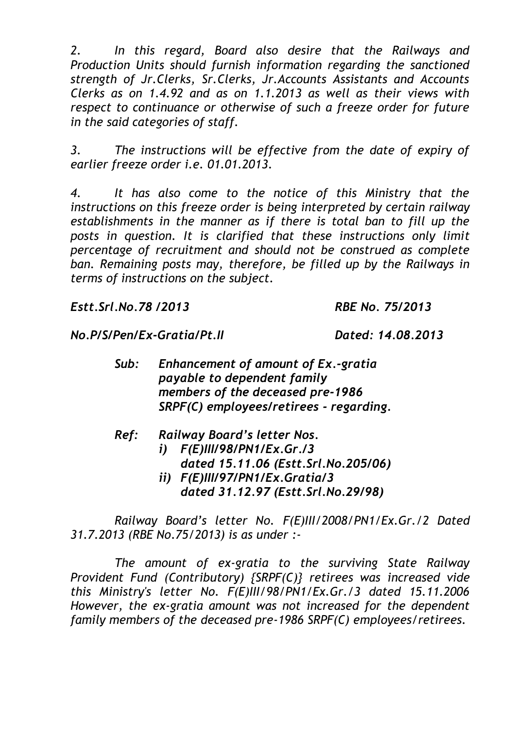*2. In this regard, Board also desire that the Railways and Production Units should furnish information regarding the sanctioned strength of Jr.Clerks, Sr.Clerks, Jr.Accounts Assistants and Accounts Clerks as on 1.4.92 and as on 1.1.2013 as well as their views with respect to continuance or otherwise of such a freeze order for future in the said categories of staff.*

*3. The instructions will be effective from the date of expiry of earlier freeze order i.e. 01.01.2013.*

*4. It has also come to the notice of this Ministry that the instructions on this freeze order is being interpreted by certain railway establishments in the manner as if there is total ban to fill up the posts in question. It is clarified that these instructions only limit percentage of recruitment and should not be construed as complete ban. Remaining posts may, therefore, be filled up by the Railways in terms of instructions on the subject.*

***Estt.Srl.No.78 /2013*** ***RBE No. 75/2013***

***No.P/S/Pen/Ex-Gratia/Pt.II*** ***Dated: 14.08.2013***

***Sub: Enhancement of amount of Ex.-gratia payable to dependent family members of the deceased pre-1986 SRPF(C) employees/retirees - regarding.***

***Ref: Railway Board's letter Nos.***
***i) F(E)III/98/PN1/Ex.Gr./3 dated 15.11.06 (Estt.Srl.No.205/06)***
***ii) F(E)III/97/PN1/Ex.Gratia/3 dated 31.12.97 (Estt.Srl.No.29/98)***

*Railway Board's letter No. F(E)III/2008/PN1/Ex.Gr./2 Dated 31.7.2013 (RBE No.75/2013) is as under :-*

*The amount of ex-gratia to the surviving State Railway Provident Fund (Contributory) {SRPF(C)} retirees was increased vide this Ministry's letter No. F(E)III/98/PN1/Ex.Gr./3 dated 15.11.2006 However, the ex-gratia amount was not increased for the dependent family members of the deceased pre-1986 SRPF(C) employees/retirees.*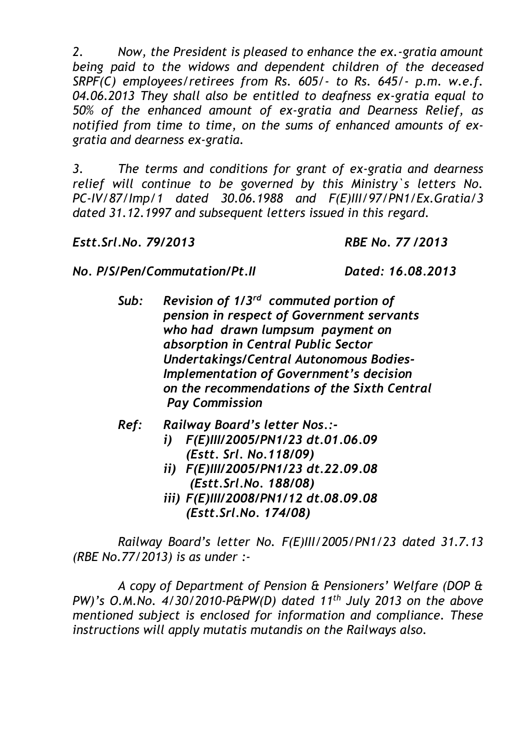*2. Now, the President is pleased to enhance the ex.-gratia amount being paid to the widows and dependent children of the deceased SRPF(C) employees/retirees from Rs. 605/- to Rs. 645/- p.m. w.e.f. 04.06.2013 They shall also be entitled to deafness ex-gratia equal to 50% of the enhanced amount of ex-gratia and Dearness Relief, as notified from time to time, on the sums of enhanced amounts of ex-gratia and dearness ex-gratia.*

*3. The terms and conditions for grant of ex-gratia and dearness relief will continue to be governed by this Ministry`s letters No. PC-IV/87/Imp/1 dated 30.06.1988 and F(E)III/97/PN1/Ex.Gratia/3 dated 31.12.1997 and subsequent letters issued in this regard.*

***Estt.Srl.No. 79/2013*** ***RBE No. 77 /2013***

***No. P/S/Pen/Commutation/Pt.II*** ***Dated: 16.08.2013***

***Sub: Revision of 1/3rd commuted portion of pension in respect of Government servants who had drawn lumpsum payment on absorption in Central Public Sector Undertakings/Central Autonomous Bodies- Implementation of Government's decision on the recommendations of the Sixth Central Pay Commission***

***Ref: Railway Board's letter Nos.:-***

- ***i) F(E)III/2005/PN1/23 dt.01.06.09 (Estt. Srl. No.118/09)***
- ***ii) F(E)III/2005/PN1/23 dt.22.09.08 (Estt.Srl.No. 188/08)***
- ***iii) F(E)III/2008/PN1/12 dt.08.09.08 (Estt.Srl.No. 174/08)***

*Railway Board's letter No. F(E)III/2005/PN1/23 dated 31.7.13 (RBE No.77/2013) is as under :-*

*A copy of Department of Pension & Pensioners' Welfare (DOP & PW)'s O.M.No. 4/30/2010-P&PW(D) dated 11th July 2013 on the above mentioned subject is enclosed for information and compliance. These instructions will apply mutatis mutandis on the Railways also.*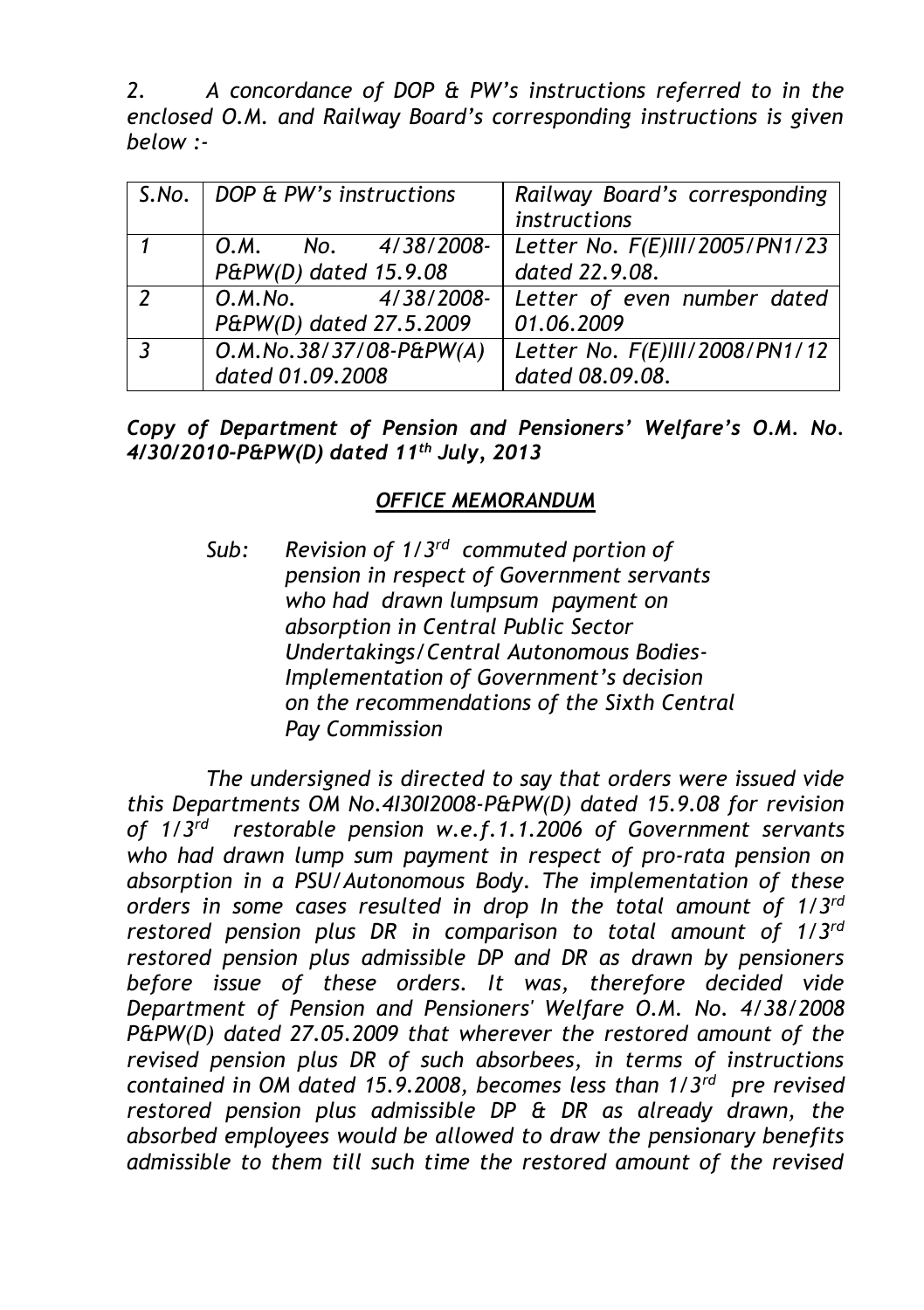*2. A concordance of DOP & PW's instructions referred to in the enclosed O.M. and Railway Board's corresponding instructions is given below :-*

| *S.No.* | *DOP & PW's instructions* | *Railway Board's corresponding instructions* |
|---|---|---|
| *1* | *O.M. No. 4/38/2008-P&PW(D) dated 15.9.08* | *Letter No. F(E)III/2005/PN1/23 dated 22.9.08.* |
| *2* | *O.M.No. 4/38/2008-P&PW(D) dated 27.5.2009* | *Letter of even number dated 01.06.2009* |
| *3* | *O.M.No.38/37/08-P&PW(A) dated 01.09.2008* | *Letter No. F(E)III/2008/PN1/12 dated 08.09.08.* |

***Copy of Department of Pension and Pensioners' Welfare's O.M. No. 4/30/2010-P&PW(D) dated 11th July, 2013***

***OFFICE MEMORANDUM***

*Sub: Revision of 1/3rd commuted portion of pension in respect of Government servants who had drawn lumpsum payment on absorption in Central Public Sector Undertakings/Central Autonomous Bodies- Implementation of Government's decision on the recommendations of the Sixth Central Pay Commission*

*The undersigned is directed to say that orders were issued vide this Departments OM No.4I30I2008-P&PW(D) dated 15.9.08 for revision of 1/3rd restorable pension w.e.f.1.1.2006 of Government servants who had drawn lump sum payment in respect of pro-rata pension on absorption in a PSU/Autonomous Body. The implementation of these orders in some cases resulted in drop In the total amount of 1/3rd restored pension plus DR in comparison to total amount of 1/3rd restored pension plus admissible DP and DR as drawn by pensioners before issue of these orders. It was, therefore decided vide Department of Pension and Pensioners' Welfare O.M. No. 4/38/2008 P&PW(D) dated 27.05.2009 that wherever the restored amount of the revised pension plus DR of such absorbees, in terms of instructions contained in OM dated 15.9.2008, becomes less than 1/3rd pre revised restored pension plus admissible DP & DR as already drawn, the absorbed employees would be allowed to draw the pensionary benefits admissible to them till such time the restored amount of the revised*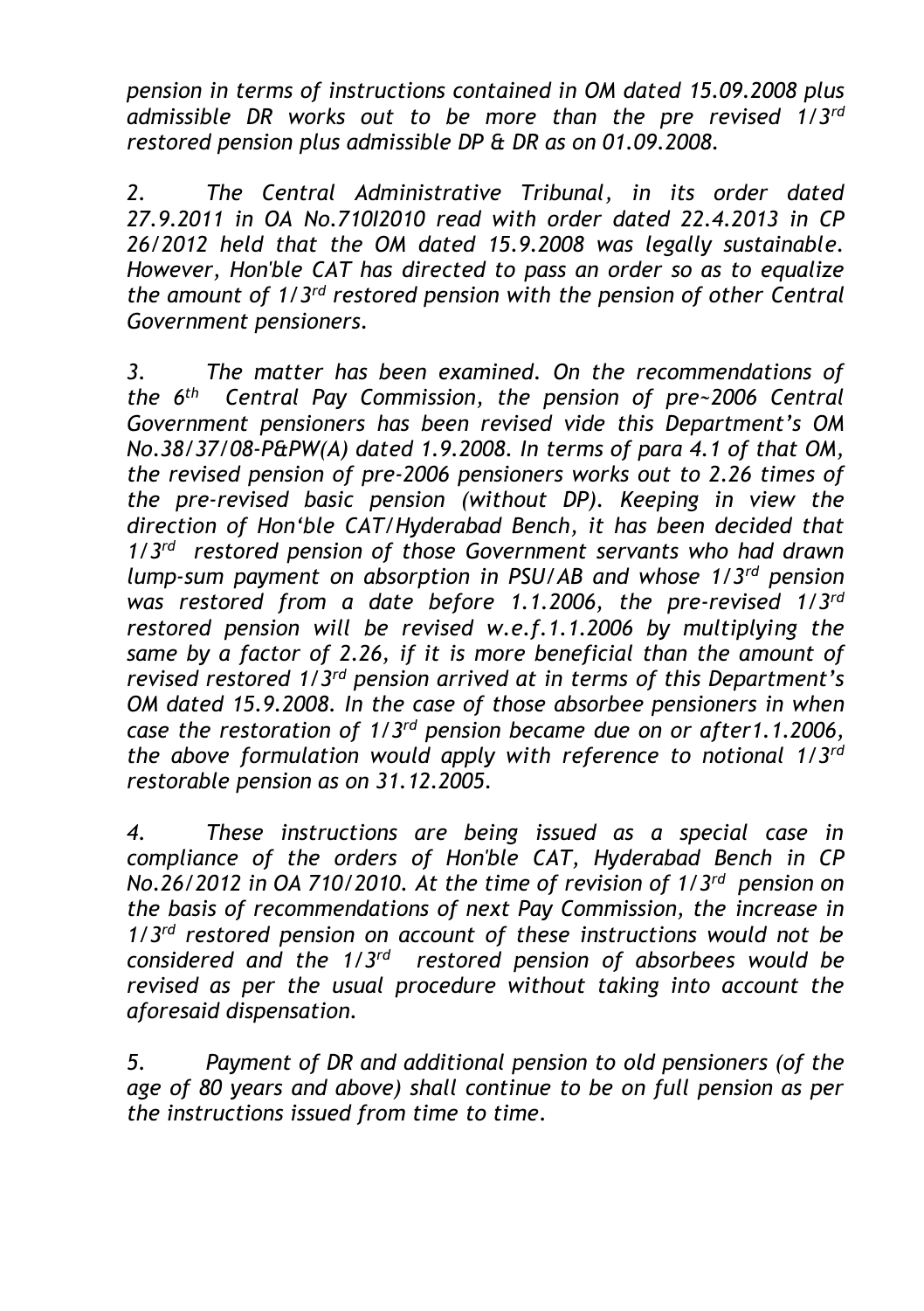*pension in terms of instructions contained in OM dated 15.09.2008 plus admissible DR works out to be more than the pre revised 1/3rd restored pension plus admissible DP & DR as on 01.09.2008.*

*2. The Central Administrative Tribunal, in its order dated 27.9.2011 in OA No.710I2010 read with order dated 22.4.2013 in CP 26/2012 held that the OM dated 15.9.2008 was legally sustainable. However, Hon'ble CAT has directed to pass an order so as to equalize the amount of 1/3rd restored pension with the pension of other Central Government pensioners.*

*3. The matter has been examined. On the recommendations of the 6th Central Pay Commission, the pension of pre~2006 Central Government pensioners has been revised vide this Department's OM No.38/37/08-P&PW(A) dated 1.9.2008. In terms of para 4.1 of that OM, the revised pension of pre-2006 pensioners works out to 2.26 times of the pre-revised basic pension (without DP). Keeping in view the direction of Hon'ble CAT/Hyderabad Bench, it has been decided that 1/3rd restored pension of those Government servants who had drawn lump-sum payment on absorption in PSU/AB and whose 1/3rd pension was restored from a date before 1.1.2006, the pre-revised 1/3rd restored pension will be revised w.e.f.1.1.2006 by multiplying the same by a factor of 2.26, if it is more beneficial than the amount of revised restored 1/3rd pension arrived at in terms of this Department's OM dated 15.9.2008. In the case of those absorbee pensioners in when case the restoration of 1/3rd pension became due on or after1.1.2006, the above formulation would apply with reference to notional 1/3rd restorable pension as on 31.12.2005.*

*4. These instructions are being issued as a special case in compliance of the orders of Hon'ble CAT, Hyderabad Bench in CP No.26/2012 in OA 710/2010. At the time of revision of 1/3rd pension on the basis of recommendations of next Pay Commission, the increase in 1/3rd restored pension on account of these instructions would not be considered and the 1/3rd restored pension of absorbees would be revised as per the usual procedure without taking into account the aforesaid dispensation.*

*5. Payment of DR and additional pension to old pensioners (of the age of 80 years and above) shall continue to be on full pension as per the instructions issued from time to time.*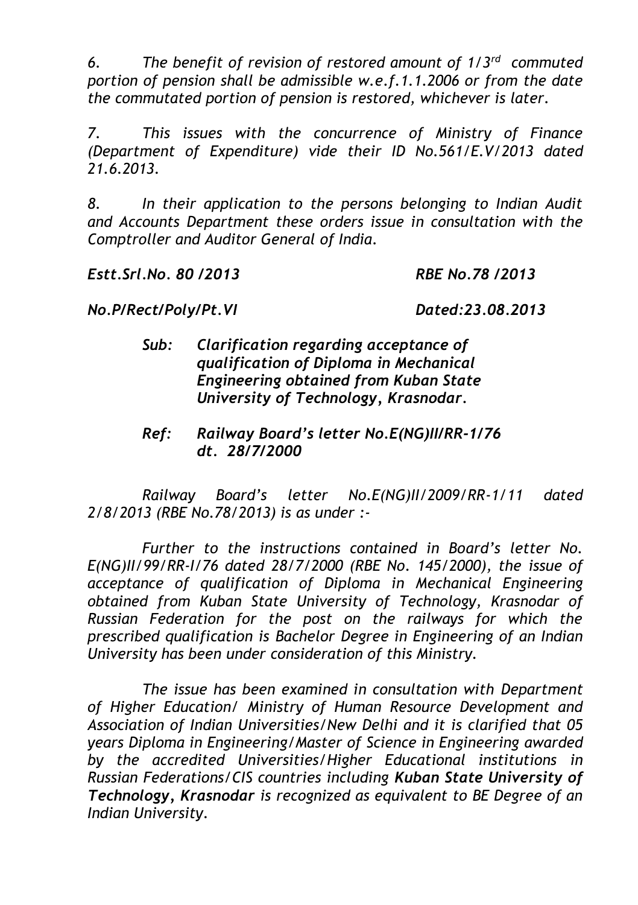*6. The benefit of revision of restored amount of 1/3rd commuted portion of pension shall be admissible w.e.f.1.1.2006 or from the date the commutated portion of pension is restored, whichever is later.*

*7. This issues with the concurrence of Ministry of Finance (Department of Expenditure) vide their ID No.561/E.V/2013 dated 21.6.2013.*

*8. In their application to the persons belonging to Indian Audit and Accounts Department these orders issue in consultation with the Comptroller and Auditor General of India.*

***Estt.Srl.No. 80 /2013*** ***RBE No.78 /2013***

***No.P/Rect/Poly/Pt.VI*** ***Dated:23.08.2013***

***Sub: Clarification regarding acceptance of qualification of Diploma in Mechanical Engineering obtained from Kuban State University of Technology, Krasnodar.***

***Ref: Railway Board's letter No.E(NG)II/RR-1/76 dt. 28/7/2000***

*Railway Board's letter No.E(NG)II/2009/RR-1/11 dated 2/8/2013 (RBE No.78/2013) is as under :-*

*Further to the instructions contained in Board's letter No. E(NG)II/99/RR-I/76 dated 28/7/2000 (RBE No. 145/2000), the issue of acceptance of qualification of Diploma in Mechanical Engineering obtained from Kuban State University of Technology, Krasnodar of Russian Federation for the post on the railways for which the prescribed qualification is Bachelor Degree in Engineering of an Indian University has been under consideration of this Ministry.*

*The issue has been examined in consultation with Department of Higher Education/ Ministry of Human Resource Development and Association of Indian Universities/New Delhi and it is clarified that 05 years Diploma in Engineering/Master of Science in Engineering awarded by the accredited Universities/Higher Educational institutions in Russian Federations/CIS countries including **Kuban State University of Technology, Krasnodar** is recognized as equivalent to BE Degree of an Indian University.*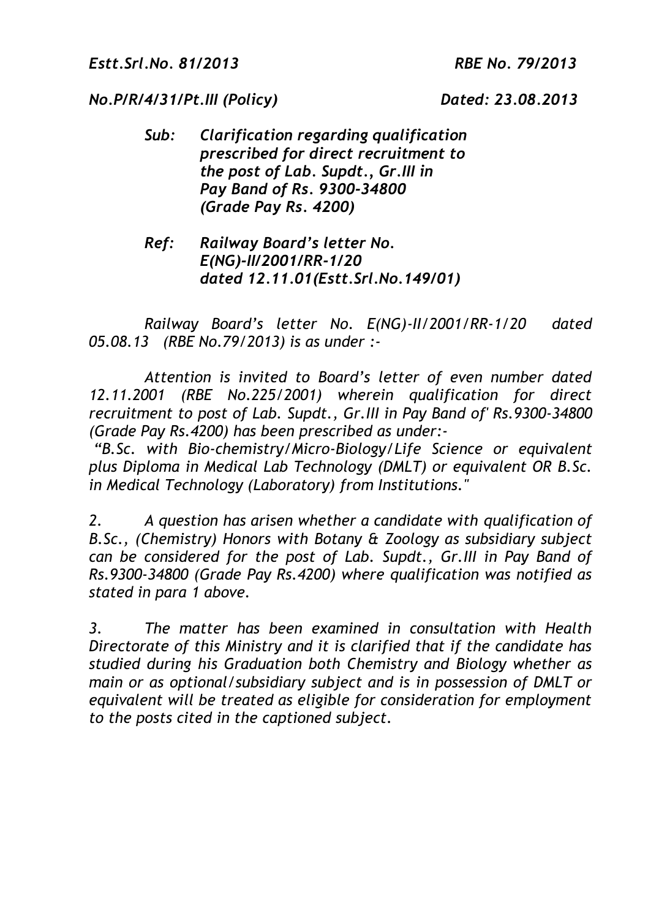*Estt.Srl.No. 81/2013* *RBE No. 79/2013*

*No.P/R/4/31/Pt.III (Policy)* *Dated: 23.08.2013*

*Sub: Clarification regarding qualification prescribed for direct recruitment to the post of Lab. Supdt., Gr.III in Pay Band of Rs. 9300-34800 (Grade Pay Rs. 4200)*

*Ref: Railway Board's letter No. E(NG)-II/2001/RR-1/20 dated 12.11.01(Estt.Srl.No.149/01)*

*Railway Board's letter No. E(NG)-II/2001/RR-1/20 dated 05.08.13 (RBE No.79/2013) is as under :-*

*Attention is invited to Board's letter of even number dated 12.11.2001 (RBE No.225/2001) wherein qualification for direct recruitment to post of Lab. Supdt., Gr.III in Pay Band of' Rs.9300-34800 (Grade Pay Rs.4200) has been prescribed as under:-*

*"B.Sc. with Bio-chemistry/Micro-Biology/Life Science or equivalent plus Diploma in Medical Lab Technology (DMLT) or equivalent OR B.Sc. in Medical Technology (Laboratory) from Institutions."*

*2. A question has arisen whether a candidate with qualification of B.Sc., (Chemistry) Honors with Botany & Zoology as subsidiary subject can be considered for the post of Lab. Supdt., Gr.III in Pay Band of Rs.9300-34800 (Grade Pay Rs.4200) where qualification was notified as stated in para 1 above.*

*3. The matter has been examined in consultation with Health Directorate of this Ministry and it is clarified that if the candidate has studied during his Graduation both Chemistry and Biology whether as main or as optional/subsidiary subject and is in possession of DMLT or equivalent will be treated as eligible for consideration for employment to the posts cited in the captioned subject.*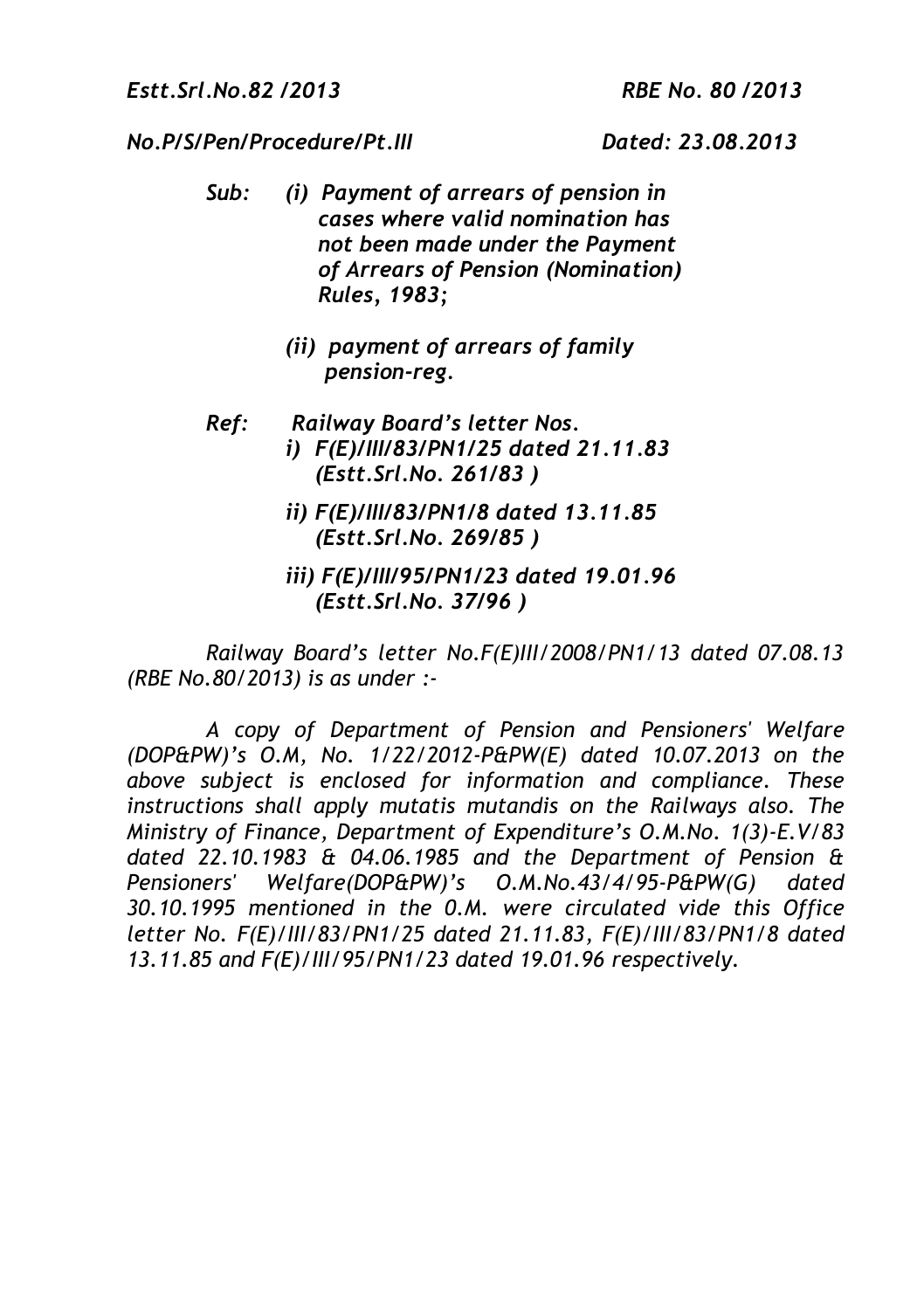*Estt.Srl.No.82 /2013* *RBE No. 80 /2013*

*No.P/S/Pen/Procedure/Pt.III* *Dated: 23.08.2013*

*Sub: (i) Payment of arrears of pension in cases where valid nomination has not been made under the Payment of Arrears of Pension (Nomination) Rules, 1983;*

*(ii) payment of arrears of family pension-reg.*

*Ref: Railway Board's letter Nos.*

*i) F(E)/III/83/PN1/25 dated 21.11.83 (Estt.Srl.No. 261/83 )*

*ii) F(E)/III/83/PN1/8 dated 13.11.85 (Estt.Srl.No. 269/85 )*

*iii) F(E)/III/95/PN1/23 dated 19.01.96 (Estt.Srl.No. 37/96 )*

*Railway Board's letter No.F(E)III/2008/PN1/13 dated 07.08.13 (RBE No.80/2013) is as under :-*

*A copy of Department of Pension and Pensioners' Welfare (DOP&PW)'s O.M, No. 1/22/2012-P&PW(E) dated 10.07.2013 on the above subject is enclosed for information and compliance. These instructions shall apply mutatis mutandis on the Railways also. The Ministry of Finance, Department of Expenditure's O.M.No. 1(3)-E.V/83 dated 22.10.1983 & 04.06.1985 and the Department of Pension & Pensioners' Welfare(DOP&PW)'s O.M.No.43/4/95-P&PW(G) dated 30.10.1995 mentioned in the O.M. were circulated vide this Office letter No. F(E)/III/83/PN1/25 dated 21.11.83, F(E)/III/83/PN1/8 dated 13.11.85 and F(E)/III/95/PN1/23 dated 19.01.96 respectively.*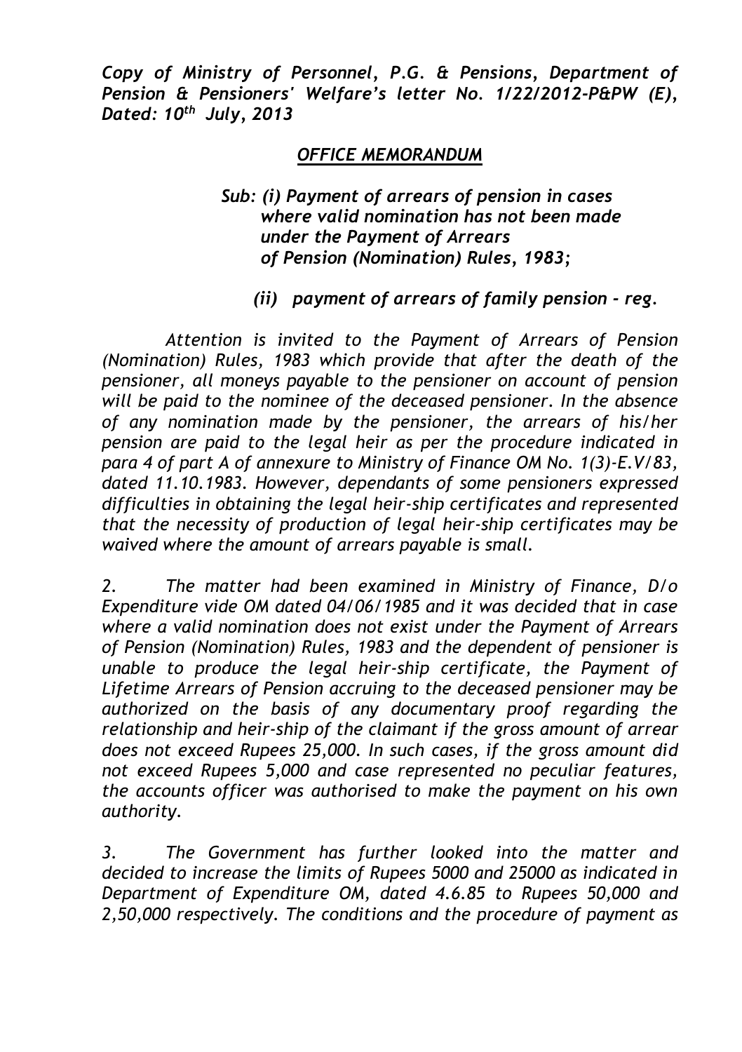*Copy of Ministry of Personnel, P.G. & Pensions, Department of Pension & Pensioners' Welfare's letter No. 1/22/2012-P&PW (E), Dated: 10th July, 2013*

## *OFFICE MEMORANDUM*

*Sub: (i) Payment of arrears of pension in cases where valid nomination has not been made under the Payment of Arrears of Pension (Nomination) Rules, 1983;*

*(ii) payment of arrears of family pension - reg.*

*Attention is invited to the Payment of Arrears of Pension (Nomination) Rules, 1983 which provide that after the death of the pensioner, all moneys payable to the pensioner on account of pension will be paid to the nominee of the deceased pensioner. In the absence of any nomination made by the pensioner, the arrears of his/her pension are paid to the legal heir as per the procedure indicated in para 4 of part A of annexure to Ministry of Finance OM No. 1(3)-E.V/83, dated 11.10.1983. However, dependants of some pensioners expressed difficulties in obtaining the legal heir-ship certificates and represented that the necessity of production of legal heir-ship certificates may be waived where the amount of arrears payable is small.*

*2. The matter had been examined in Ministry of Finance, D/o Expenditure vide OM dated 04/06/1985 and it was decided that in case where a valid nomination does not exist under the Payment of Arrears of Pension (Nomination) Rules, 1983 and the dependent of pensioner is unable to produce the legal heir-ship certificate, the Payment of Lifetime Arrears of Pension accruing to the deceased pensioner may be authorized on the basis of any documentary proof regarding the relationship and heir-ship of the claimant if the gross amount of arrear does not exceed Rupees 25,000. In such cases, if the gross amount did not exceed Rupees 5,000 and case represented no peculiar features, the accounts officer was authorised to make the payment on his own authority.*

*3. The Government has further looked into the matter and decided to increase the limits of Rupees 5000 and 25000 as indicated in Department of Expenditure OM, dated 4.6.85 to Rupees 50,000 and 2,50,000 respectively. The conditions and the procedure of payment as*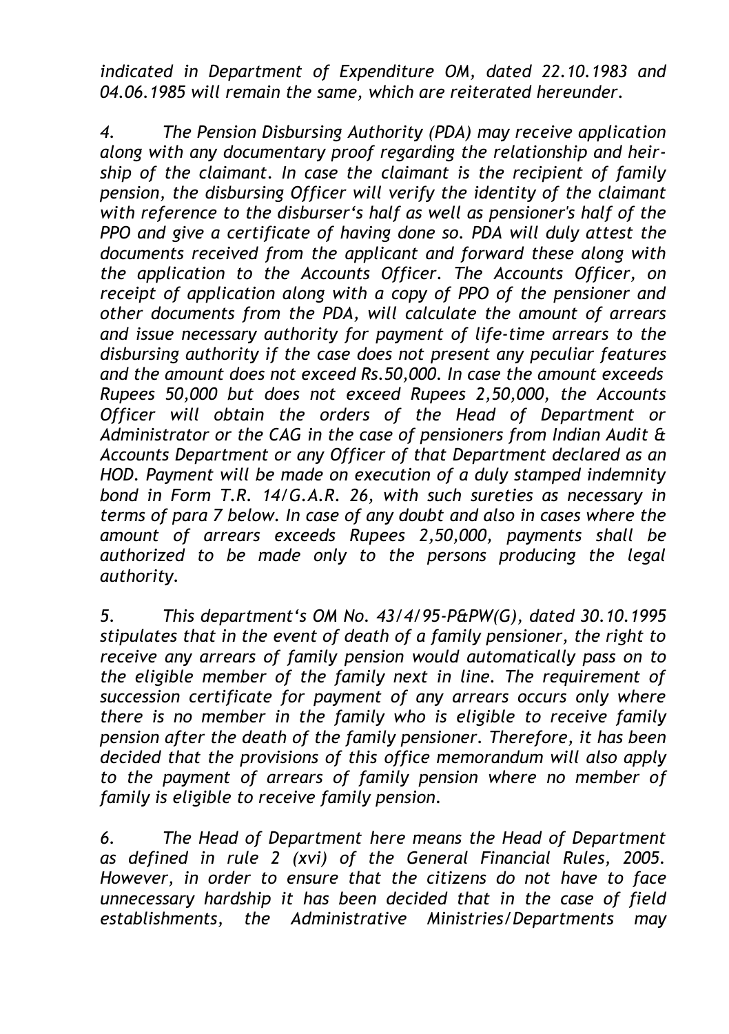*indicated in Department of Expenditure OM, dated 22.10.1983 and 04.06.1985 will remain the same, which are reiterated hereunder.*

*4. The Pension Disbursing Authority (PDA) may receive application along with any documentary proof regarding the relationship and heir-ship of the claimant. In case the claimant is the recipient of family pension, the disbursing Officer will verify the identity of the claimant with reference to the disburser's half as well as pensioner's half of the PPO and give a certificate of having done so. PDA will duly attest the documents received from the applicant and forward these along with the application to the Accounts Officer. The Accounts Officer, on receipt of application along with a copy of PPO of the pensioner and other documents from the PDA, will calculate the amount of arrears and issue necessary authority for payment of life-time arrears to the disbursing authority if the case does not present any peculiar features and the amount does not exceed Rs.50,000. In case the amount exceeds Rupees 50,000 but does not exceed Rupees 2,50,000, the Accounts Officer will obtain the orders of the Head of Department or Administrator or the CAG in the case of pensioners from Indian Audit & Accounts Department or any Officer of that Department declared as an HOD. Payment will be made on execution of a duly stamped indemnity bond in Form T.R. 14/G.A.R. 26, with such sureties as necessary in terms of para 7 below. In case of any doubt and also in cases where the amount of arrears exceeds Rupees 2,50,000, payments shall be authorized to be made only to the persons producing the legal authority.*

*5. This department's OM No. 43/4/95-P&PW(G), dated 30.10.1995 stipulates that in the event of death of a family pensioner, the right to receive any arrears of family pension would automatically pass on to the eligible member of the family next in line. The requirement of succession certificate for payment of any arrears occurs only where there is no member in the family who is eligible to receive family pension after the death of the family pensioner. Therefore, it has been decided that the provisions of this office memorandum will also apply to the payment of arrears of family pension where no member of family is eligible to receive family pension.*

*6. The Head of Department here means the Head of Department as defined in rule 2 (xvi) of the General Financial Rules, 2005. However, in order to ensure that the citizens do not have to face unnecessary hardship it has been decided that in the case of field establishments, the Administrative Ministries/Departments may*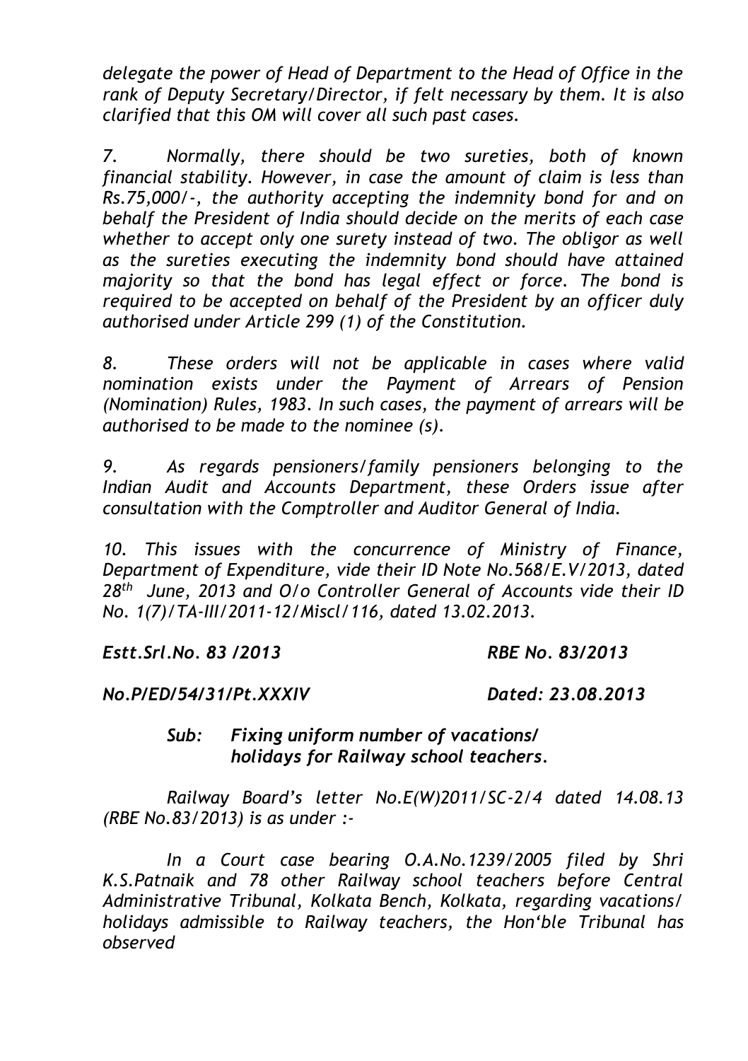*delegate the power of Head of Department to the Head of Office in the rank of Deputy Secretary/Director, if felt necessary by them. It is also clarified that this OM will cover all such past cases.*

*7. Normally, there should be two sureties, both of known financial stability. However, in case the amount of claim is less than Rs.75,000/-, the authority accepting the indemnity bond for and on behalf the President of India should decide on the merits of each case whether to accept only one surety instead of two. The obligor as well as the sureties executing the indemnity bond should have attained majority so that the bond has legal effect or force. The bond is required to be accepted on behalf of the President by an officer duly authorised under Article 299 (1) of the Constitution.*

*8. These orders will not be applicable in cases where valid nomination exists under the Payment of Arrears of Pension (Nomination) Rules, 1983. In such cases, the payment of arrears will be authorised to be made to the nominee (s).*

*9. As regards pensioners/family pensioners belonging to the Indian Audit and Accounts Department, these Orders issue after consultation with the Comptroller and Auditor General of India.*

*10. This issues with the concurrence of Ministry of Finance, Department of Expenditure, vide their ID Note No.568/E.V/2013, dated 28th June, 2013 and O/o Controller General of Accounts vide their ID No. 1(7)/TA-III/2011-12/Miscl/116, dated 13.02.2013.*

***Estt.Srl.No. 83 /2013*** ***RBE No. 83/2013***

***No.P/ED/54/31/Pt.XXXIV*** ***Dated: 23.08.2013***

***Sub: Fixing uniform number of vacations/ holidays for Railway school teachers.***

*Railway Board's letter No.E(W)2011/SC-2/4 dated 14.08.13 (RBE No.83/2013) is as under :-*

*In a Court case bearing O.A.No.1239/2005 filed by Shri K.S.Patnaik and 78 other Railway school teachers before Central Administrative Tribunal, Kolkata Bench, Kolkata, regarding vacations/ holidays admissible to Railway teachers, the Hon'ble Tribunal has observed*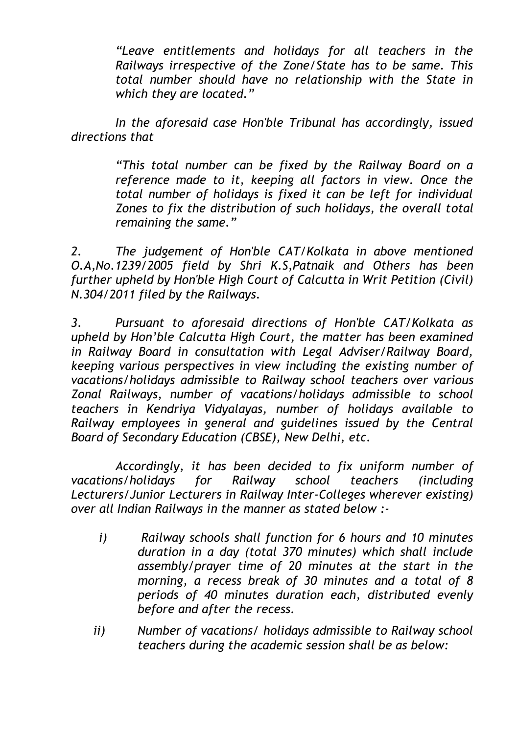> *"Leave entitlements and holidays for all teachers in the Railways irrespective of the Zone/State has to be same. This total number should have no relationship with the State in which they are located."*

*In the aforesaid case Hon'ble Tribunal has accordingly, issued directions that*

> *"This total number can be fixed by the Railway Board on a reference made to it, keeping all factors in view. Once the total number of holidays is fixed it can be left for individual Zones to fix the distribution of such holidays, the overall total remaining the same."*

*2. The judgement of Hon'ble CAT/Kolkata in above mentioned O.A,No.1239/2005 field by Shri K.S,Patnaik and Others has been further upheld by Hon'ble High Court of Calcutta in Writ Petition (Civil) N.304/2011 filed by the Railways.*

*3. Pursuant to aforesaid directions of Hon'ble CAT/Kolkata as upheld by Hon'ble Calcutta High Court, the matter has been examined in Railway Board in consultation with Legal Adviser/Railway Board, keeping various perspectives in view including the existing number of vacations/holidays admissible to Railway school teachers over various Zonal Railways, number of vacations/holidays admissible to school teachers in Kendriya Vidyalayas, number of holidays available to Railway employees in general and guidelines issued by the Central Board of Secondary Education (CBSE), New Delhi, etc.*

*Accordingly, it has been decided to fix uniform number of vacations/holidays for Railway school teachers (including Lecturers/Junior Lecturers in Railway Inter-Colleges wherever existing) over all Indian Railways in the manner as stated below :-*

- *i) Railway schools shall function for 6 hours and 10 minutes duration in a day (total 370 minutes) which shall include assembly/prayer time of 20 minutes at the start in the morning, a recess break of 30 minutes and a total of 8 periods of 40 minutes duration each, distributed evenly before and after the recess.*
- *ii) Number of vacations/ holidays admissible to Railway school teachers during the academic session shall be as below:*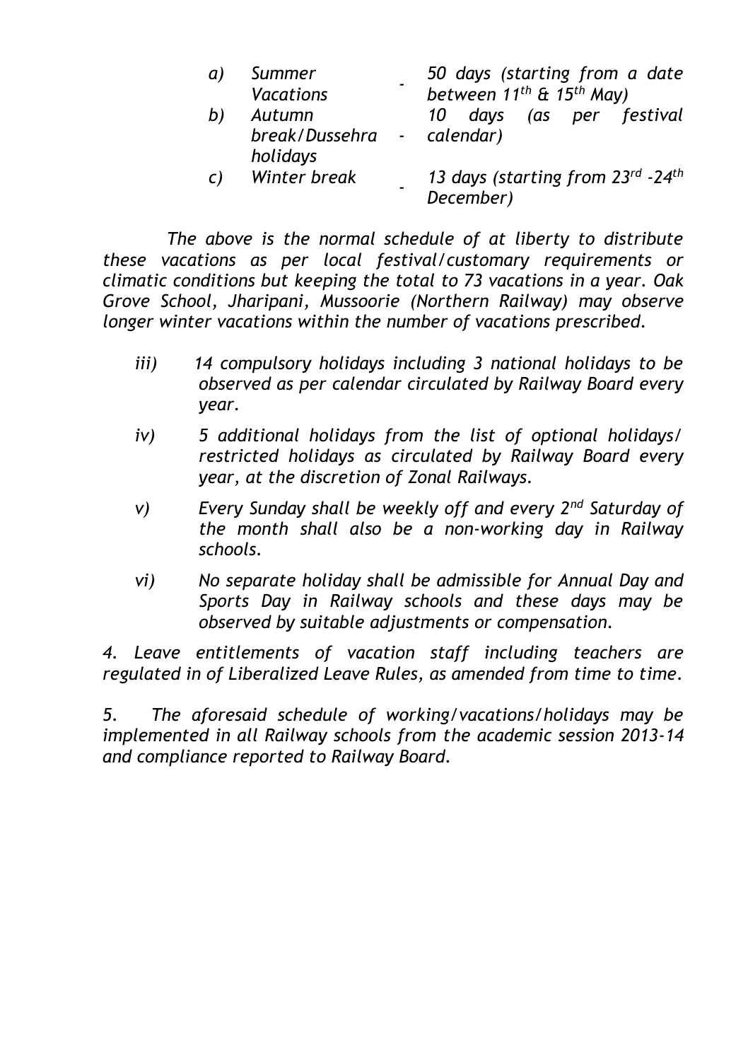| | | | |
|---|---|---|---|
| *a)* | *Summer Vacations* | *-* | *50 days (starting from a date between 11th & 15th May)* |
| *b)* | *Autumn break/Dussehra holidays* | *-* | *10 days (as per festival calendar)* |
| *c)* | *Winter break* | *-* | *13 days (starting from 23rd -24th December)* |

*The above is the normal schedule of at liberty to distribute these vacations as per local festival/customary requirements or climatic conditions but keeping the total to 73 vacations in a year. Oak Grove School, Jharipani, Mussoorie (Northern Railway) may observe longer winter vacations within the number of vacations prescribed.*

*iii) 14 compulsory holidays including 3 national holidays to be observed as per calendar circulated by Railway Board every year.*

*iv) 5 additional holidays from the list of optional holidays/ restricted holidays as circulated by Railway Board every year, at the discretion of Zonal Railways.*

*v) Every Sunday shall be weekly off and every 2nd Saturday of the month shall also be a non-working day in Railway schools.*

*vi) No separate holiday shall be admissible for Annual Day and Sports Day in Railway schools and these days may be observed by suitable adjustments or compensation.*

*4. Leave entitlements of vacation staff including teachers are regulated in of Liberalized Leave Rules, as amended from time to time.*

*5. The aforesaid schedule of working/vacations/holidays may be implemented in all Railway schools from the academic session 2013-14 and compliance reported to Railway Board.*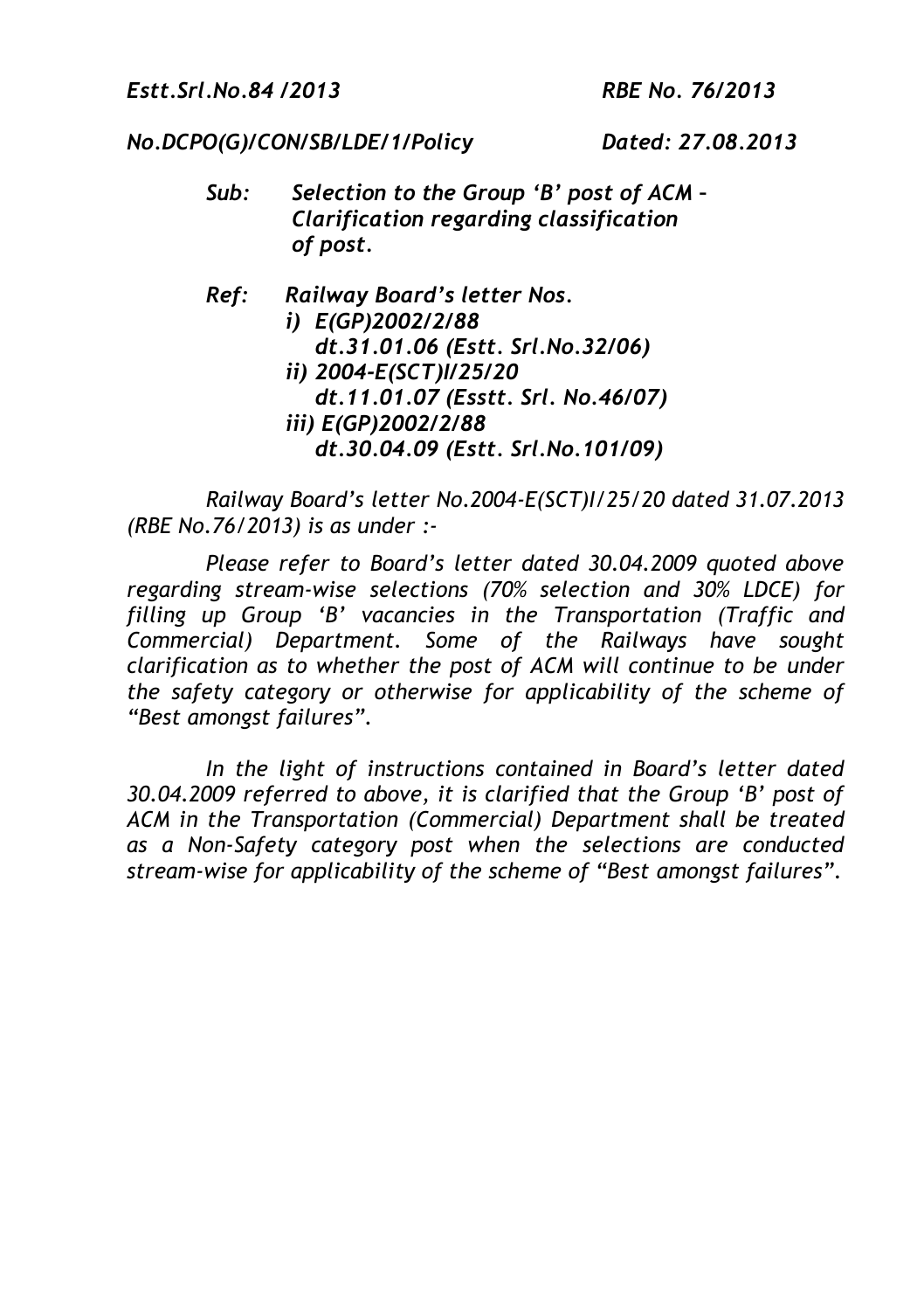*Estt.Srl.No.84 /2013 RBE No. 76/2013*

*No.DCPO(G)/CON/SB/LDE/1/Policy Dated: 27.08.2013*

*Sub: Selection to the Group 'B' post of ACM – Clarification regarding classification of post.*

*Ref: Railway Board's letter Nos.*
*i) E(GP)2002/2/88 dt.31.01.06 (Estt. Srl.No.32/06)*
*ii) 2004-E(SCT)I/25/20 dt.11.01.07 (Esstt. Srl. No.46/07)*
*iii) E(GP)2002/2/88 dt.30.04.09 (Estt. Srl.No.101/09)*

*Railway Board's letter No.2004-E(SCT)I/25/20 dated 31.07.2013 (RBE No.76/2013) is as under :-*

*Please refer to Board's letter dated 30.04.2009 quoted above regarding stream-wise selections (70% selection and 30% LDCE) for filling up Group 'B' vacancies in the Transportation (Traffic and Commercial) Department. Some of the Railways have sought clarification as to whether the post of ACM will continue to be under the safety category or otherwise for applicability of the scheme of "Best amongst failures".*

*In the light of instructions contained in Board's letter dated 30.04.2009 referred to above, it is clarified that the Group 'B' post of ACM in the Transportation (Commercial) Department shall be treated as a Non-Safety category post when the selections are conducted stream-wise for applicability of the scheme of "Best amongst failures".*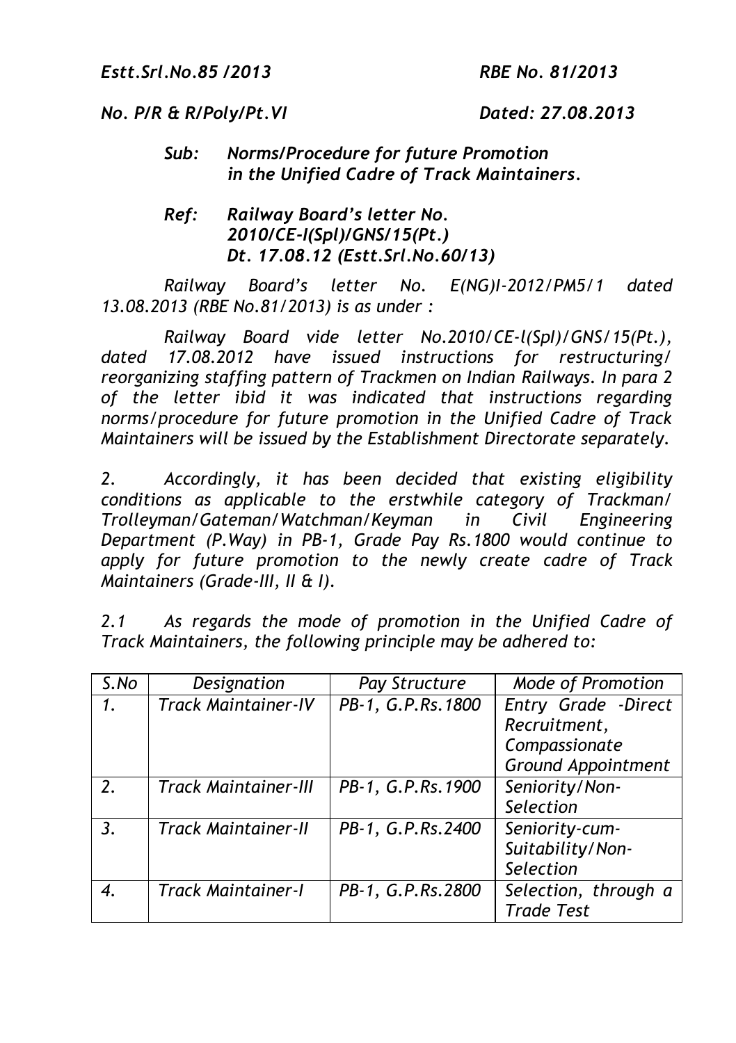*Estt.Srl.No.85 /2013* *RBE No. 81/2013*

*No. P/R & R/Poly/Pt.VI* *Dated: 27.08.2013*

*Sub: Norms/Procedure for future Promotion in the Unified Cadre of Track Maintainers.*

*Ref: Railway Board's letter No. 2010/CE-I(Spl)/GNS/15(Pt.) Dt. 17.08.12 (Estt.Srl.No.60/13)*

*Railway Board's letter No. E(NG)I-2012/PM5/1 dated 13.08.2013 (RBE No.81/2013) is as under :*

*Railway Board vide letter No.2010/CE-l(Spl)/GNS/15(Pt.), dated 17.08.2012 have issued instructions for restructuring/ reorganizing staffing pattern of Trackmen on Indian Railways. In para 2 of the letter ibid it was indicated that instructions regarding norms/procedure for future promotion in the Unified Cadre of Track Maintainers will be issued by the Establishment Directorate separately.*

*2. Accordingly, it has been decided that existing eligibility conditions as applicable to the erstwhile category of Trackman/ Trolleyman/Gateman/Watchman/Keyman in Civil Engineering Department (P.Way) in PB-1, Grade Pay Rs.1800 would continue to apply for future promotion to the newly create cadre of Track Maintainers (Grade-III, II & I).*

*2.1 As regards the mode of promotion in the Unified Cadre of Track Maintainers, the following principle may be adhered to:*

| *S.No* | *Designation* | *Pay Structure* | *Mode of Promotion* |
|---|---|---|---|
| *1.* | *Track Maintainer-IV* | *PB-1, G.P.Rs.1800* | *Entry Grade -Direct Recruitment, Compassionate Ground Appointment* |
| *2.* | *Track Maintainer-III* | *PB-1, G.P.Rs.1900* | *Seniority/Non-Selection* |
| *3.* | *Track Maintainer-II* | *PB-1, G.P.Rs.2400* | *Seniority-cum-Suitability/Non-Selection* |
| *4.* | *Track Maintainer-I* | *PB-1, G.P.Rs.2800* | *Selection, through a Trade Test* |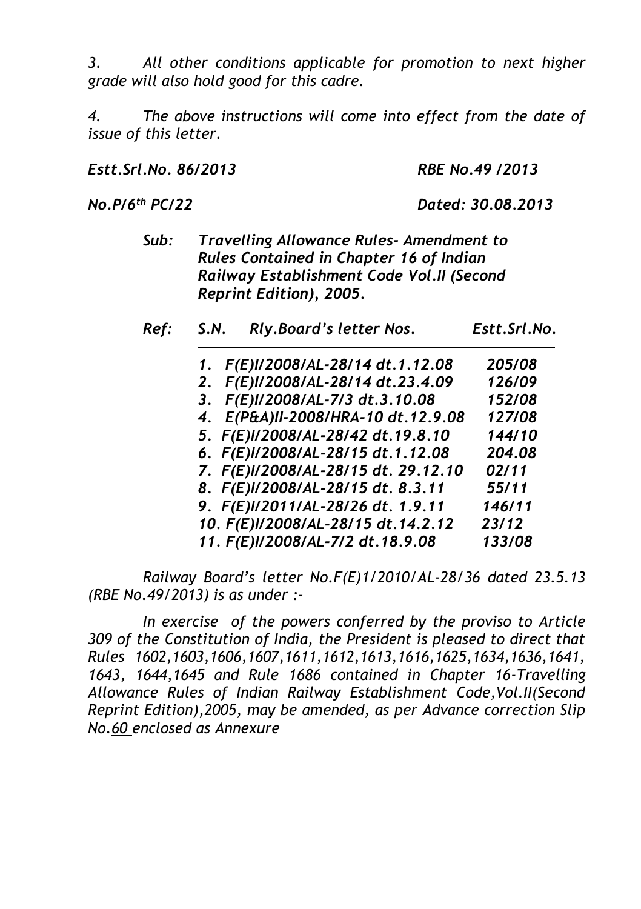*3. All other conditions applicable for promotion to next higher grade will also hold good for this cadre.*

*4. The above instructions will come into effect from the date of issue of this letter.*

***Estt.Srl.No. 86/2013*** ***RBE No.49 /2013***

***No.P/6th PC/22*** ***Dated: 30.08.2013***

***Sub: Travelling Allowance Rules- Amendment to Rules Contained in Chapter 16 of Indian Railway Establishment Code Vol.II (Second Reprint Edition), 2005.***

***Ref:***

| S.N. | Rly.Board's letter Nos. | Estt.Srl.No. |
|---|---|---|
| 1. | F(E)I/2008/AL-28/14 dt.1.12.08 | 205/08 |
| 2. | F(E)I/2008/AL-28/14 dt.23.4.09 | 126/09 |
| 3. | F(E)I/2008/AL-7/3 dt.3.10.08 | 152/08 |
| 4. | E(P&A)II-2008/HRA-10 dt.12.9.08 | 127/08 |
| 5. | F(E)I/2008/AL-28/42 dt.19.8.10 | 144/10 |
| 6. | F(E)I/2008/AL-28/15 dt.1.12.08 | 204.08 |
| 7. | F(E)I/2008/AL-28/15 dt. 29.12.10 | 02/11 |
| 8. | F(E)I/2008/AL-28/15 dt. 8.3.11 | 55/11 |
| 9. | F(E)I/2011/AL-28/26 dt. 1.9.11 | 146/11 |
| 10. | F(E)I/2008/AL-28/15 dt.14.2.12 | 23/12 |
| 11. | F(E)I/2008/AL-7/2 dt.18.9.08 | 133/08 |

*Railway Board's letter No.F(E)1/2010/AL-28/36 dated 23.5.13 (RBE No.49/2013) is as under :-*

*In exercise of the powers conferred by the proviso to Article 309 of the Constitution of India, the President is pleased to direct that Rules 1602,1603,1606,1607,1611,1612,1613,1616,1625,1634,1636,1641, 1643, 1644,1645 and Rule 1686 contained in Chapter 16-Travelling Allowance Rules of Indian Railway Establishment Code,Vol.II(Second Reprint Edition),2005, may be amended, as per Advance correction Slip No.60 enclosed as Annexure*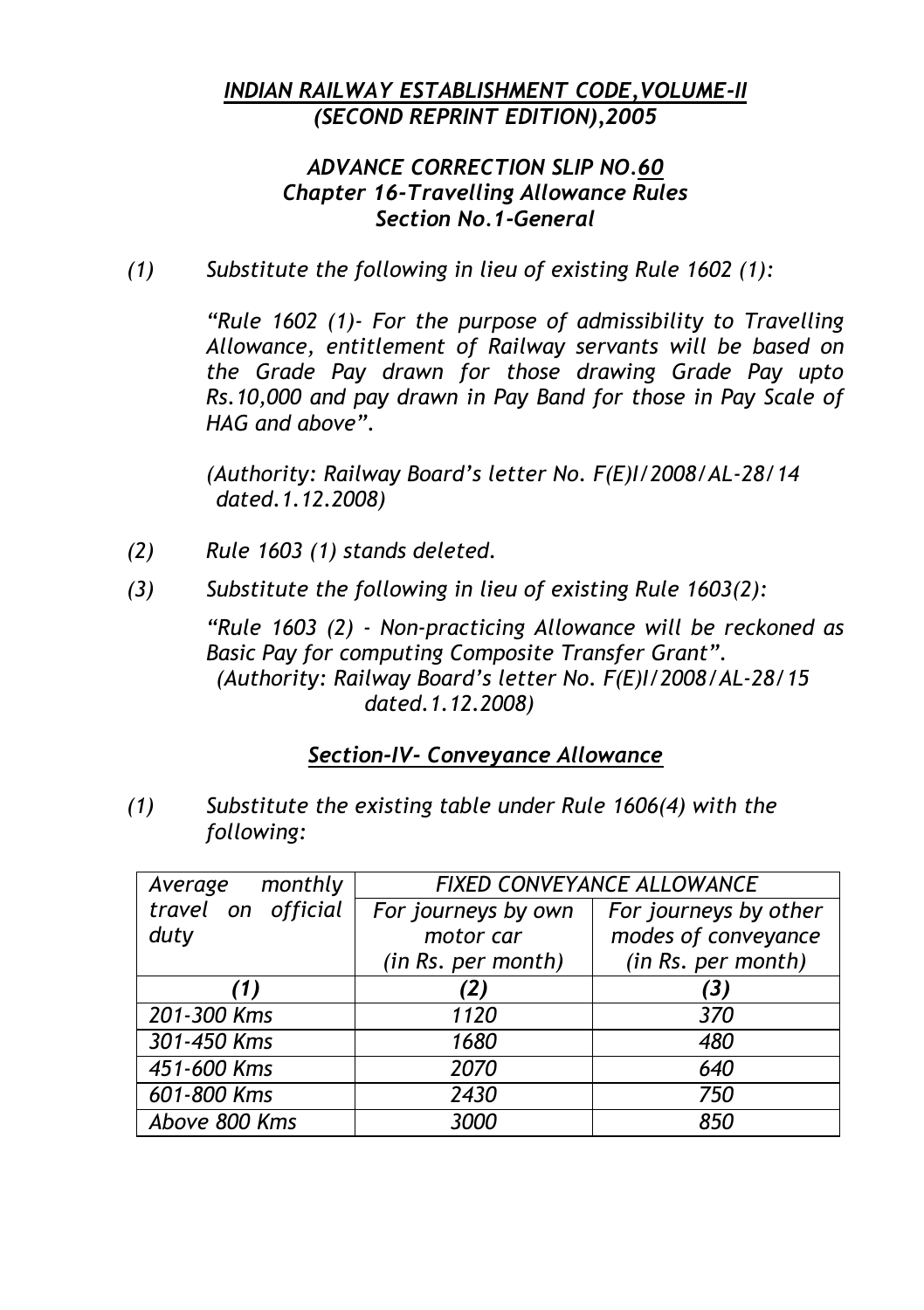# *INDIAN RAILWAY ESTABLISHMENT CODE,VOLUME-II (SECOND REPRINT EDITION),2005*

## *ADVANCE CORRECTION SLIP NO.60*
## *Chapter 16-Travelling Allowance Rules*
## *Section No.1-General*

*(1) Substitute the following in lieu of existing Rule 1602 (1):*

*"Rule 1602 (1)- For the purpose of admissibility to Travelling Allowance, entitlement of Railway servants will be based on the Grade Pay drawn for those drawing Grade Pay upto Rs.10,000 and pay drawn in Pay Band for those in Pay Scale of HAG and above".*

*(Authority: Railway Board's letter No. F(E)I/2008/AL-28/14 dated.1.12.2008)*

*(2) Rule 1603 (1) stands deleted.*

*(3) Substitute the following in lieu of existing Rule 1603(2):*

*"Rule 1603 (2) - Non-practicing Allowance will be reckoned as Basic Pay for computing Composite Transfer Grant".*
*(Authority: Railway Board's letter No. F(E)I/2008/AL-28/15 dated.1.12.2008)*

## *Section-IV- Conveyance Allowance*

*(1) Substitute the existing table under Rule 1606(4) with the following:*

| *Average monthly travel on official duty* | *FIXED CONVEYANCE ALLOWANCE* | |
|---|---|---|
| | *For journeys by own motor car (in Rs. per month)* | *For journeys by other modes of conveyance (in Rs. per month)* |
| *(1)* | *(2)* | *(3)* |
| *201-300 Kms* | *1120* | *370* |
| *301-450 Kms* | *1680* | *480* |
| *451-600 Kms* | *2070* | *640* |
| *601-800 Kms* | *2430* | *750* |
| *Above 800 Kms* | *3000* | *850* |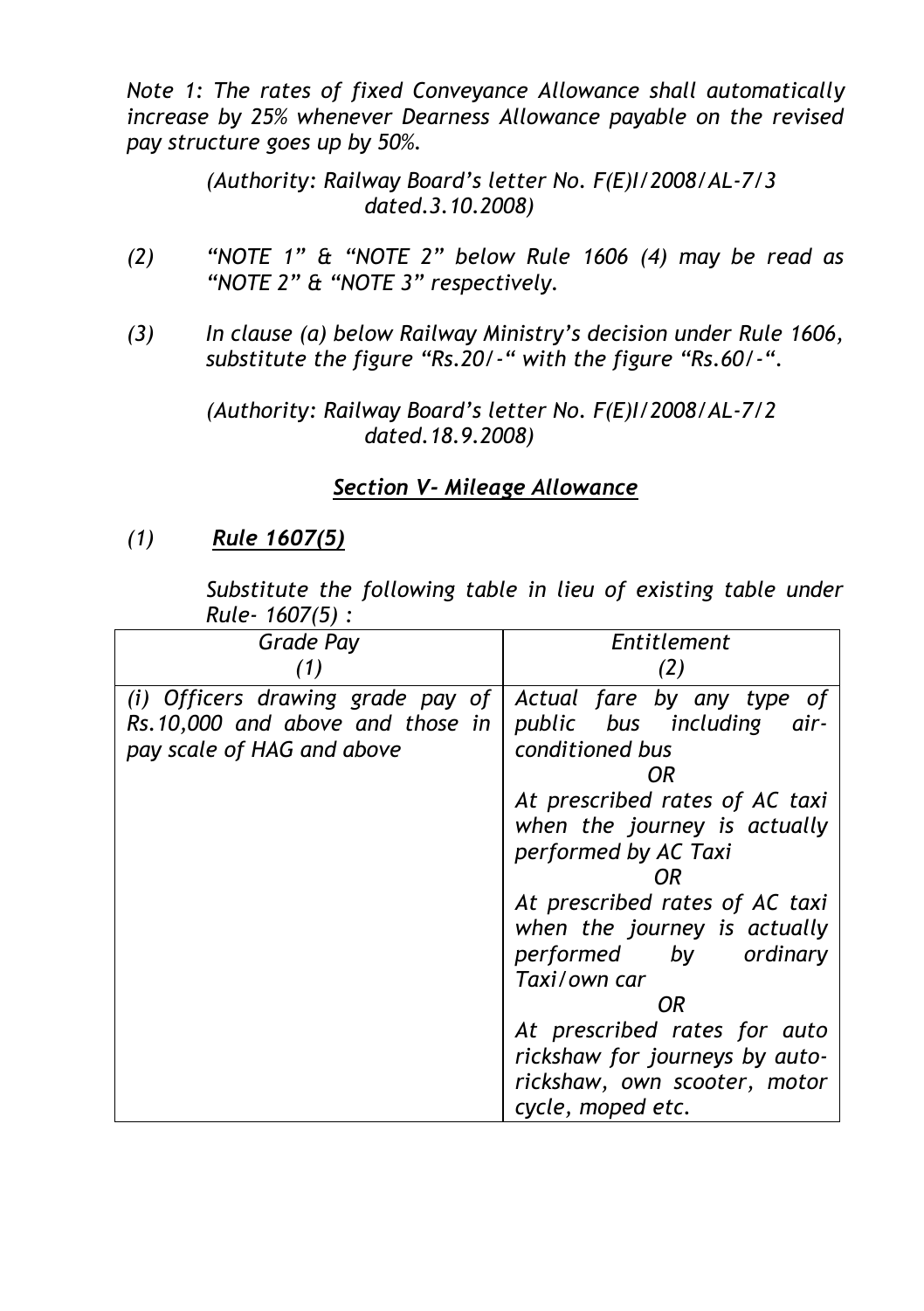*Note 1: The rates of fixed Conveyance Allowance shall automatically increase by 25% whenever Dearness Allowance payable on the revised pay structure goes up by 50%.*

*(Authority: Railway Board's letter No. F(E)I/2008/AL-7/3 dated.3.10.2008)*

*(2) "NOTE 1" & "NOTE 2" below Rule 1606 (4) may be read as "NOTE 2" & "NOTE 3" respectively.*

*(3) In clause (a) below Railway Ministry's decision under Rule 1606, substitute the figure "Rs.20/-" with the figure "Rs.60/-".*

*(Authority: Railway Board's letter No. F(E)I/2008/AL-7/2 dated.18.9.2008)*

## ***Section V- Mileage Allowance***

*(1) **Rule 1607(5)***

*Substitute the following table in lieu of existing table under Rule- 1607(5) :*

| *Grade Pay (1)* | *Entitlement (2)* |
|---|---|
| *(i) Officers drawing grade pay of Rs.10,000 and above and those in pay scale of HAG and above* | *Actual fare by any type of public bus including air-conditioned bus* <br> *OR* <br> *At prescribed rates of AC taxi when the journey is actually performed by AC Taxi* <br> *OR* <br> *At prescribed rates of AC taxi when the journey is actually performed by ordinary Taxi/own car* <br> *OR* <br> *At prescribed rates for auto rickshaw for journeys by auto-rickshaw, own scooter, motor cycle, moped etc.* |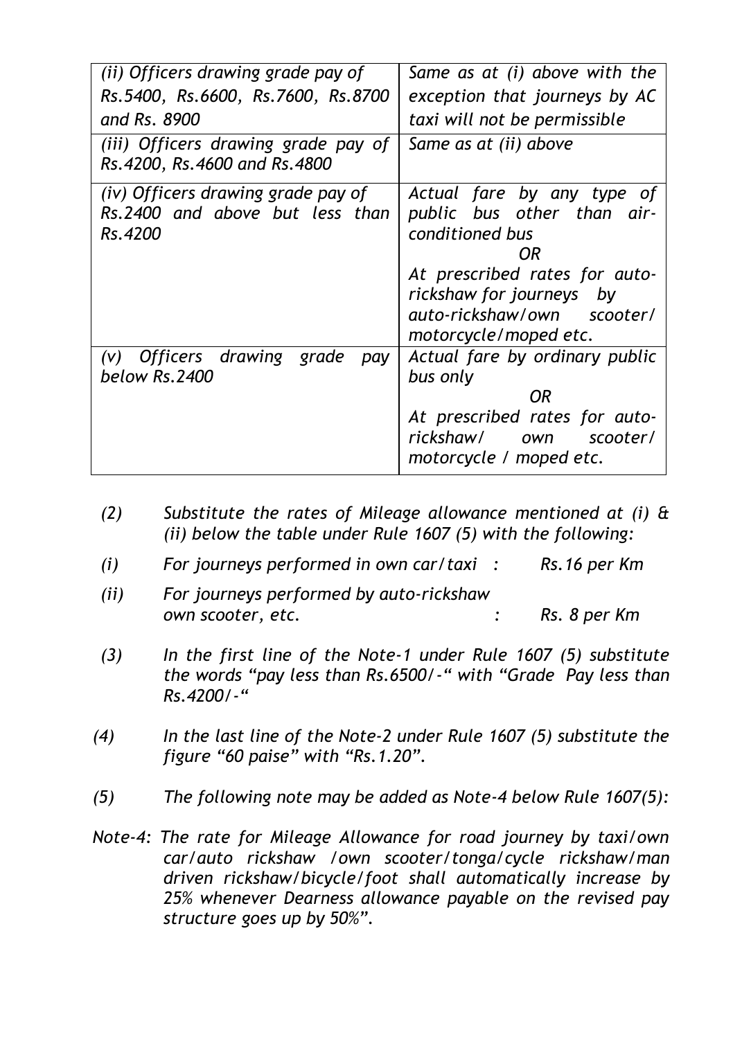| | |
|---|---|
| *(ii) Officers drawing grade pay of Rs.5400, Rs.6600, Rs.7600, Rs.8700 and Rs. 8900* | *Same as at (i) above with the exception that journeys by AC taxi will not be permissible* |
| *(iii) Officers drawing grade pay of Rs.4200, Rs.4600 and Rs.4800* | *Same as at (ii) above* |
| *(iv) Officers drawing grade pay of Rs.2400 and above but less than Rs.4200* | *Actual fare by any type of public bus other than air-conditioned bus*<br>*OR*<br>*At prescribed rates for auto-rickshaw for journeys by auto-rickshaw/own scooter/ motorcycle/moped etc.* |
| *(v) Officers drawing grade pay below Rs.2400* | *Actual fare by ordinary public bus only*<br>*OR*<br>*At prescribed rates for auto-rickshaw/ own scooter/ motorcycle / moped etc.* |

*(2) Substitute the rates of Mileage allowance mentioned at (i) & (ii) below the table under Rule 1607 (5) with the following:*

*(i) For journeys performed in own car/taxi : Rs.16 per Km*

*(ii) For journeys performed by auto-rickshaw own scooter, etc. : Rs. 8 per Km*

*(3) In the first line of the Note-1 under Rule 1607 (5) substitute the words "pay less than Rs.6500/-" with "Grade Pay less than Rs.4200/-"*

*(4) In the last line of the Note-2 under Rule 1607 (5) substitute the figure "60 paise" with "Rs.1.20".*

*(5) The following note may be added as Note-4 below Rule 1607(5):*

*Note-4: The rate for Mileage Allowance for road journey by taxi/own car/auto rickshaw /own scooter/tonga/cycle rickshaw/man driven rickshaw/bicycle/foot shall automatically increase by 25% whenever Dearness allowance payable on the revised pay structure goes up by 50%".*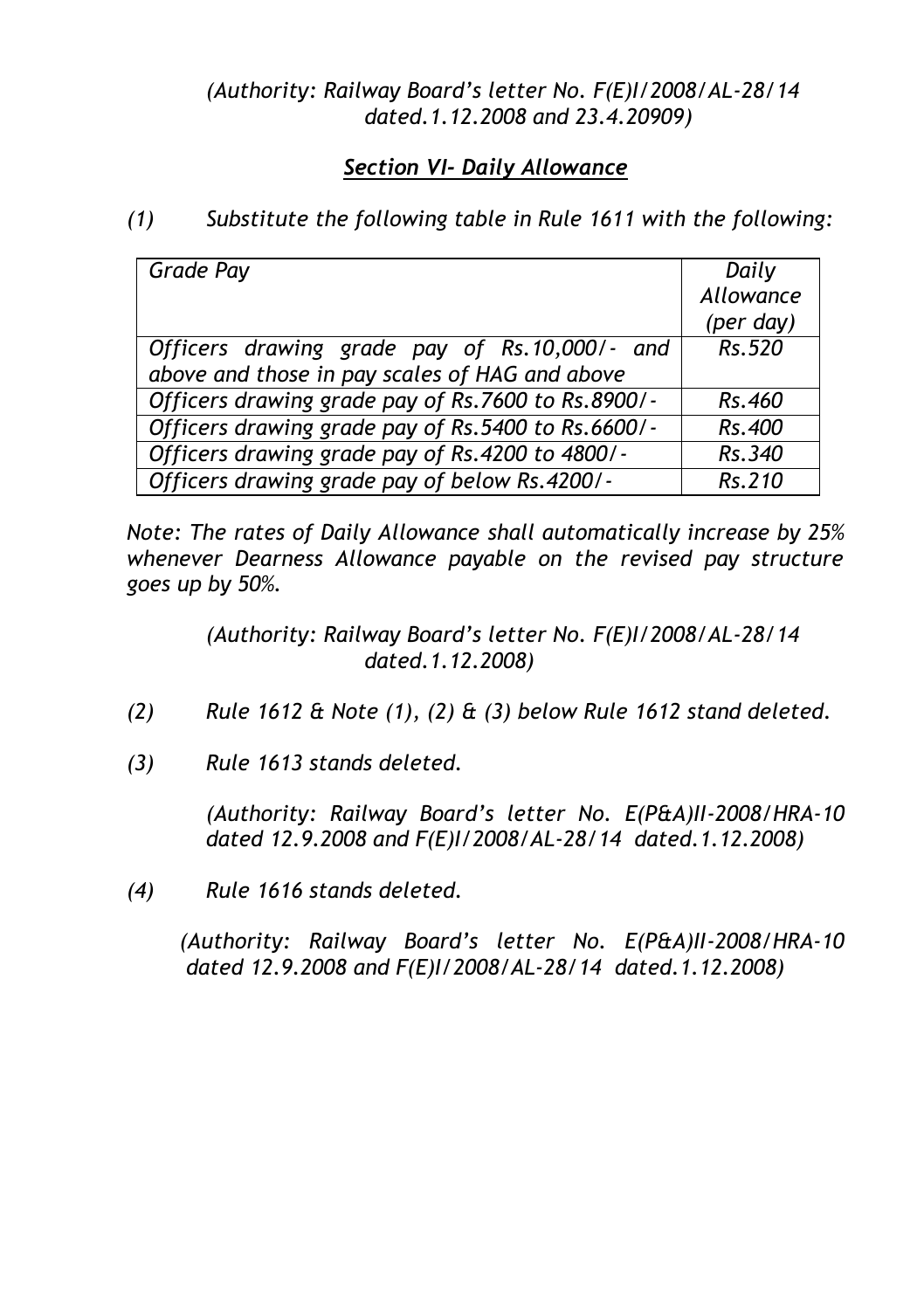*(Authority: Railway Board's letter No. F(E)I/2008/AL-28/14 dated.1.12.2008 and 23.4.20909)*

## *Section VI- Daily Allowance*

*(1) Substitute the following table in Rule 1611 with the following:*

| *Grade Pay* | *Daily Allowance (per day)* |
|---|---|
| *Officers drawing grade pay of Rs.10,000/- and above and those in pay scales of HAG and above* | *Rs.520* |
| *Officers drawing grade pay of Rs.7600 to Rs.8900/-* | *Rs.460* |
| *Officers drawing grade pay of Rs.5400 to Rs.6600/-* | *Rs.400* |
| *Officers drawing grade pay of Rs.4200 to 4800/-* | *Rs.340* |
| *Officers drawing grade pay of below Rs.4200/-* | *Rs.210* |

*Note: The rates of Daily Allowance shall automatically increase by 25% whenever Dearness Allowance payable on the revised pay structure goes up by 50%.*

*(Authority: Railway Board's letter No. F(E)I/2008/AL-28/14 dated.1.12.2008)*

*(2) Rule 1612 & Note (1), (2) & (3) below Rule 1612 stand deleted.*

*(3) Rule 1613 stands deleted.*

*(Authority: Railway Board's letter No. E(P&A)II-2008/HRA-10 dated 12.9.2008 and F(E)I/2008/AL-28/14 dated.1.12.2008)*

*(4) Rule 1616 stands deleted.*

*(Authority: Railway Board's letter No. E(P&A)II-2008/HRA-10 dated 12.9.2008 and F(E)I/2008/AL-28/14 dated.1.12.2008)*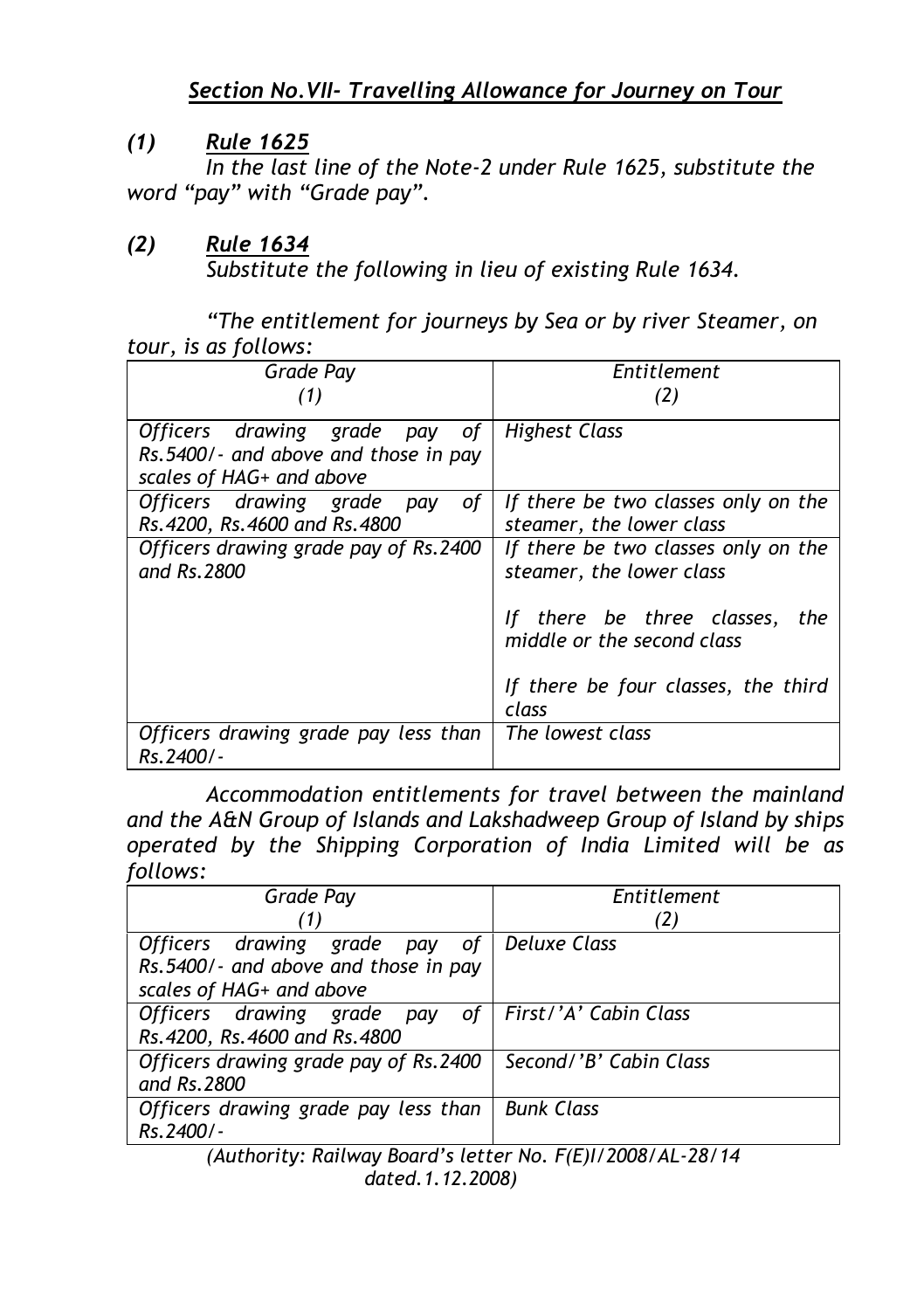## *Section No.VII- Travelling Allowance for Journey on Tour*

### *(1) Rule 1625*

*In the last line of the Note-2 under Rule 1625, substitute the word "pay" with "Grade pay".*

### *(2) Rule 1634*

*Substitute the following in lieu of existing Rule 1634.*

*"The entitlement for journeys by Sea or by river Steamer, on tour, is as follows:*

| *Grade Pay (1)* | *Entitlement (2)* |
|---|---|
| *Officers drawing grade pay of Rs.5400/- and above and those in pay scales of HAG+ and above* | *Highest Class* |
| *Officers drawing grade pay of Rs.4200, Rs.4600 and Rs.4800* | *If there be two classes only on the steamer, the lower class* |
| *Officers drawing grade pay of Rs.2400 and Rs.2800* | *If there be two classes only on the steamer, the lower class*<br><br>*If there be three classes, the middle or the second class*<br><br>*If there be four classes, the third class* |
| *Officers drawing grade pay less than Rs.2400/-* | *The lowest class* |

*Accommodation entitlements for travel between the mainland and the A&N Group of Islands and Lakshadweep Group of Island by ships operated by the Shipping Corporation of India Limited will be as follows:*

| *Grade Pay (1)* | *Entitlement (2)* |
|---|---|
| *Officers drawing grade pay of Rs.5400/- and above and those in pay scales of HAG+ and above* | *Deluxe Class* |
| *Officers drawing grade pay of Rs.4200, Rs.4600 and Rs.4800* | *First/'A' Cabin Class* |
| *Officers drawing grade pay of Rs.2400 and Rs.2800* | *Second/'B' Cabin Class* |
| *Officers drawing grade pay less than Rs.2400/-* | *Bunk Class* |

*(Authority: Railway Board's letter No. F(E)I/2008/AL-28/14 dated.1.12.2008)*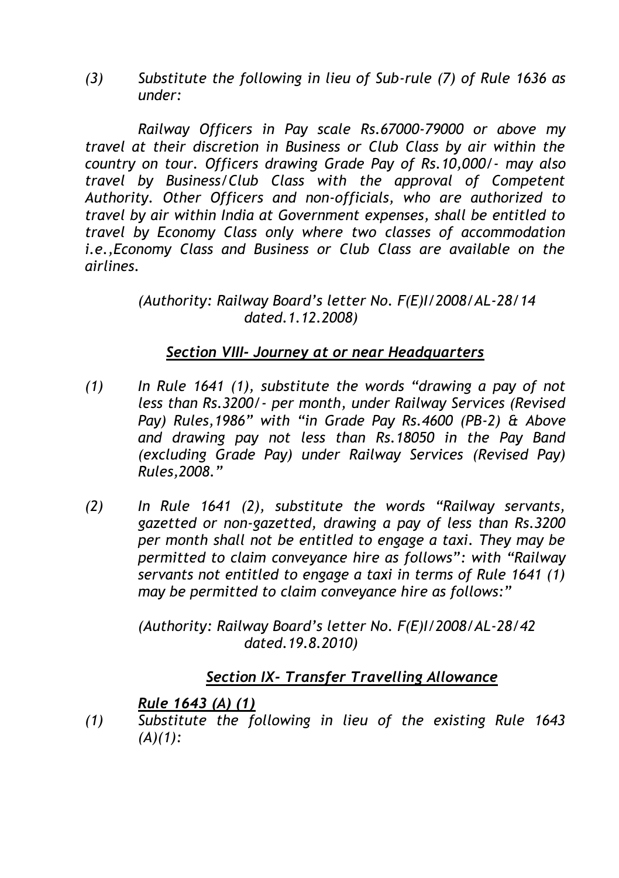*(3) Substitute the following in lieu of Sub-rule (7) of Rule 1636 as under:*

*Railway Officers in Pay scale Rs.67000-79000 or above my travel at their discretion in Business or Club Class by air within the country on tour. Officers drawing Grade Pay of Rs.10,000/- may also travel by Business/Club Class with the approval of Competent Authority. Other Officers and non-officials, who are authorized to travel by air within India at Government expenses, shall be entitled to travel by Economy Class only where two classes of accommodation i.e.,Economy Class and Business or Club Class are available on the airlines.*

*(Authority: Railway Board's letter No. F(E)I/2008/AL-28/14 dated.1.12.2008)*

## ***Section VIII- Journey at or near Headquarters***

*(1) In Rule 1641 (1), substitute the words "drawing a pay of not less than Rs.3200/- per month, under Railway Services (Revised Pay) Rules,1986" with "in Grade Pay Rs.4600 (PB-2) & Above and drawing pay not less than Rs.18050 in the Pay Band (excluding Grade Pay) under Railway Services (Revised Pay) Rules,2008."*

*(2) In Rule 1641 (2), substitute the words "Railway servants, gazetted or non-gazetted, drawing a pay of less than Rs.3200 per month shall not be entitled to engage a taxi. They may be permitted to claim conveyance hire as follows": with "Railway servants not entitled to engage a taxi in terms of Rule 1641 (1) may be permitted to claim conveyance hire as follows:"*

*(Authority: Railway Board's letter No. F(E)I/2008/AL-28/42 dated.19.8.2010)*

## ***Section IX- Transfer Travelling Allowance***

### ***Rule 1643 (A) (1)***

*(1) Substitute the following in lieu of the existing Rule 1643 (A)(1):*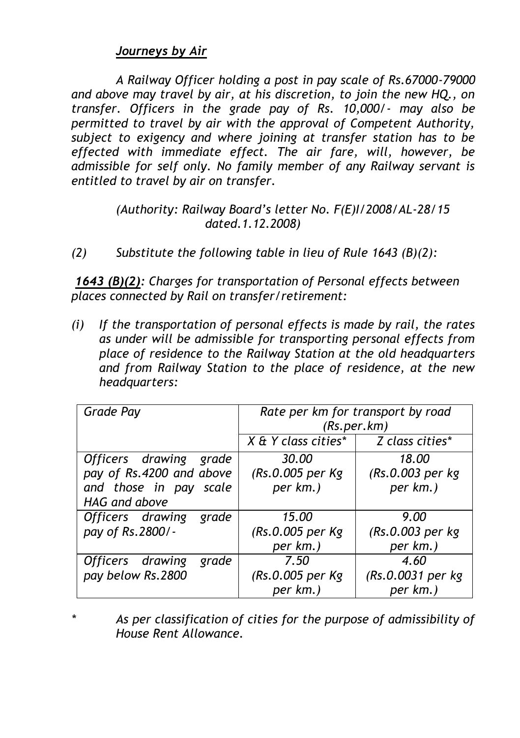***Journeys by Air***

*A Railway Officer holding a post in pay scale of Rs.67000-79000 and above may travel by air, at his discretion, to join the new HQ., on transfer. Officers in the grade pay of Rs. 10,000/- may also be permitted to travel by air with the approval of Competent Authority, subject to exigency and where joining at transfer station has to be effected with immediate effect. The air fare, will, however, be admissible for self only. No family member of any Railway servant is entitled to travel by air on transfer.*

*(Authority: Railway Board's letter No. F(E)I/2008/AL-28/15 dated.1.12.2008)*

*(2) Substitute the following table in lieu of Rule 1643 (B)(2):*

***1643 (B)(2)**: Charges for transportation of Personal effects between places connected by Rail on transfer/retirement:*

*(i) If the transportation of personal effects is made by rail, the rates as under will be admissible for transporting personal effects from place of residence to the Railway Station at the old headquarters and from Railway Station to the place of residence, at the new headquarters:*

| *Grade Pay* | *Rate per km for transport by road (Rs.per.km)* | |
|---|---|---|
| | *X & Y class cities** | *Z class cities** |
| *Officers drawing grade pay of Rs.4200 and above and those in pay scale HAG and above* | *30.00 (Rs.0.005 per Kg per km.)* | *18.00 (Rs.0.003 per kg per km.)* |
| *Officers drawing grade pay of Rs.2800/-* | *15.00 (Rs.0.005 per Kg per km.)* | *9.00 (Rs.0.003 per kg per km.)* |
| *Officers drawing grade pay below Rs.2800* | *7.50 (Rs.0.005 per Kg per km.)* | *4.60 (Rs.0.0031 per kg per km.)* |

\* *As per classification of cities for the purpose of admissibility of House Rent Allowance.*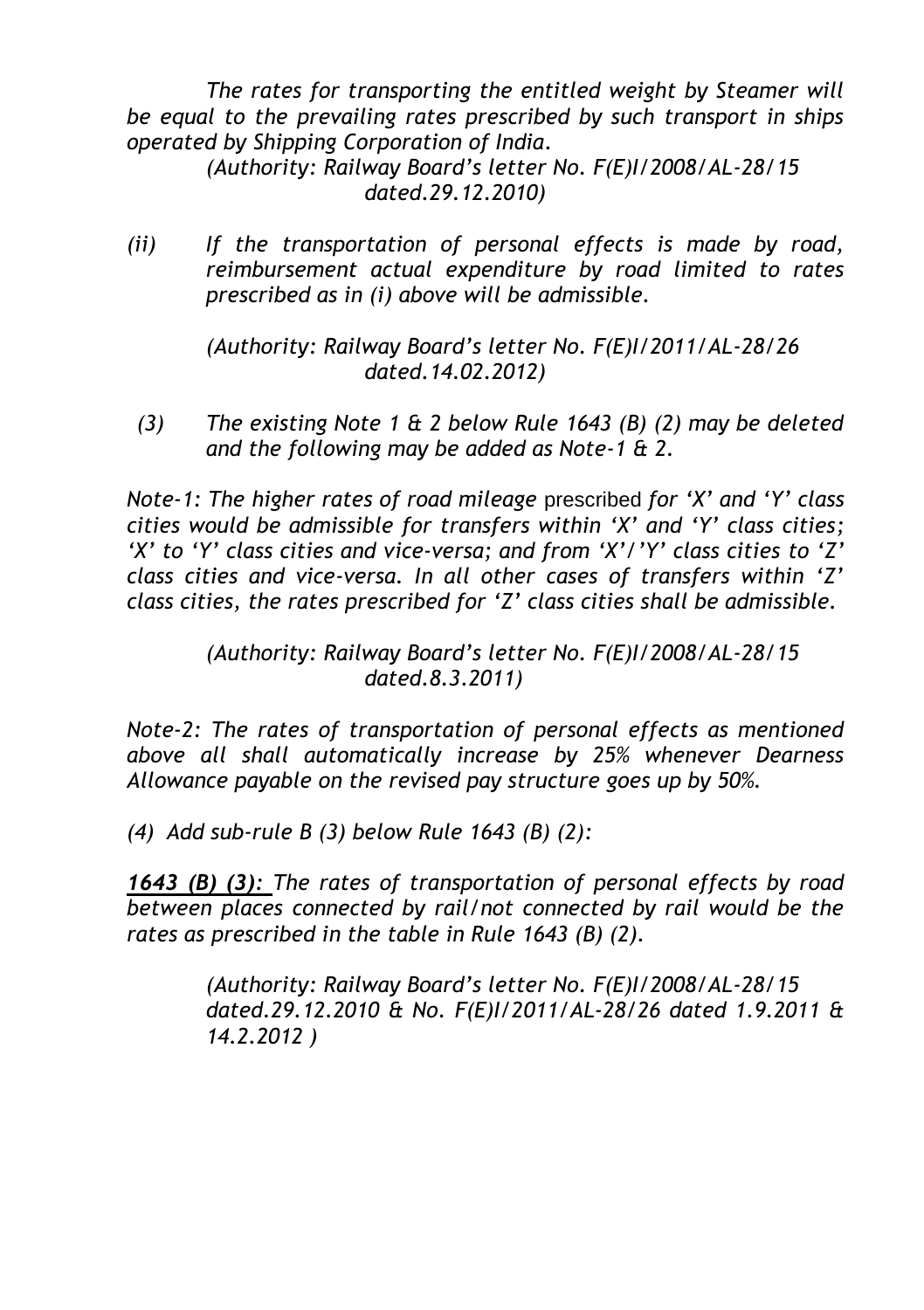*The rates for transporting the entitled weight by Steamer will be equal to the prevailing rates prescribed by such transport in ships operated by Shipping Corporation of India.*

*(Authority: Railway Board's letter No. F(E)I/2008/AL-28/15 dated.29.12.2010)*

*(ii) If the transportation of personal effects is made by road, reimbursement actual expenditure by road limited to rates prescribed as in (i) above will be admissible.*

*(Authority: Railway Board's letter No. F(E)I/2011/AL-28/26 dated.14.02.2012)*

*(3) The existing Note 1 & 2 below Rule 1643 (B) (2) may be deleted and the following may be added as Note-1 & 2.*

*Note-1: The higher rates of road mileage* prescribed *for 'X' and 'Y' class cities would be admissible for transfers within 'X' and 'Y' class cities; 'X' to 'Y' class cities and vice-versa; and from 'X'/'Y' class cities to 'Z' class cities and vice-versa. In all other cases of transfers within 'Z' class cities, the rates prescribed for 'Z' class cities shall be admissible.*

*(Authority: Railway Board's letter No. F(E)I/2008/AL-28/15 dated.8.3.2011)*

*Note-2: The rates of transportation of personal effects as mentioned above all shall automatically increase by 25% whenever Dearness Allowance payable on the revised pay structure goes up by 50%.*

*(4) Add sub-rule B (3) below Rule 1643 (B) (2):*

***<u>1643 (B) (3):</u>*** *The rates of transportation of personal effects by road between places connected by rail/not connected by rail would be the rates as prescribed in the table in Rule 1643 (B) (2).*

*(Authority: Railway Board's letter No. F(E)I/2008/AL-28/15 dated.29.12.2010 & No. F(E)I/2011/AL-28/26 dated 1.9.2011 & 14.2.2012 )*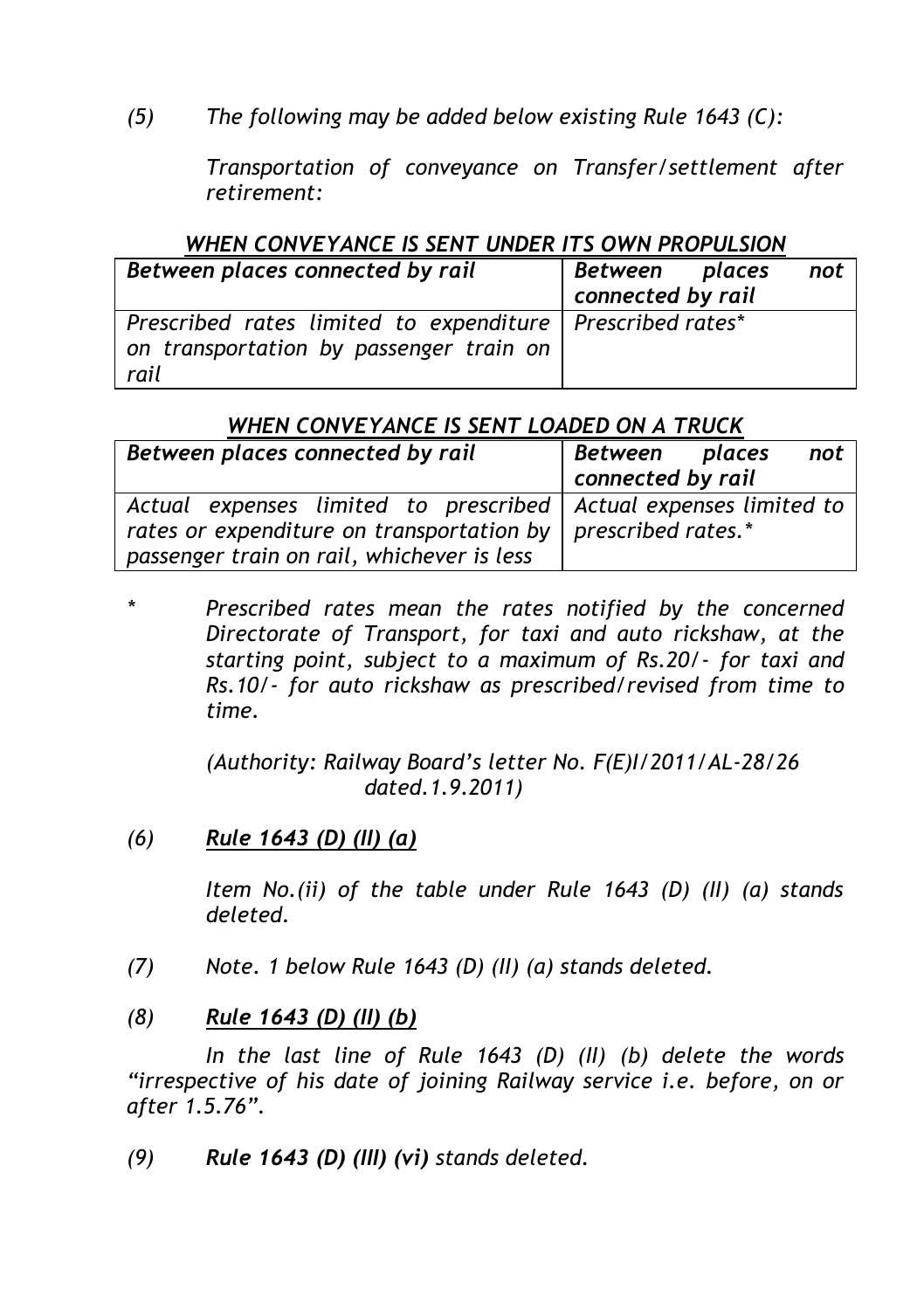*(5) The following may be added below existing Rule 1643 (C):*

*Transportation of conveyance on Transfer/settlement after retirement:*

***WHEN CONVEYANCE IS SENT UNDER ITS OWN PROPULSION***

| *Between places connected by rail* | *Between places not connected by rail* |
|---|---|
| *Prescribed rates limited to expenditure on transportation by passenger train on rail* | *Prescribed rates** |

***WHEN CONVEYANCE IS SENT LOADED ON A TRUCK***

| *Between places connected by rail* | *Between places not connected by rail* |
|---|---|
| *Actual expenses limited to prescribed rates or expenditure on transportation by passenger train on rail, whichever is less* | *Actual expenses limited to prescribed rates.** |

*\* Prescribed rates mean the rates notified by the concerned Directorate of Transport, for taxi and auto rickshaw, at the starting point, subject to a maximum of Rs.20/- for taxi and Rs.10/- for auto rickshaw as prescribed/revised from time to time.*

*(Authority: Railway Board's letter No. F(E)I/2011/AL-28/26 dated.1.9.2011)*

*(6) **<u>Rule 1643 (D) (II) (a)</u>***

*Item No.(ii) of the table under Rule 1643 (D) (II) (a) stands deleted.*

*(7) Note. 1 below Rule 1643 (D) (II) (a) stands deleted.*

*(8) **<u>Rule 1643 (D) (II) (b)</u>***

*In the last line of Rule 1643 (D) (II) (b) delete the words "irrespective of his date of joining Railway service i.e. before, on or after 1.5.76".*

*(9) **Rule 1643 (D) (III) (vi)** stands deleted.*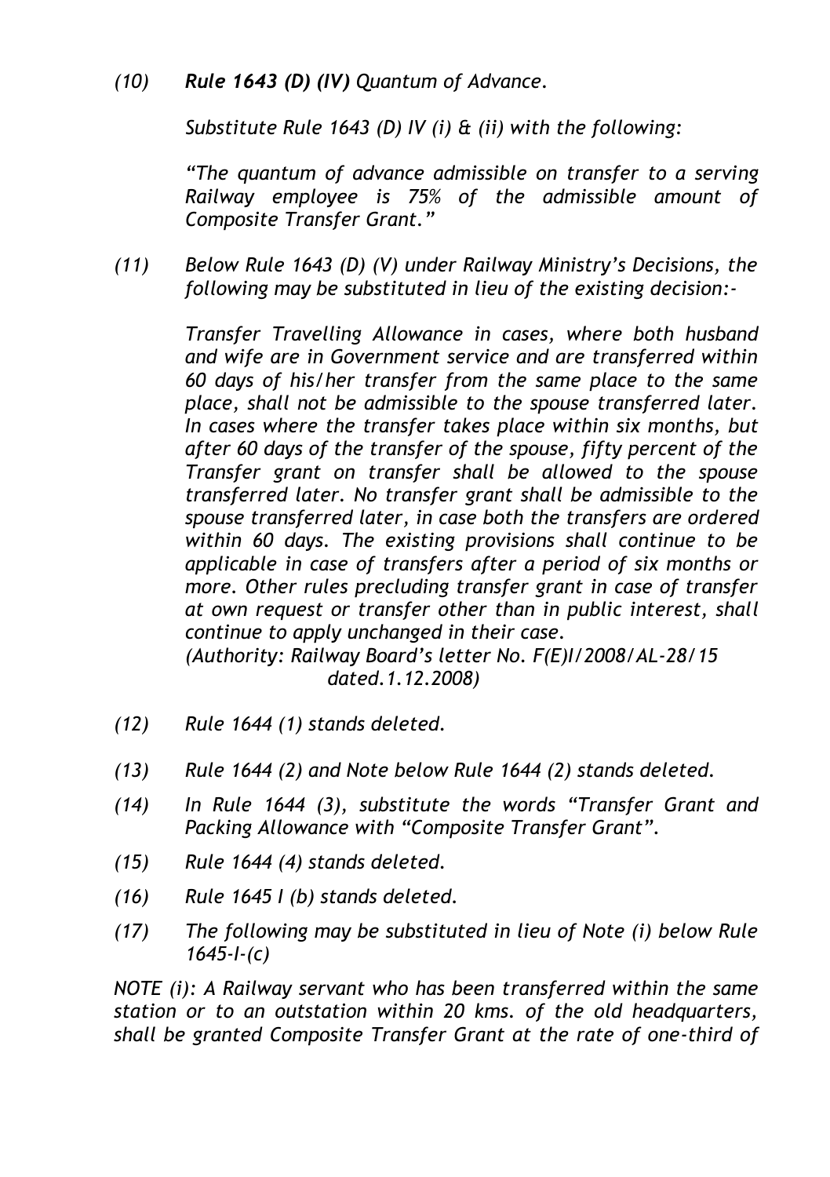*(10)* ***Rule 1643 (D) (IV)*** *Quantum of Advance.*

*Substitute Rule 1643 (D) IV (i) & (ii) with the following:*

*"The quantum of advance admissible on transfer to a serving Railway employee is 75% of the admissible amount of Composite Transfer Grant."*

*(11) Below Rule 1643 (D) (V) under Railway Ministry's Decisions, the following may be substituted in lieu of the existing decision:-*

*Transfer Travelling Allowance in cases, where both husband and wife are in Government service and are transferred within 60 days of his/her transfer from the same place to the same place, shall not be admissible to the spouse transferred later. In cases where the transfer takes place within six months, but after 60 days of the transfer of the spouse, fifty percent of the Transfer grant on transfer shall be allowed to the spouse transferred later. No transfer grant shall be admissible to the spouse transferred later, in case both the transfers are ordered within 60 days. The existing provisions shall continue to be applicable in case of transfers after a period of six months or more. Other rules precluding transfer grant in case of transfer at own request or transfer other than in public interest, shall continue to apply unchanged in their case.*
*(Authority: Railway Board's letter No. F(E)I/2008/AL-28/15 dated.1.12.2008)*

*(12) Rule 1644 (1) stands deleted.*

*(13) Rule 1644 (2) and Note below Rule 1644 (2) stands deleted.*

*(14) In Rule 1644 (3), substitute the words "Transfer Grant and Packing Allowance with "Composite Transfer Grant".*

*(15) Rule 1644 (4) stands deleted.*

*(16) Rule 1645 I (b) stands deleted.*

*(17) The following may be substituted in lieu of Note (i) below Rule 1645-I-(c)*

*NOTE (i): A Railway servant who has been transferred within the same station or to an outstation within 20 kms. of the old headquarters, shall be granted Composite Transfer Grant at the rate of one-third of*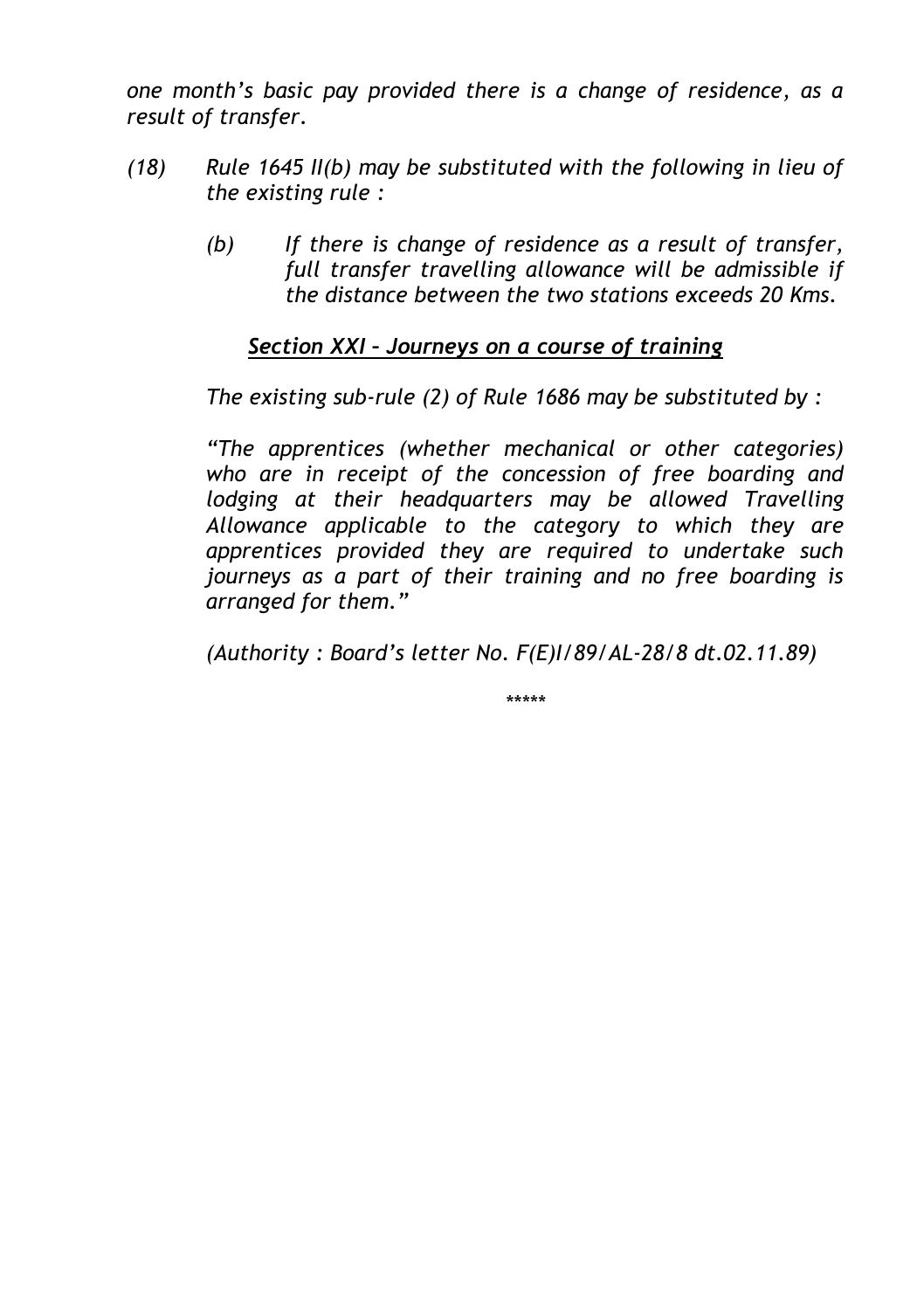*one month's basic pay provided there is a change of residence, as a result of transfer.*

*(18) Rule 1645 II(b) may be substituted with the following in lieu of the existing rule :*

> *(b) If there is change of residence as a result of transfer, full transfer travelling allowance will be admissible if the distance between the two stations exceeds 20 Kms.*

***Section XXI – Journeys on a course of training***

*The existing sub-rule (2) of Rule 1686 may be substituted by :*

*"The apprentices (whether mechanical or other categories) who are in receipt of the concession of free boarding and lodging at their headquarters may be allowed Travelling Allowance applicable to the category to which they are apprentices provided they are required to undertake such journeys as a part of their training and no free boarding is arranged for them."*

*(Authority : Board's letter No. F(E)I/89/AL-28/8 dt.02.11.89)*

*****